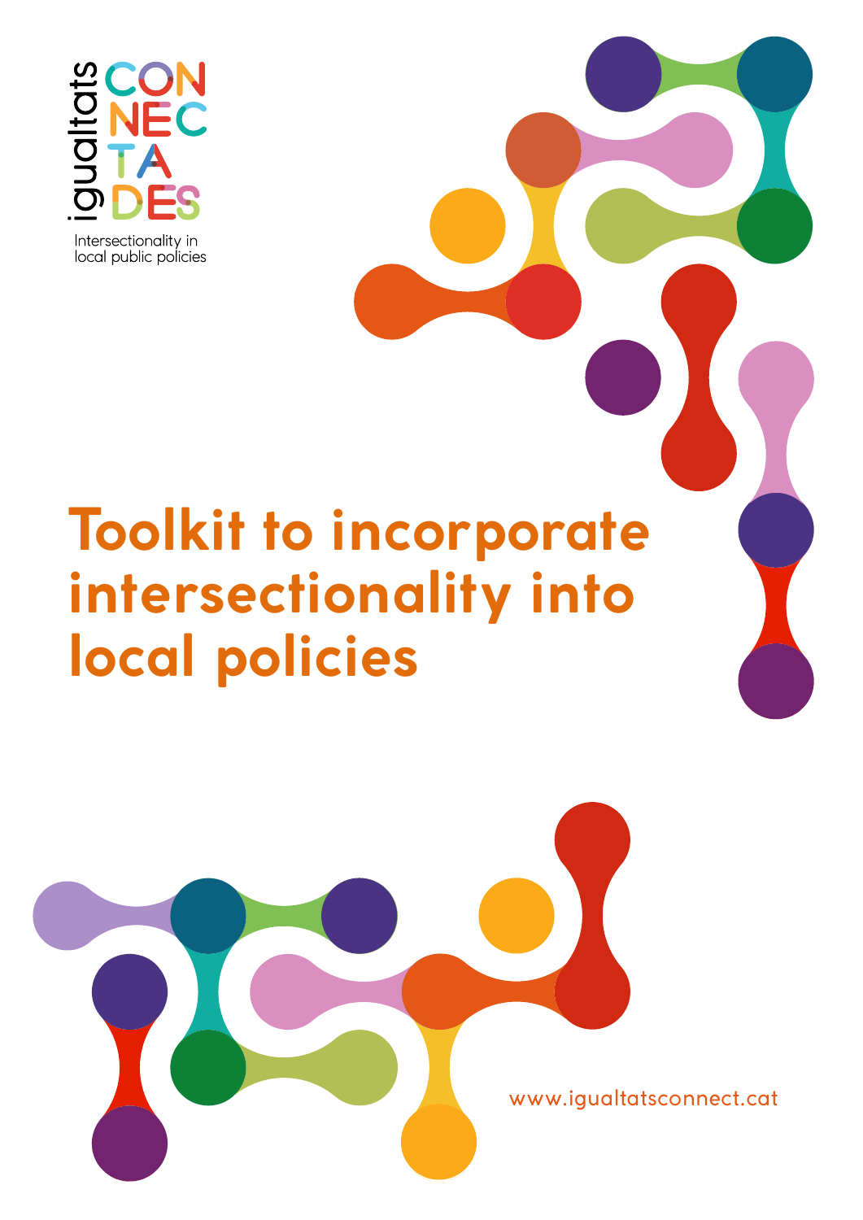igualtats CONNECTADES

Intersectionality in local public policies

# Toolkit to incorporate intersectionality into local policies

www.igualtatsconnect.cat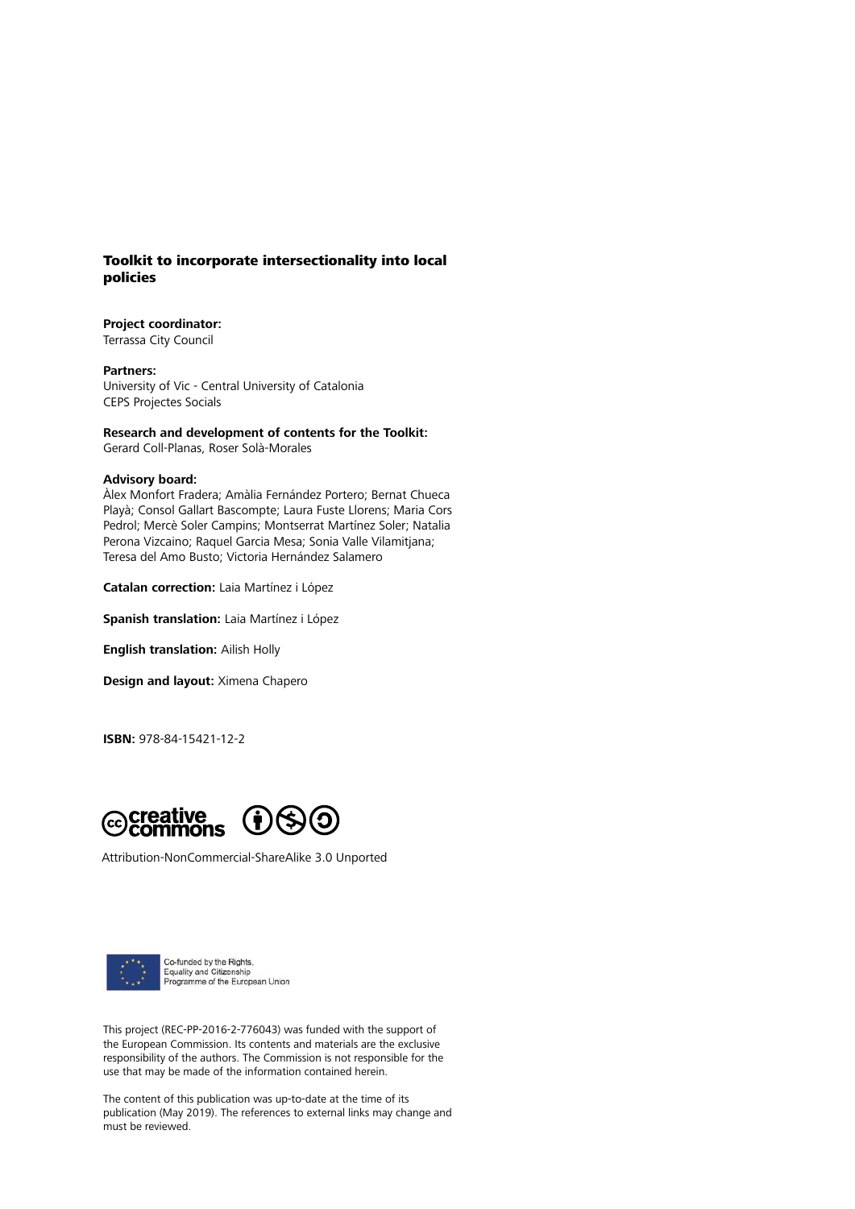**Toolkit to incorporate intersectionality into local policies**

**Project coordinator:**
Terrassa City Council

**Partners:**
University of Vic - Central University of Catalonia
CEPS Projectes Socials

**Research and development of contents for the Toolkit:**
Gerard Coll-Planas, Roser Solà-Morales

**Advisory board:**
Àlex Monfort Fradera; Amàlia Fernández Portero; Bernat Chueca Playà; Consol Gallart Bascompte; Laura Fuste Llorens; Maria Cors Pedrol; Mercè Soler Campins; Montserrat Martínez Soler; Natalia Perona Vizcaino; Raquel Garcia Mesa; Sonia Valle Vilamitjana; Teresa del Amo Busto; Victoria Hernández Salamero

**Catalan correction:** Laia Martínez i López

**Spanish translation:** Laia Martínez i López

**English translation:** Ailish Holly

**Design and layout:** Ximena Chapero

**ISBN:** 978-84-15421-12-2

creative commons

Attribution-NonCommercial-ShareAlike 3.0 Unported

Co-funded by the Rights, Equality and Citizenship Programme of the European Union

This project (REC-PP-2016-2-776043) was funded with the support of the European Commission. Its contents and materials are the exclusive responsibility of the authors. The Commission is not responsible for the use that may be made of the information contained herein.

The content of this publication was up-to-date at the time of its publication (May 2019). The references to external links may change and must be reviewed.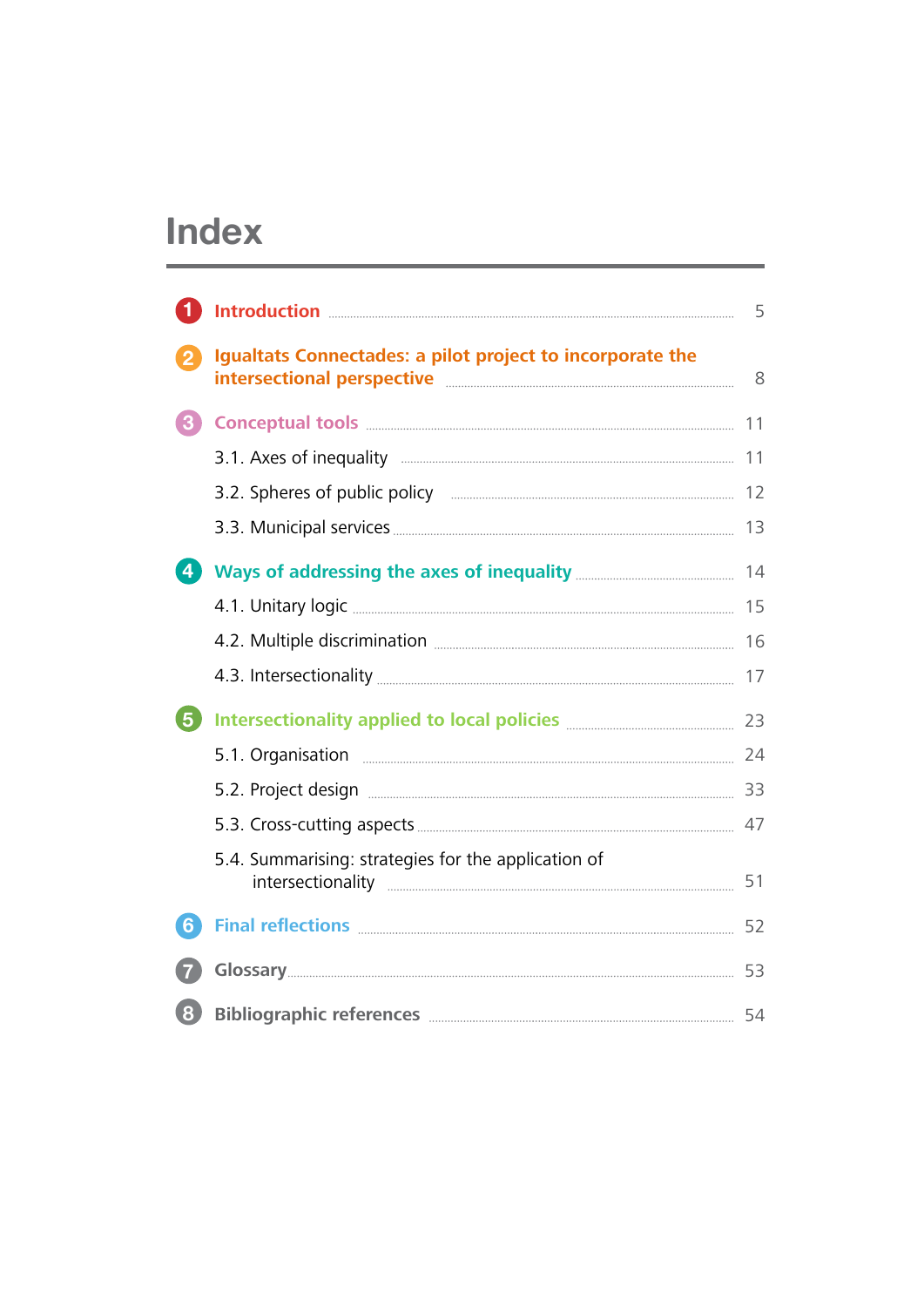# Index

1. **Introduction** ... 5
2. **Igualtats Connectades: a pilot project to incorporate the intersectional perspective** ... 8
3. **Conceptual tools** ... 11
   - 3.1. Axes of inequality ... 11
   - 3.2. Spheres of public policy ... 12
   - 3.3. Municipal services ... 13
4. **Ways of addressing the axes of inequality** ... 14
   - 4.1. Unitary logic ... 15
   - 4.2. Multiple discrimination ... 16
   - 4.3. Intersectionality ... 17
5. **Intersectionality applied to local policies** ... 23
   - 5.1. Organisation ... 24
   - 5.2. Project design ... 33
   - 5.3. Cross-cutting aspects ... 47
   - 5.4. Summarising: strategies for the application of intersectionality ... 51
6. **Final reflections** ... 52
7. **Glossary** ... 53
8. **Bibliographic references** ... 54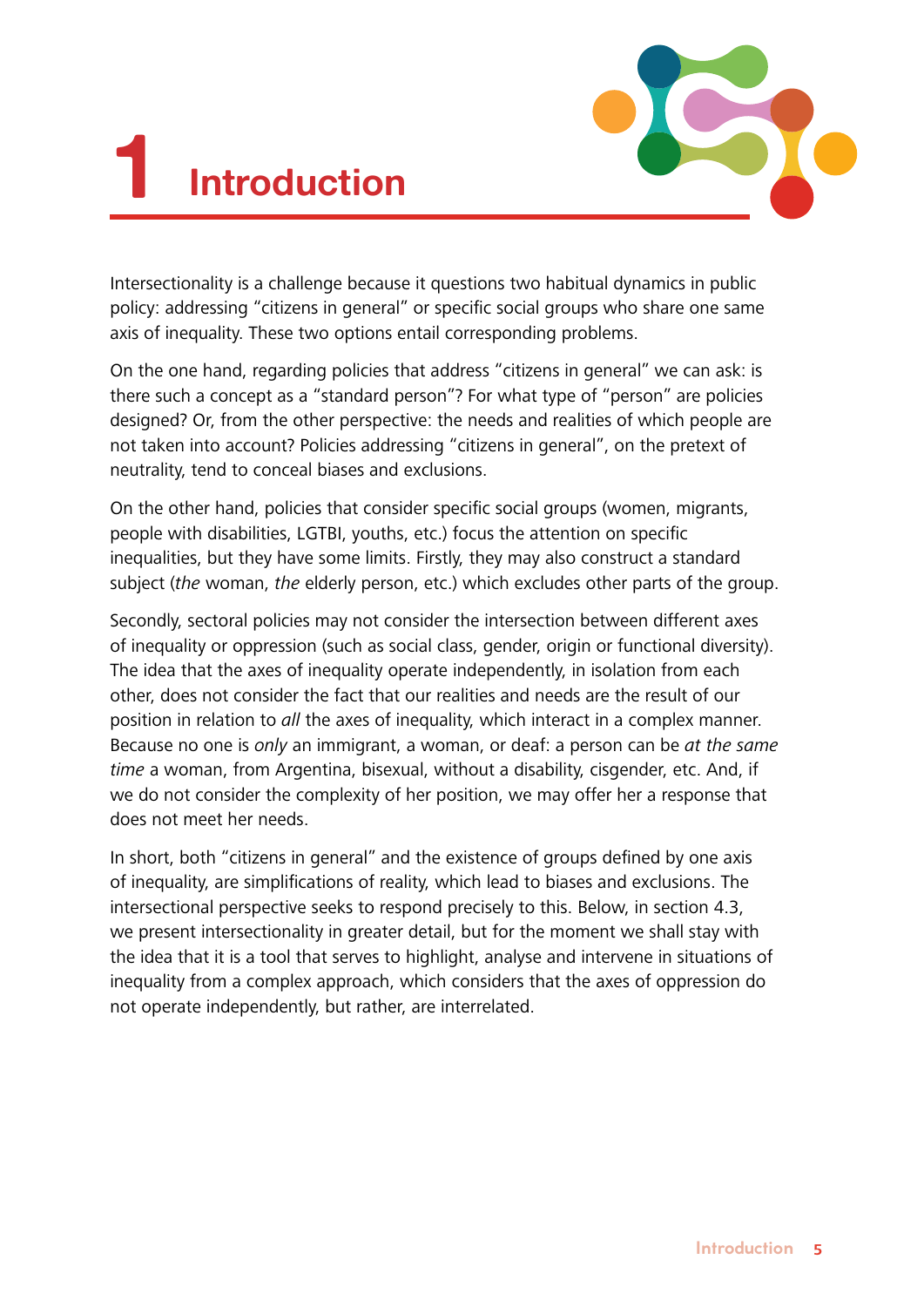# 1 Introduction

Intersectionality is a challenge because it questions two habitual dynamics in public policy: addressing "citizens in general" or specific social groups who share one same axis of inequality. These two options entail corresponding problems.

On the one hand, regarding policies that address "citizens in general" we can ask: is there such a concept as a "standard person"? For what type of "person" are policies designed? Or, from the other perspective: the needs and realities of which people are not taken into account? Policies addressing "citizens in general", on the pretext of neutrality, tend to conceal biases and exclusions.

On the other hand, policies that consider specific social groups (women, migrants, people with disabilities, LGTBI, youths, etc.) focus the attention on specific inequalities, but they have some limits. Firstly, they may also construct a standard subject (*the* woman, *the* elderly person, etc.) which excludes other parts of the group.

Secondly, sectoral policies may not consider the intersection between different axes of inequality or oppression (such as social class, gender, origin or functional diversity). The idea that the axes of inequality operate independently, in isolation from each other, does not consider the fact that our realities and needs are the result of our position in relation to *all* the axes of inequality, which interact in a complex manner. Because no one is *only* an immigrant, a woman, or deaf: a person can be *at the same time* a woman, from Argentina, bisexual, without a disability, cisgender, etc. And, if we do not consider the complexity of her position, we may offer her a response that does not meet her needs.

In short, both "citizens in general" and the existence of groups defined by one axis of inequality, are simplifications of reality, which lead to biases and exclusions. The intersectional perspective seeks to respond precisely to this. Below, in section 4.3, we present intersectionality in greater detail, but for the moment we shall stay with the idea that it is a tool that serves to highlight, analyse and intervene in situations of inequality from a complex approach, which considers that the axes of oppression do not operate independently, but rather, are interrelated.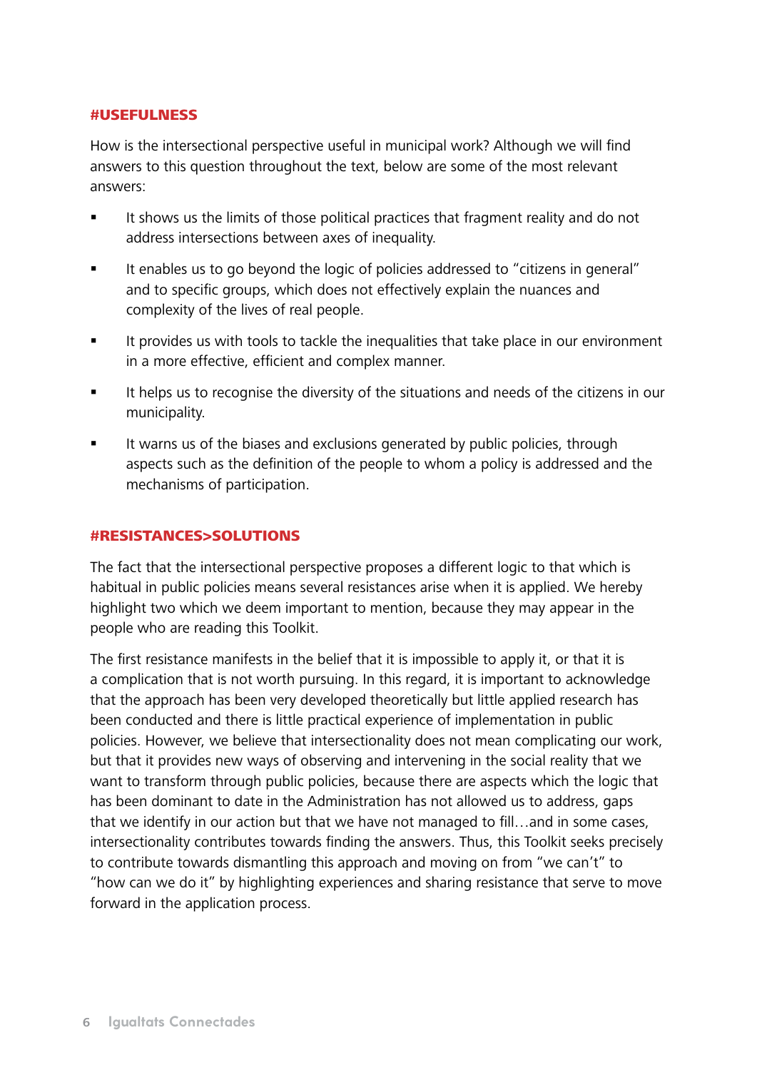#### #USEFULNESS

How is the intersectional perspective useful in municipal work? Although we will find answers to this question throughout the text, below are some of the most relevant answers:

- It shows us the limits of those political practices that fragment reality and do not address intersections between axes of inequality.
- It enables us to go beyond the logic of policies addressed to "citizens in general" and to specific groups, which does not effectively explain the nuances and complexity of the lives of real people.
- It provides us with tools to tackle the inequalities that take place in our environment in a more effective, efficient and complex manner.
- It helps us to recognise the diversity of the situations and needs of the citizens in our municipality.
- It warns us of the biases and exclusions generated by public policies, through aspects such as the definition of the people to whom a policy is addressed and the mechanisms of participation.

#### #RESISTANCES>SOLUTIONS

The fact that the intersectional perspective proposes a different logic to that which is habitual in public policies means several resistances arise when it is applied. We hereby highlight two which we deem important to mention, because they may appear in the people who are reading this Toolkit.

The first resistance manifests in the belief that it is impossible to apply it, or that it is a complication that is not worth pursuing. In this regard, it is important to acknowledge that the approach has been very developed theoretically but little applied research has been conducted and there is little practical experience of implementation in public policies. However, we believe that intersectionality does not mean complicating our work, but that it provides new ways of observing and intervening in the social reality that we want to transform through public policies, because there are aspects which the logic that has been dominant to date in the Administration has not allowed us to address, gaps that we identify in our action but that we have not managed to fill…and in some cases, intersectionality contributes towards finding the answers. Thus, this Toolkit seeks precisely to contribute towards dismantling this approach and moving on from "we can't" to "how can we do it" by highlighting experiences and sharing resistance that serve to move forward in the application process.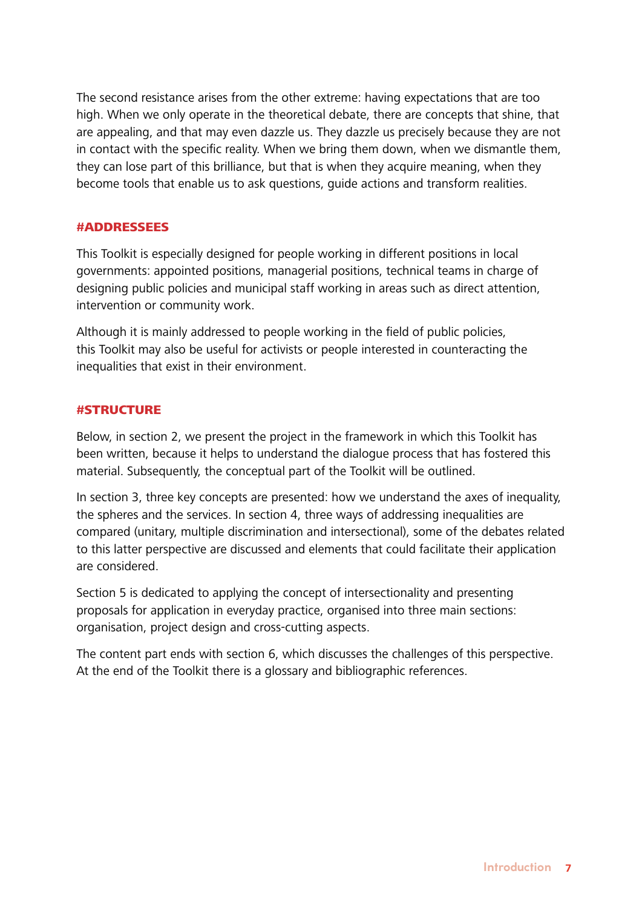The second resistance arises from the other extreme: having expectations that are too high. When we only operate in the theoretical debate, there are concepts that shine, that are appealing, and that may even dazzle us. They dazzle us precisely because they are not in contact with the specific reality. When we bring them down, when we dismantle them, they can lose part of this brilliance, but that is when they acquire meaning, when they become tools that enable us to ask questions, guide actions and transform realities.

## #ADDRESSEES

This Toolkit is especially designed for people working in different positions in local governments: appointed positions, managerial positions, technical teams in charge of designing public policies and municipal staff working in areas such as direct attention, intervention or community work.

Although it is mainly addressed to people working in the field of public policies, this Toolkit may also be useful for activists or people interested in counteracting the inequalities that exist in their environment.

## #STRUCTURE

Below, in section 2, we present the project in the framework in which this Toolkit has been written, because it helps to understand the dialogue process that has fostered this material. Subsequently, the conceptual part of the Toolkit will be outlined.

In section 3, three key concepts are presented: how we understand the axes of inequality, the spheres and the services. In section 4, three ways of addressing inequalities are compared (unitary, multiple discrimination and intersectional), some of the debates related to this latter perspective are discussed and elements that could facilitate their application are considered.

Section 5 is dedicated to applying the concept of intersectionality and presenting proposals for application in everyday practice, organised into three main sections: organisation, project design and cross-cutting aspects.

The content part ends with section 6, which discusses the challenges of this perspective. At the end of the Toolkit there is a glossary and bibliographic references.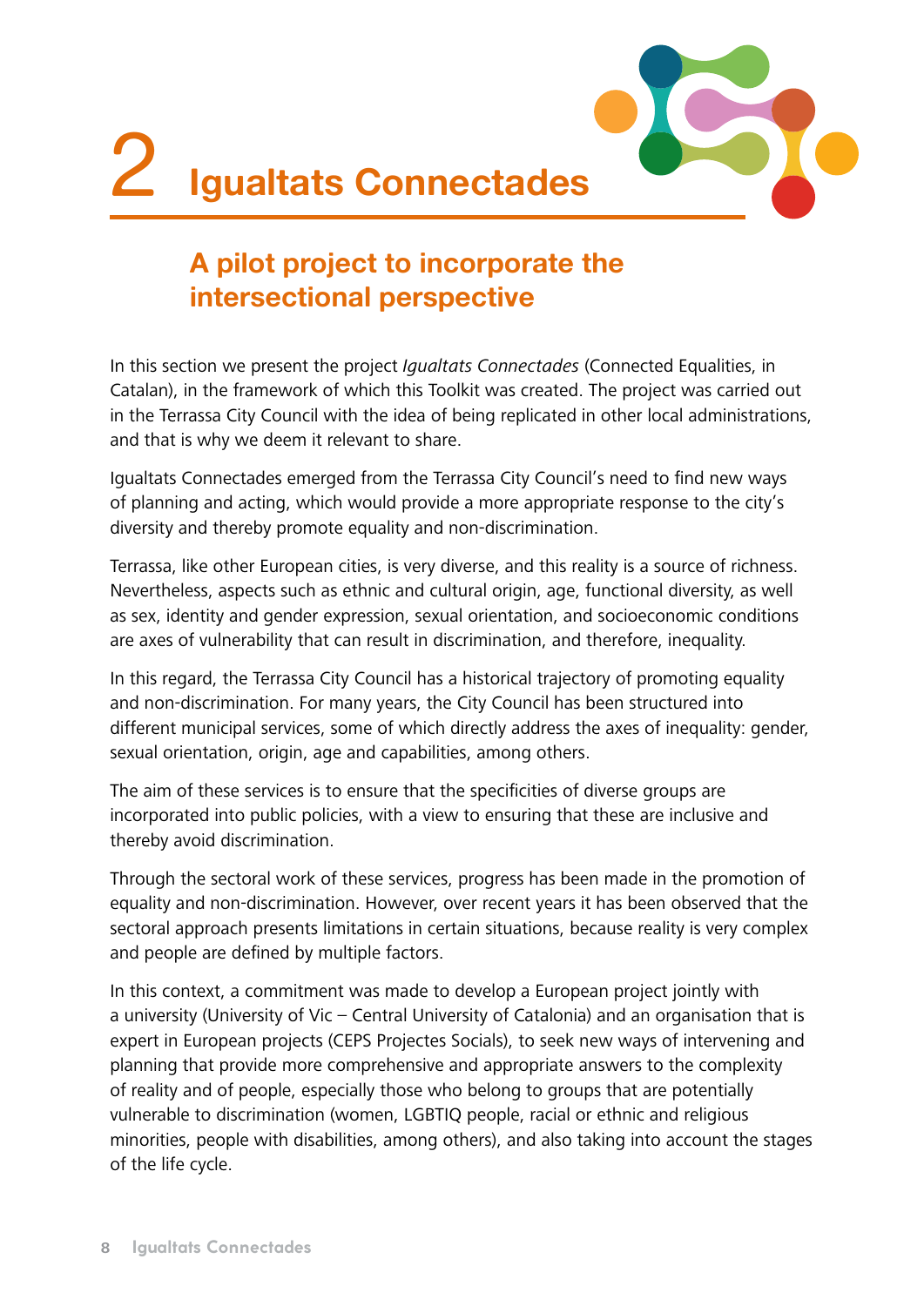# 2 Igualtats Connectades

## A pilot project to incorporate the intersectional perspective

In this section we present the project *Igualtats Connectades* (Connected Equalities, in Catalan), in the framework of which this Toolkit was created. The project was carried out in the Terrassa City Council with the idea of being replicated in other local administrations, and that is why we deem it relevant to share.

Igualtats Connectades emerged from the Terrassa City Council's need to find new ways of planning and acting, which would provide a more appropriate response to the city's diversity and thereby promote equality and non-discrimination.

Terrassa, like other European cities, is very diverse, and this reality is a source of richness. Nevertheless, aspects such as ethnic and cultural origin, age, functional diversity, as well as sex, identity and gender expression, sexual orientation, and socioeconomic conditions are axes of vulnerability that can result in discrimination, and therefore, inequality.

In this regard, the Terrassa City Council has a historical trajectory of promoting equality and non-discrimination. For many years, the City Council has been structured into different municipal services, some of which directly address the axes of inequality: gender, sexual orientation, origin, age and capabilities, among others.

The aim of these services is to ensure that the specificities of diverse groups are incorporated into public policies, with a view to ensuring that these are inclusive and thereby avoid discrimination.

Through the sectoral work of these services, progress has been made in the promotion of equality and non-discrimination. However, over recent years it has been observed that the sectoral approach presents limitations in certain situations, because reality is very complex and people are defined by multiple factors.

In this context, a commitment was made to develop a European project jointly with a university (University of Vic – Central University of Catalonia) and an organisation that is expert in European projects (CEPS Projectes Socials), to seek new ways of intervening and planning that provide more comprehensive and appropriate answers to the complexity of reality and of people, especially those who belong to groups that are potentially vulnerable to discrimination (women, LGBTIQ people, racial or ethnic and religious minorities, people with disabilities, among others), and also taking into account the stages of the life cycle.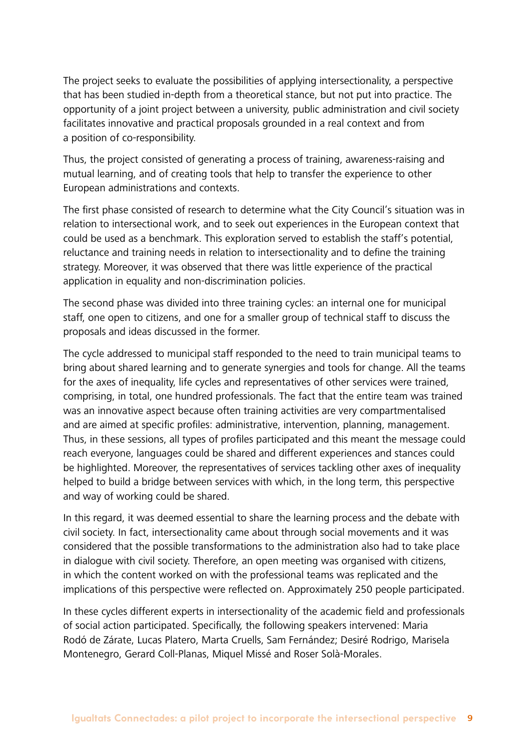The project seeks to evaluate the possibilities of applying intersectionality, a perspective that has been studied in-depth from a theoretical stance, but not put into practice. The opportunity of a joint project between a university, public administration and civil society facilitates innovative and practical proposals grounded in a real context and from a position of co-responsibility.

Thus, the project consisted of generating a process of training, awareness-raising and mutual learning, and of creating tools that help to transfer the experience to other European administrations and contexts.

The first phase consisted of research to determine what the City Council's situation was in relation to intersectional work, and to seek out experiences in the European context that could be used as a benchmark. This exploration served to establish the staff's potential, reluctance and training needs in relation to intersectionality and to define the training strategy. Moreover, it was observed that there was little experience of the practical application in equality and non-discrimination policies.

The second phase was divided into three training cycles: an internal one for municipal staff, one open to citizens, and one for a smaller group of technical staff to discuss the proposals and ideas discussed in the former.

The cycle addressed to municipal staff responded to the need to train municipal teams to bring about shared learning and to generate synergies and tools for change. All the teams for the axes of inequality, life cycles and representatives of other services were trained, comprising, in total, one hundred professionals. The fact that the entire team was trained was an innovative aspect because often training activities are very compartmentalised and are aimed at specific profiles: administrative, intervention, planning, management. Thus, in these sessions, all types of profiles participated and this meant the message could reach everyone, languages could be shared and different experiences and stances could be highlighted. Moreover, the representatives of services tackling other axes of inequality helped to build a bridge between services with which, in the long term, this perspective and way of working could be shared.

In this regard, it was deemed essential to share the learning process and the debate with civil society. In fact, intersectionality came about through social movements and it was considered that the possible transformations to the administration also had to take place in dialogue with civil society. Therefore, an open meeting was organised with citizens, in which the content worked on with the professional teams was replicated and the implications of this perspective were reflected on. Approximately 250 people participated.

In these cycles different experts in intersectionality of the academic field and professionals of social action participated. Specifically, the following speakers intervened: Maria Rodó de Zárate, Lucas Platero, Marta Cruells, Sam Fernández; Desiré Rodrigo, Marisela Montenegro, Gerard Coll-Planas, Miquel Missé and Roser Solà-Morales.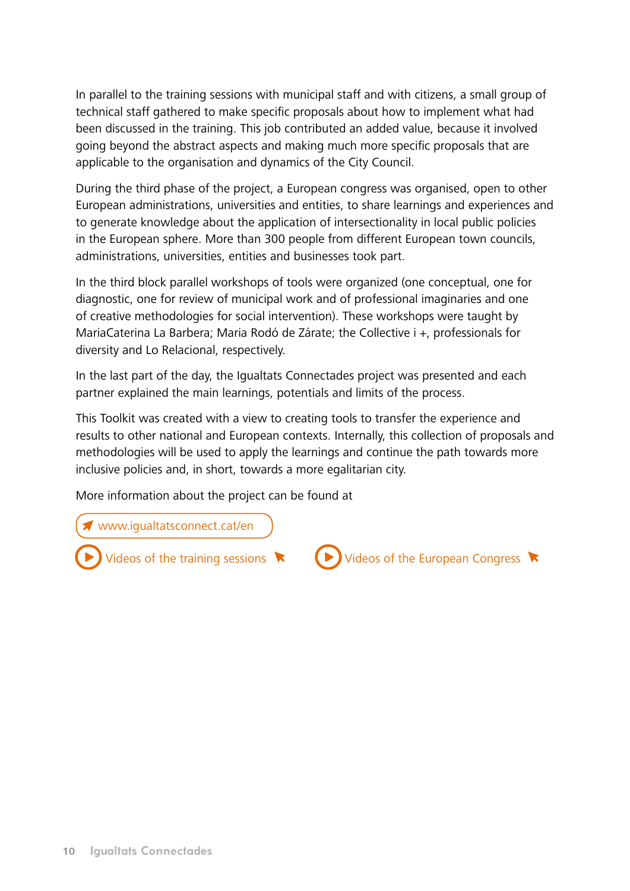In parallel to the training sessions with municipal staff and with citizens, a small group of technical staff gathered to make specific proposals about how to implement what had been discussed in the training. This job contributed an added value, because it involved going beyond the abstract aspects and making much more specific proposals that are applicable to the organisation and dynamics of the City Council.

During the third phase of the project, a European congress was organised, open to other European administrations, universities and entities, to share learnings and experiences and to generate knowledge about the application of intersectionality in local public policies in the European sphere. More than 300 people from different European town councils, administrations, universities, entities and businesses took part.

In the third block parallel workshops of tools were organized (one conceptual, one for diagnostic, one for review of municipal work and of professional imaginaries and one of creative methodologies for social intervention). These workshops were taught by MariaCaterina La Barbera; Maria Rodó de Zárate; the Collective i +, professionals for diversity and Lo Relacional, respectively.

In the last part of the day, the Igualtats Connectades project was presented and each partner explained the main learnings, potentials and limits of the process.

This Toolkit was created with a view to creating tools to transfer the experience and results to other national and European contexts. Internally, this collection of proposals and methodologies will be used to apply the learnings and continue the path towards more inclusive policies and, in short, towards a more egalitarian city.

More information about the project can be found at

www.igualtatsconnect.cat/en

Videos of the training sessions

Videos of the European Congress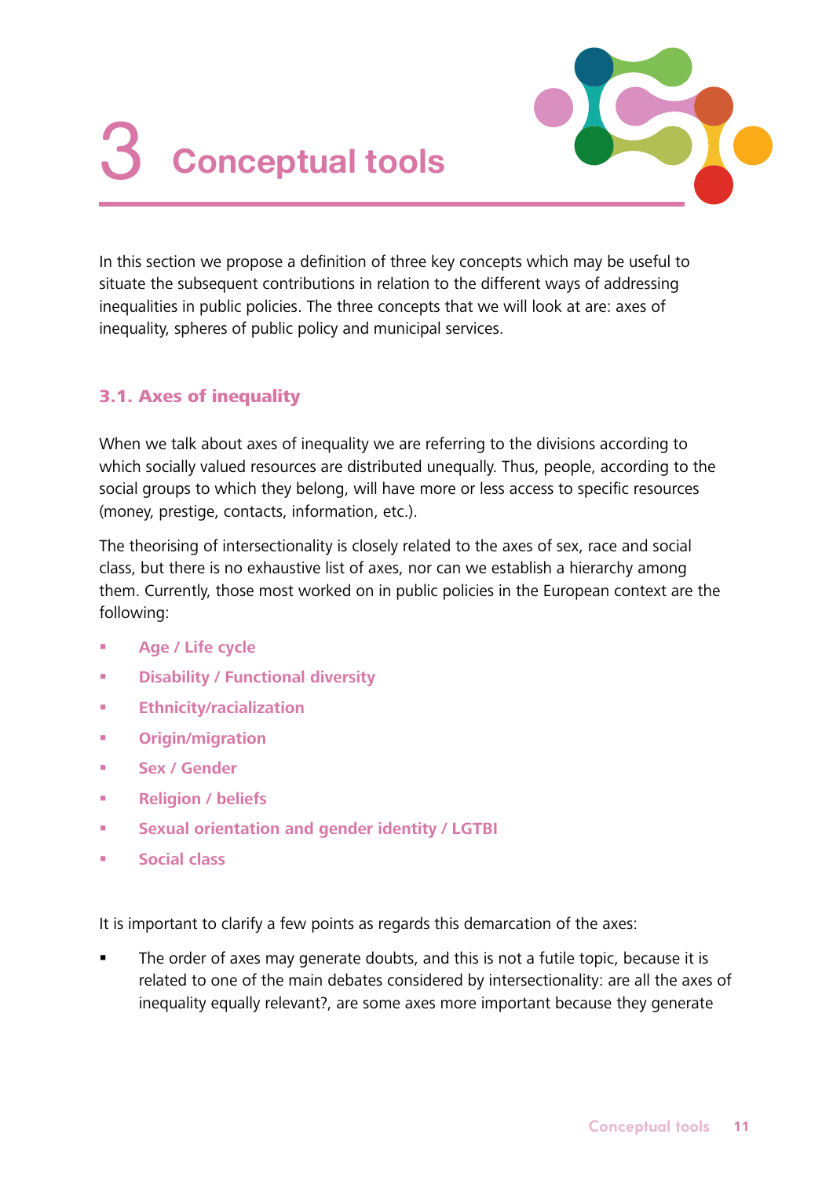# 3 Conceptual tools

In this section we propose a definition of three key concepts which may be useful to situate the subsequent contributions in relation to the different ways of addressing inequalities in public policies. The three concepts that we will look at are: axes of inequality, spheres of public policy and municipal services.

## 3.1. Axes of inequality

When we talk about axes of inequality we are referring to the divisions according to which socially valued resources are distributed unequally. Thus, people, according to the social groups to which they belong, will have more or less access to specific resources (money, prestige, contacts, information, etc.).

The theorising of intersectionality is closely related to the axes of sex, race and social class, but there is no exhaustive list of axes, nor can we establish a hierarchy among them. Currently, those most worked on in public policies in the European context are the following:

- **Age / Life cycle**
- **Disability / Functional diversity**
- **Ethnicity/racialization**
- **Origin/migration**
- **Sex / Gender**
- **Religion / beliefs**
- **Sexual orientation and gender identity / LGTBI**
- **Social class**

It is important to clarify a few points as regards this demarcation of the axes:

- The order of axes may generate doubts, and this is not a futile topic, because it is related to one of the main debates considered by intersectionality: are all the axes of inequality equally relevant?, are some axes more important because they generate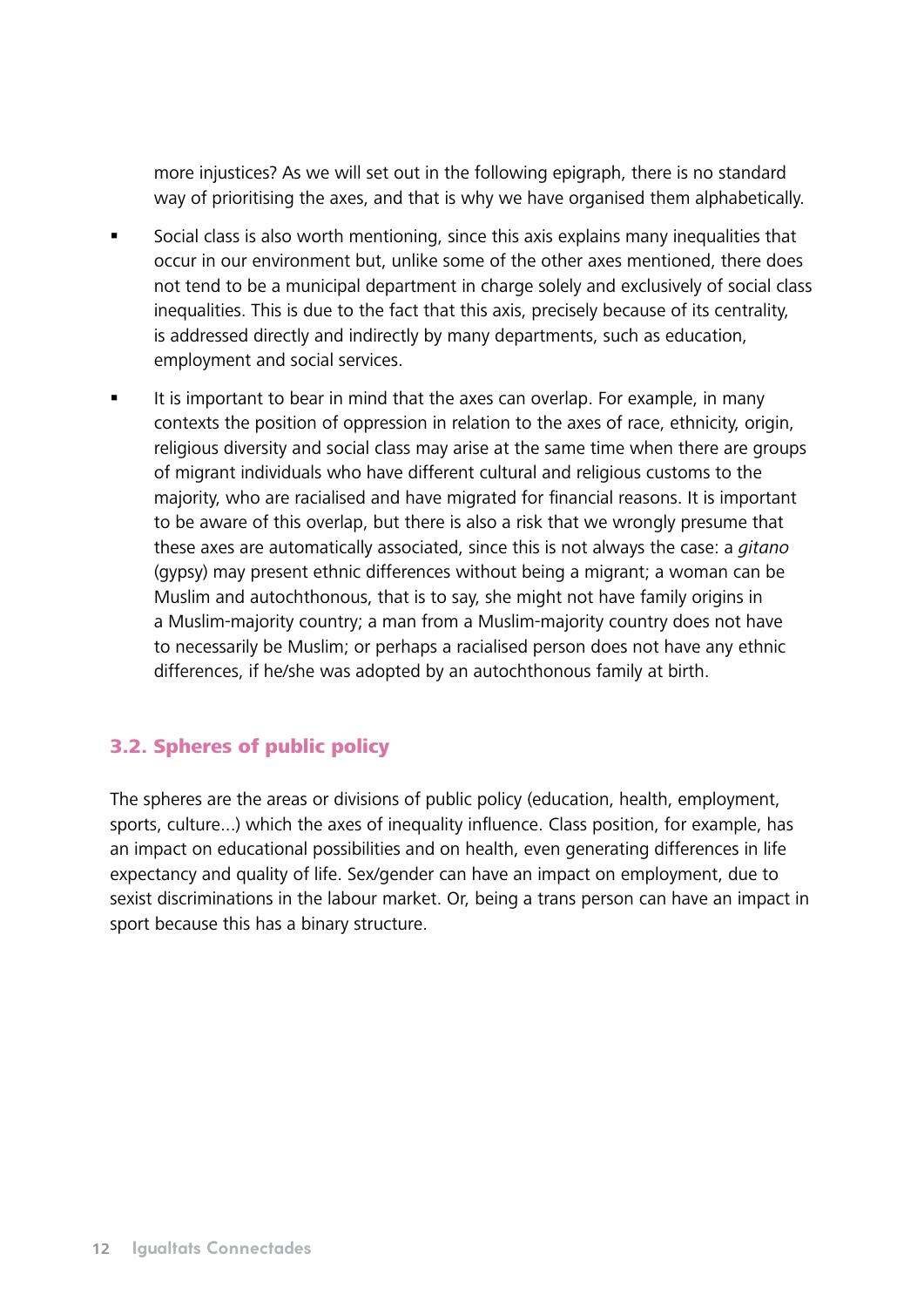more injustices? As we will set out in the following epigraph, there is no standard way of prioritising the axes, and that is why we have organised them alphabetically.

- Social class is also worth mentioning, since this axis explains many inequalities that occur in our environment but, unlike some of the other axes mentioned, there does not tend to be a municipal department in charge solely and exclusively of social class inequalities. This is due to the fact that this axis, precisely because of its centrality, is addressed directly and indirectly by many departments, such as education, employment and social services.
- It is important to bear in mind that the axes can overlap. For example, in many contexts the position of oppression in relation to the axes of race, ethnicity, origin, religious diversity and social class may arise at the same time when there are groups of migrant individuals who have different cultural and religious customs to the majority, who are racialised and have migrated for financial reasons. It is important to be aware of this overlap, but there is also a risk that we wrongly presume that these axes are automatically associated, since this is not always the case: a *gitano* (gypsy) may present ethnic differences without being a migrant; a woman can be Muslim and autochthonous, that is to say, she might not have family origins in a Muslim-majority country; a man from a Muslim-majority country does not have to necessarily be Muslim; or perhaps a racialised person does not have any ethnic differences, if he/she was adopted by an autochthonous family at birth.

## 3.2. Spheres of public policy

The spheres are the areas or divisions of public policy (education, health, employment, sports, culture...) which the axes of inequality influence. Class position, for example, has an impact on educational possibilities and on health, even generating differences in life expectancy and quality of life. Sex/gender can have an impact on employment, due to sexist discriminations in the labour market. Or, being a trans person can have an impact in sport because this has a binary structure.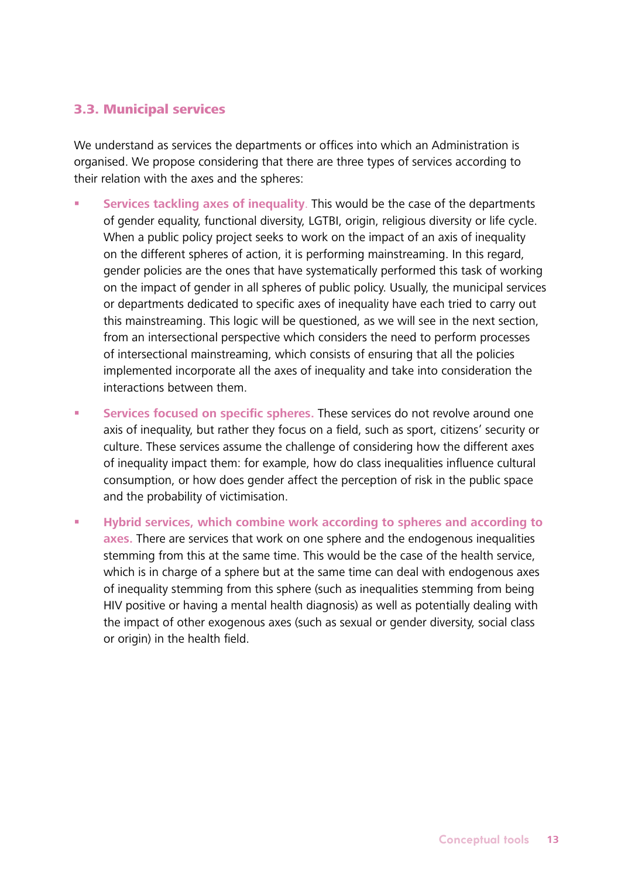### 3.3. Municipal services

We understand as services the departments or offices into which an Administration is organised. We propose considering that there are three types of services according to their relation with the axes and the spheres:

- **Services tackling axes of inequality**. This would be the case of the departments of gender equality, functional diversity, LGTBI, origin, religious diversity or life cycle. When a public policy project seeks to work on the impact of an axis of inequality on the different spheres of action, it is performing mainstreaming. In this regard, gender policies are the ones that have systematically performed this task of working on the impact of gender in all spheres of public policy. Usually, the municipal services or departments dedicated to specific axes of inequality have each tried to carry out this mainstreaming. This logic will be questioned, as we will see in the next section, from an intersectional perspective which considers the need to perform processes of intersectional mainstreaming, which consists of ensuring that all the policies implemented incorporate all the axes of inequality and take into consideration the interactions between them.
- **Services focused on specific spheres.** These services do not revolve around one axis of inequality, but rather they focus on a field, such as sport, citizens' security or culture. These services assume the challenge of considering how the different axes of inequality impact them: for example, how do class inequalities influence cultural consumption, or how does gender affect the perception of risk in the public space and the probability of victimisation.
- **Hybrid services, which combine work according to spheres and according to axes.** There are services that work on one sphere and the endogenous inequalities stemming from this at the same time. This would be the case of the health service, which is in charge of a sphere but at the same time can deal with endogenous axes of inequality stemming from this sphere (such as inequalities stemming from being HIV positive or having a mental health diagnosis) as well as potentially dealing with the impact of other exogenous axes (such as sexual or gender diversity, social class or origin) in the health field.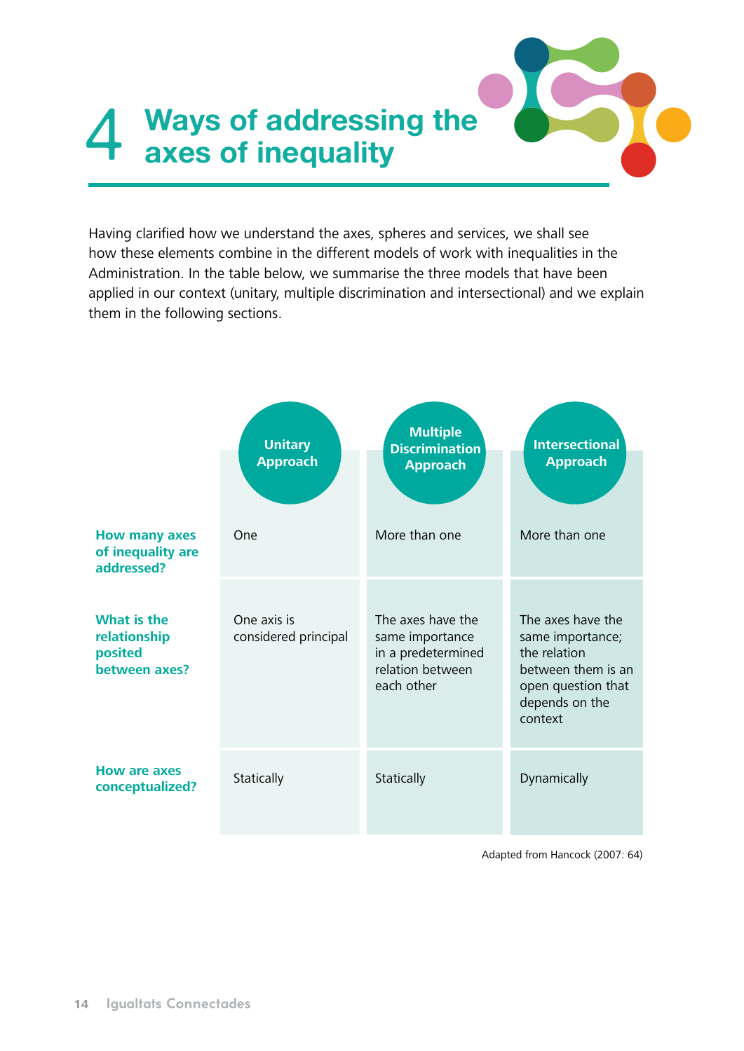# 4 Ways of addressing the axes of inequality

Having clarified how we understand the axes, spheres and services, we shall see how these elements combine in the different models of work with inequalities in the Administration. In the table below, we summarise the three models that have been applied in our context (unitary, multiple discrimination and intersectional) and we explain them in the following sections.

| | Unitary Approach | Multiple Discrimination Approach | Intersectional Approach |
|---|---|---|---|
| **How many axes of inequality are addressed?** | One | More than one | More than one |
| **What is the relationship posited between axes?** | One axis is considered principal | The axes have the same importance in a predetermined relation between each other | The axes have the same importance; the relation between them is an open question that depends on the context |
| **How are axes conceptualized?** | Statically | Statically | Dynamically |

Adapted from Hancock (2007: 64)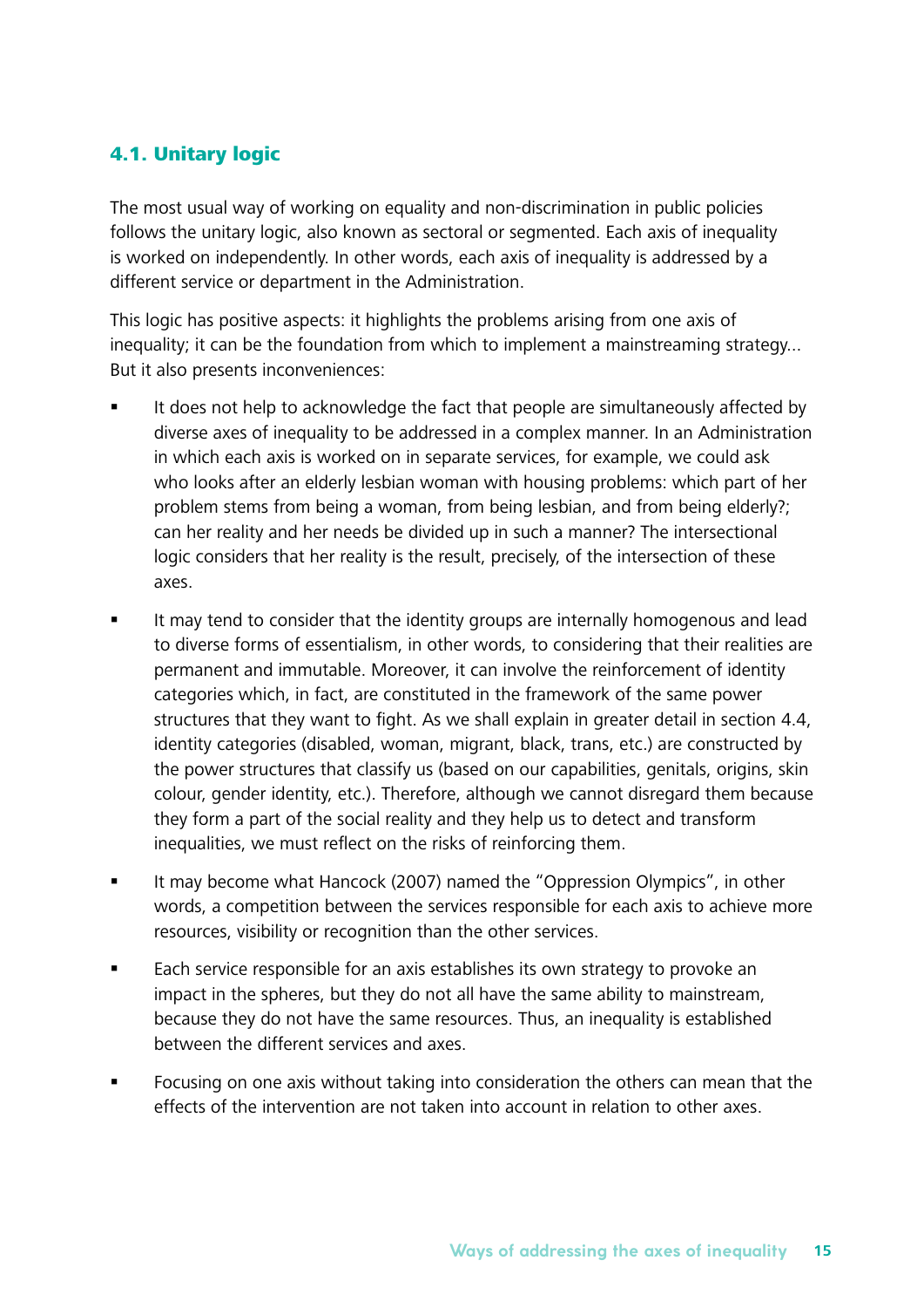## 4.1. Unitary logic

The most usual way of working on equality and non-discrimination in public policies follows the unitary logic, also known as sectoral or segmented. Each axis of inequality is worked on independently. In other words, each axis of inequality is addressed by a different service or department in the Administration.

This logic has positive aspects: it highlights the problems arising from one axis of inequality; it can be the foundation from which to implement a mainstreaming strategy... But it also presents inconveniences:

- It does not help to acknowledge the fact that people are simultaneously affected by diverse axes of inequality to be addressed in a complex manner. In an Administration in which each axis is worked on in separate services, for example, we could ask who looks after an elderly lesbian woman with housing problems: which part of her problem stems from being a woman, from being lesbian, and from being elderly?; can her reality and her needs be divided up in such a manner? The intersectional logic considers that her reality is the result, precisely, of the intersection of these axes.

- It may tend to consider that the identity groups are internally homogenous and lead to diverse forms of essentialism, in other words, to considering that their realities are permanent and immutable. Moreover, it can involve the reinforcement of identity categories which, in fact, are constituted in the framework of the same power structures that they want to fight. As we shall explain in greater detail in section 4.4, identity categories (disabled, woman, migrant, black, trans, etc.) are constructed by the power structures that classify us (based on our capabilities, genitals, origins, skin colour, gender identity, etc.). Therefore, although we cannot disregard them because they form a part of the social reality and they help us to detect and transform inequalities, we must reflect on the risks of reinforcing them.

- It may become what Hancock (2007) named the "Oppression Olympics", in other words, a competition between the services responsible for each axis to achieve more resources, visibility or recognition than the other services.

- Each service responsible for an axis establishes its own strategy to provoke an impact in the spheres, but they do not all have the same ability to mainstream, because they do not have the same resources. Thus, an inequality is established between the different services and axes.

- Focusing on one axis without taking into consideration the others can mean that the effects of the intervention are not taken into account in relation to other axes.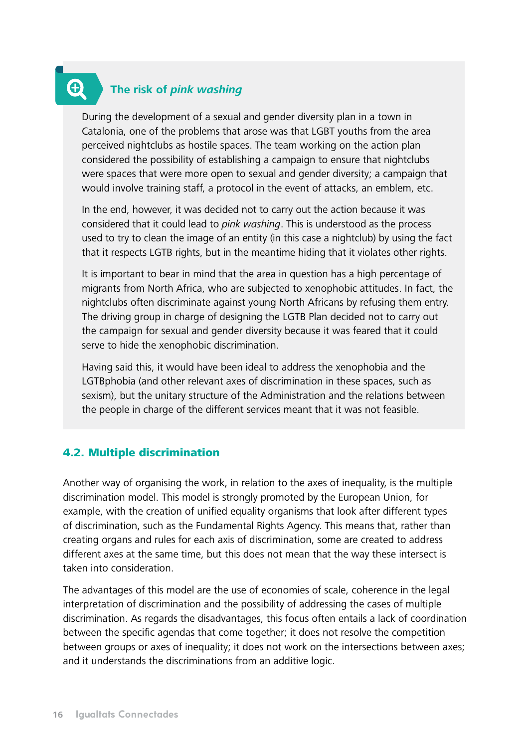### The risk of *pink washing*

During the development of a sexual and gender diversity plan in a town in Catalonia, one of the problems that arose was that LGBT youths from the area perceived nightclubs as hostile spaces. The team working on the action plan considered the possibility of establishing a campaign to ensure that nightclubs were spaces that were more open to sexual and gender diversity; a campaign that would involve training staff, a protocol in the event of attacks, an emblem, etc.

In the end, however, it was decided not to carry out the action because it was considered that it could lead to *pink washing*. This is understood as the process used to try to clean the image of an entity (in this case a nightclub) by using the fact that it respects LGTB rights, but in the meantime hiding that it violates other rights.

It is important to bear in mind that the area in question has a high percentage of migrants from North Africa, who are subjected to xenophobic attitudes. In fact, the nightclubs often discriminate against young North Africans by refusing them entry. The driving group in charge of designing the LGTB Plan decided not to carry out the campaign for sexual and gender diversity because it was feared that it could serve to hide the xenophobic discrimination.

Having said this, it would have been ideal to address the xenophobia and the LGTBphobia (and other relevant axes of discrimination in these spaces, such as sexism), but the unitary structure of the Administration and the relations between the people in charge of the different services meant that it was not feasible.

## 4.2. Multiple discrimination

Another way of organising the work, in relation to the axes of inequality, is the multiple discrimination model. This model is strongly promoted by the European Union, for example, with the creation of unified equality organisms that look after different types of discrimination, such as the Fundamental Rights Agency. This means that, rather than creating organs and rules for each axis of discrimination, some are created to address different axes at the same time, but this does not mean that the way these intersect is taken into consideration.

The advantages of this model are the use of economies of scale, coherence in the legal interpretation of discrimination and the possibility of addressing the cases of multiple discrimination. As regards the disadvantages, this focus often entails a lack of coordination between the specific agendas that come together; it does not resolve the competition between groups or axes of inequality; it does not work on the intersections between axes; and it understands the discriminations from an additive logic.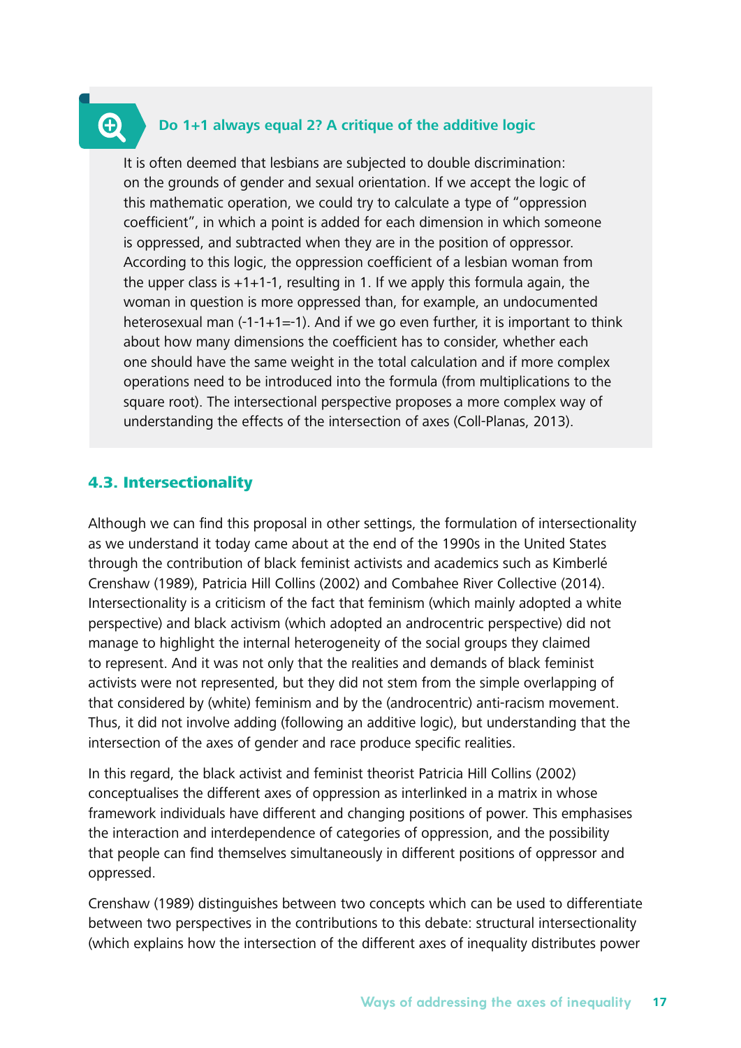### Do 1+1 always equal 2? A critique of the additive logic

It is often deemed that lesbians are subjected to double discrimination: on the grounds of gender and sexual orientation. If we accept the logic of this mathematic operation, we could try to calculate a type of "oppression coefficient", in which a point is added for each dimension in which someone is oppressed, and subtracted when they are in the position of oppressor. According to this logic, the oppression coefficient of a lesbian woman from the upper class is +1+1-1, resulting in 1. If we apply this formula again, the woman in question is more oppressed than, for example, an undocumented heterosexual man (-1-1+1=-1). And if we go even further, it is important to think about how many dimensions the coefficient has to consider, whether each one should have the same weight in the total calculation and if more complex operations need to be introduced into the formula (from multiplications to the square root). The intersectional perspective proposes a more complex way of understanding the effects of the intersection of axes (Coll-Planas, 2013).

## 4.3. Intersectionality

Although we can find this proposal in other settings, the formulation of intersectionality as we understand it today came about at the end of the 1990s in the United States through the contribution of black feminist activists and academics such as Kimberlé Crenshaw (1989), Patricia Hill Collins (2002) and Combahee River Collective (2014). Intersectionality is a criticism of the fact that feminism (which mainly adopted a white perspective) and black activism (which adopted an androcentric perspective) did not manage to highlight the internal heterogeneity of the social groups they claimed to represent. And it was not only that the realities and demands of black feminist activists were not represented, but they did not stem from the simple overlapping of that considered by (white) feminism and by the (androcentric) anti-racism movement. Thus, it did not involve adding (following an additive logic), but understanding that the intersection of the axes of gender and race produce specific realities.

In this regard, the black activist and feminist theorist Patricia Hill Collins (2002) conceptualises the different axes of oppression as interlinked in a matrix in whose framework individuals have different and changing positions of power. This emphasises the interaction and interdependence of categories of oppression, and the possibility that people can find themselves simultaneously in different positions of oppressor and oppressed.

Crenshaw (1989) distinguishes between two concepts which can be used to differentiate between two perspectives in the contributions to this debate: structural intersectionality (which explains how the intersection of the different axes of inequality distributes power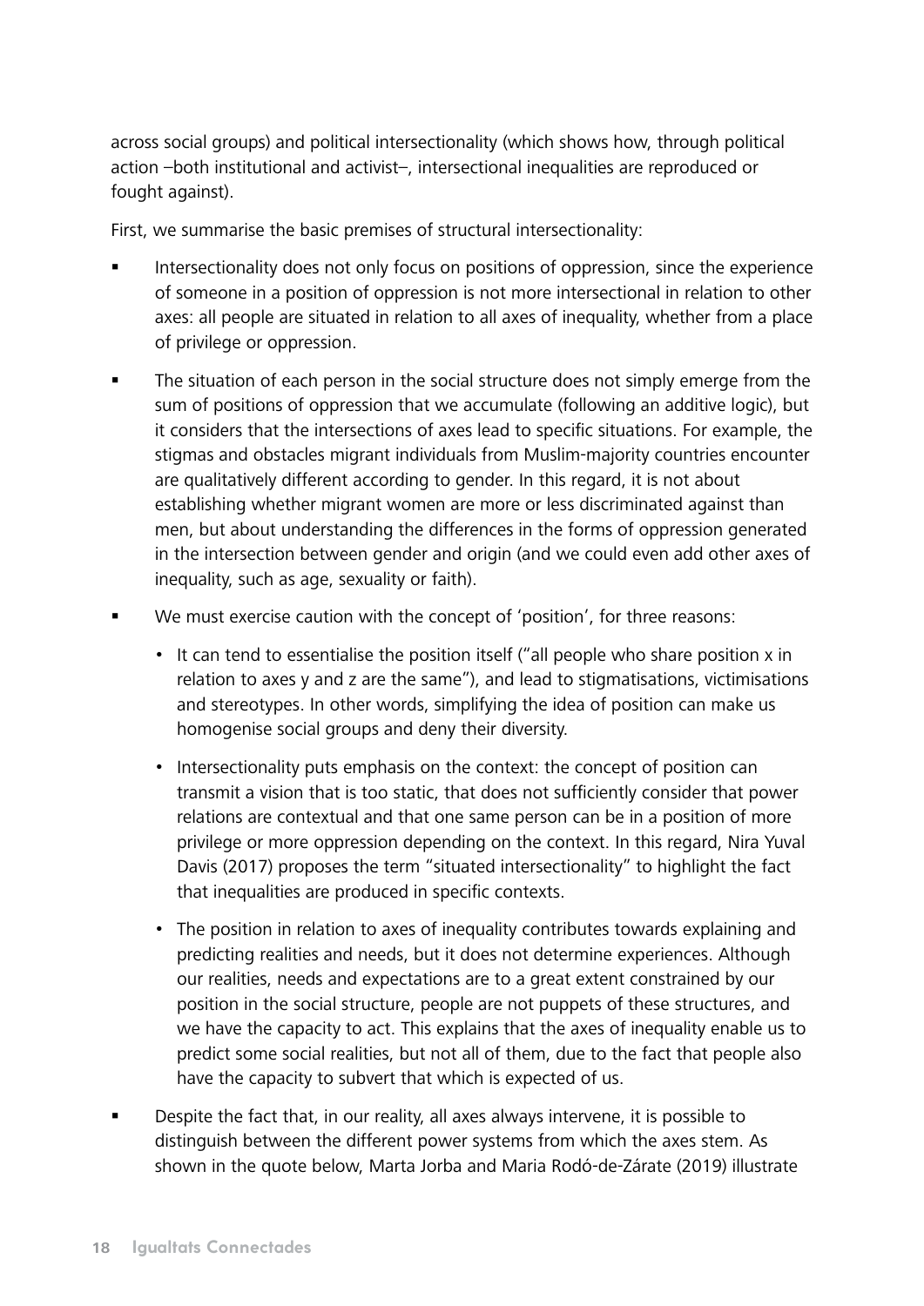across social groups) and political intersectionality (which shows how, through political action –both institutional and activist–, intersectional inequalities are reproduced or fought against).

First, we summarise the basic premises of structural intersectionality:

- Intersectionality does not only focus on positions of oppression, since the experience of someone in a position of oppression is not more intersectional in relation to other axes: all people are situated in relation to all axes of inequality, whether from a place of privilege or oppression.
- The situation of each person in the social structure does not simply emerge from the sum of positions of oppression that we accumulate (following an additive logic), but it considers that the intersections of axes lead to specific situations. For example, the stigmas and obstacles migrant individuals from Muslim-majority countries encounter are qualitatively different according to gender. In this regard, it is not about establishing whether migrant women are more or less discriminated against than men, but about understanding the differences in the forms of oppression generated in the intersection between gender and origin (and we could even add other axes of inequality, such as age, sexuality or faith).
- We must exercise caution with the concept of 'position', for three reasons:
  - It can tend to essentialise the position itself ("all people who share position x in relation to axes y and z are the same"), and lead to stigmatisations, victimisations and stereotypes. In other words, simplifying the idea of position can make us homogenise social groups and deny their diversity.
  - Intersectionality puts emphasis on the context: the concept of position can transmit a vision that is too static, that does not sufficiently consider that power relations are contextual and that one same person can be in a position of more privilege or more oppression depending on the context. In this regard, Nira Yuval Davis (2017) proposes the term "situated intersectionality" to highlight the fact that inequalities are produced in specific contexts.
  - The position in relation to axes of inequality contributes towards explaining and predicting realities and needs, but it does not determine experiences. Although our realities, needs and expectations are to a great extent constrained by our position in the social structure, people are not puppets of these structures, and we have the capacity to act. This explains that the axes of inequality enable us to predict some social realities, but not all of them, due to the fact that people also have the capacity to subvert that which is expected of us.
- Despite the fact that, in our reality, all axes always intervene, it is possible to distinguish between the different power systems from which the axes stem. As shown in the quote below, Marta Jorba and Maria Rodó-de-Zárate (2019) illustrate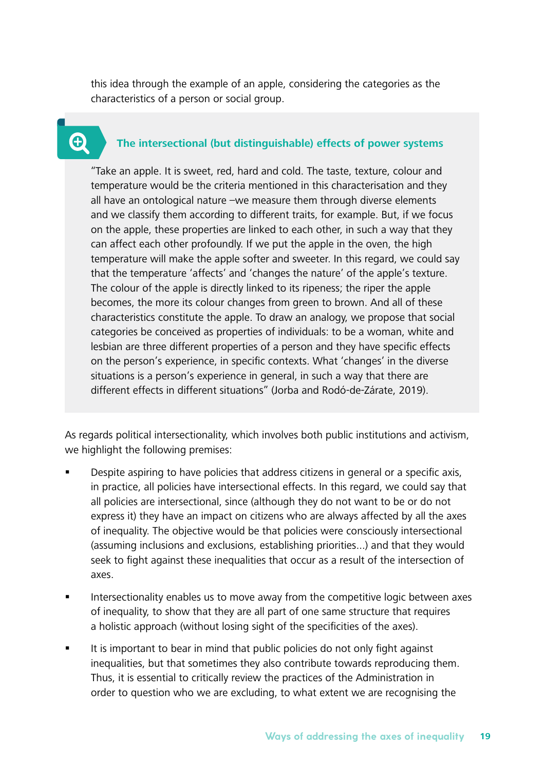this idea through the example of an apple, considering the categories as the characteristics of a person or social group.

### The intersectional (but distinguishable) effects of power systems

"Take an apple. It is sweet, red, hard and cold. The taste, texture, colour and temperature would be the criteria mentioned in this characterisation and they all have an ontological nature –we measure them through diverse elements and we classify them according to different traits, for example. But, if we focus on the apple, these properties are linked to each other, in such a way that they can affect each other profoundly. If we put the apple in the oven, the high temperature will make the apple softer and sweeter. In this regard, we could say that the temperature 'affects' and 'changes the nature' of the apple's texture. The colour of the apple is directly linked to its ripeness; the riper the apple becomes, the more its colour changes from green to brown. And all of these characteristics constitute the apple. To draw an analogy, we propose that social categories be conceived as properties of individuals: to be a woman, white and lesbian are three different properties of a person and they have specific effects on the person's experience, in specific contexts. What 'changes' in the diverse situations is a person's experience in general, in such a way that there are different effects in different situations" (Jorba and Rodó-de-Zárate, 2019).

As regards political intersectionality, which involves both public institutions and activism, we highlight the following premises:

- Despite aspiring to have policies that address citizens in general or a specific axis, in practice, all policies have intersectional effects. In this regard, we could say that all policies are intersectional, since (although they do not want to be or do not express it) they have an impact on citizens who are always affected by all the axes of inequality. The objective would be that policies were consciously intersectional (assuming inclusions and exclusions, establishing priorities...) and that they would seek to fight against these inequalities that occur as a result of the intersection of axes.
- Intersectionality enables us to move away from the competitive logic between axes of inequality, to show that they are all part of one same structure that requires a holistic approach (without losing sight of the specificities of the axes).
- It is important to bear in mind that public policies do not only fight against inequalities, but that sometimes they also contribute towards reproducing them. Thus, it is essential to critically review the practices of the Administration in order to question who we are excluding, to what extent we are recognising the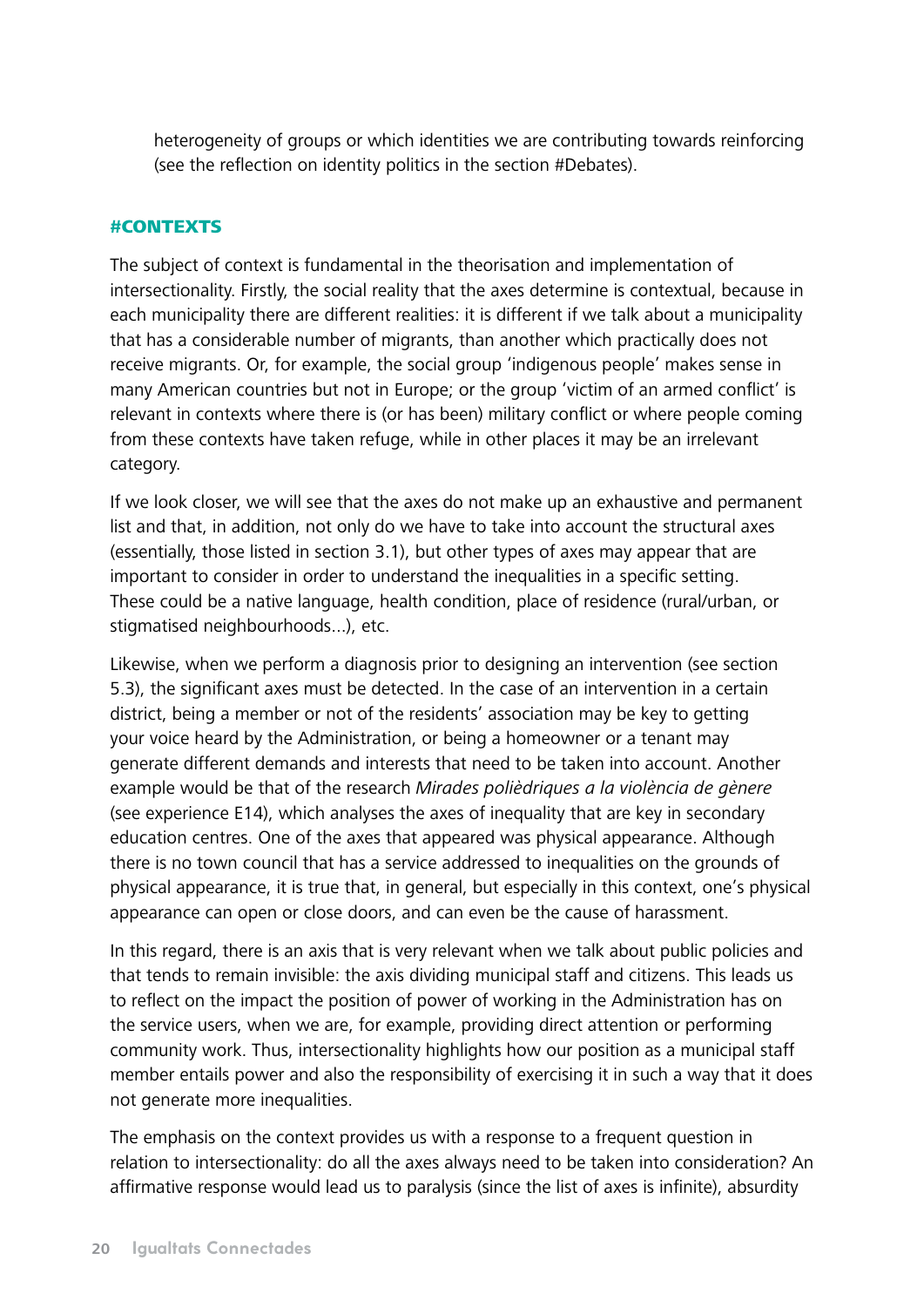heterogeneity of groups or which identities we are contributing towards reinforcing (see the reflection on identity politics in the section #Debates).

#### #CONTEXTS

The subject of context is fundamental in the theorisation and implementation of intersectionality. Firstly, the social reality that the axes determine is contextual, because in each municipality there are different realities: it is different if we talk about a municipality that has a considerable number of migrants, than another which practically does not receive migrants. Or, for example, the social group 'indigenous people' makes sense in many American countries but not in Europe; or the group 'victim of an armed conflict' is relevant in contexts where there is (or has been) military conflict or where people coming from these contexts have taken refuge, while in other places it may be an irrelevant category.

If we look closer, we will see that the axes do not make up an exhaustive and permanent list and that, in addition, not only do we have to take into account the structural axes (essentially, those listed in section 3.1), but other types of axes may appear that are important to consider in order to understand the inequalities in a specific setting. These could be a native language, health condition, place of residence (rural/urban, or stigmatised neighbourhoods...), etc.

Likewise, when we perform a diagnosis prior to designing an intervention (see section 5.3), the significant axes must be detected. In the case of an intervention in a certain district, being a member or not of the residents' association may be key to getting your voice heard by the Administration, or being a homeowner or a tenant may generate different demands and interests that need to be taken into account. Another example would be that of the research *Mirades polièdriques a la violència de gènere* (see experience E14), which analyses the axes of inequality that are key in secondary education centres. One of the axes that appeared was physical appearance. Although there is no town council that has a service addressed to inequalities on the grounds of physical appearance, it is true that, in general, but especially in this context, one's physical appearance can open or close doors, and can even be the cause of harassment.

In this regard, there is an axis that is very relevant when we talk about public policies and that tends to remain invisible: the axis dividing municipal staff and citizens. This leads us to reflect on the impact the position of power of working in the Administration has on the service users, when we are, for example, providing direct attention or performing community work. Thus, intersectionality highlights how our position as a municipal staff member entails power and also the responsibility of exercising it in such a way that it does not generate more inequalities.

The emphasis on the context provides us with a response to a frequent question in relation to intersectionality: do all the axes always need to be taken into consideration? An affirmative response would lead us to paralysis (since the list of axes is infinite), absurdity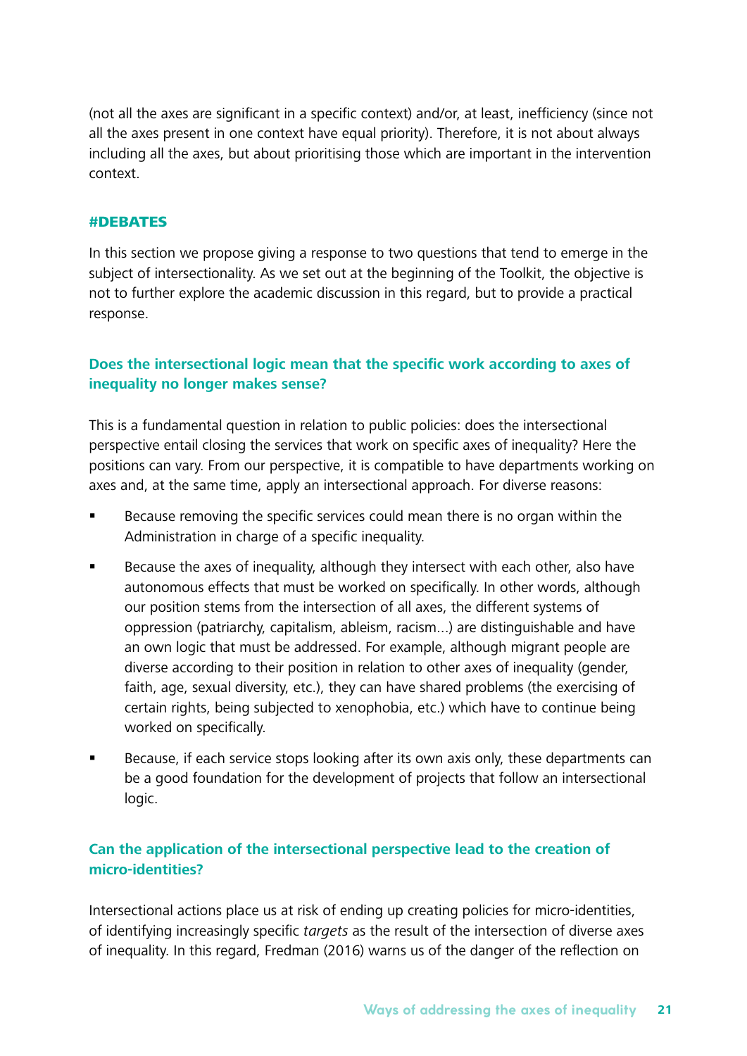(not all the axes are significant in a specific context) and/or, at least, inefficiency (since not all the axes present in one context have equal priority). Therefore, it is not about always including all the axes, but about prioritising those which are important in the intervention context.

### #DEBATES

In this section we propose giving a response to two questions that tend to emerge in the subject of intersectionality. As we set out at the beginning of the Toolkit, the objective is not to further explore the academic discussion in this regard, but to provide a practical response.

#### Does the intersectional logic mean that the specific work according to axes of inequality no longer makes sense?

This is a fundamental question in relation to public policies: does the intersectional perspective entail closing the services that work on specific axes of inequality? Here the positions can vary. From our perspective, it is compatible to have departments working on axes and, at the same time, apply an intersectional approach. For diverse reasons:

- Because removing the specific services could mean there is no organ within the Administration in charge of a specific inequality.
- Because the axes of inequality, although they intersect with each other, also have autonomous effects that must be worked on specifically. In other words, although our position stems from the intersection of all axes, the different systems of oppression (patriarchy, capitalism, ableism, racism...) are distinguishable and have an own logic that must be addressed. For example, although migrant people are diverse according to their position in relation to other axes of inequality (gender, faith, age, sexual diversity, etc.), they can have shared problems (the exercising of certain rights, being subjected to xenophobia, etc.) which have to continue being worked on specifically.
- Because, if each service stops looking after its own axis only, these departments can be a good foundation for the development of projects that follow an intersectional logic.

#### Can the application of the intersectional perspective lead to the creation of micro-identities?

Intersectional actions place us at risk of ending up creating policies for micro-identities, of identifying increasingly specific *targets* as the result of the intersection of diverse axes of inequality. In this regard, Fredman (2016) warns us of the danger of the reflection on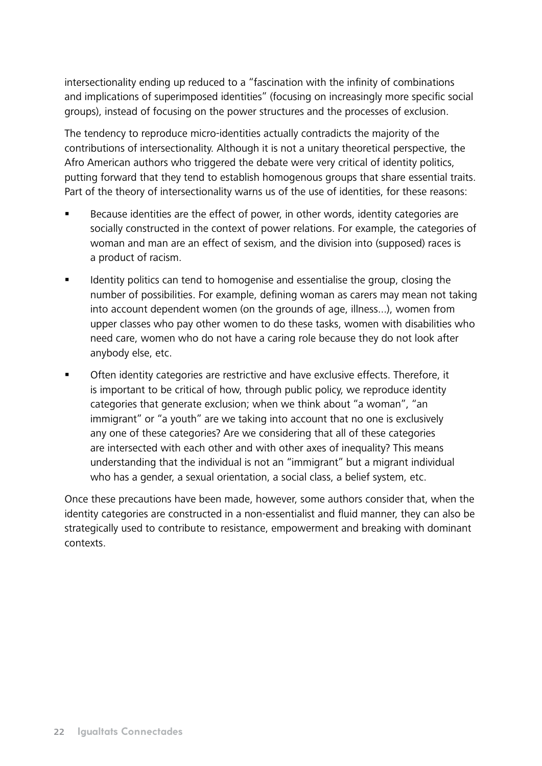intersectionality ending up reduced to a "fascination with the infinity of combinations and implications of superimposed identities" (focusing on increasingly more specific social groups), instead of focusing on the power structures and the processes of exclusion.

The tendency to reproduce micro-identities actually contradicts the majority of the contributions of intersectionality. Although it is not a unitary theoretical perspective, the Afro American authors who triggered the debate were very critical of identity politics, putting forward that they tend to establish homogenous groups that share essential traits. Part of the theory of intersectionality warns us of the use of identities, for these reasons:

- Because identities are the effect of power, in other words, identity categories are socially constructed in the context of power relations. For example, the categories of woman and man are an effect of sexism, and the division into (supposed) races is a product of racism.
- Identity politics can tend to homogenise and essentialise the group, closing the number of possibilities. For example, defining woman as carers may mean not taking into account dependent women (on the grounds of age, illness...), women from upper classes who pay other women to do these tasks, women with disabilities who need care, women who do not have a caring role because they do not look after anybody else, etc.
- Often identity categories are restrictive and have exclusive effects. Therefore, it is important to be critical of how, through public policy, we reproduce identity categories that generate exclusion; when we think about "a woman", "an immigrant" or "a youth" are we taking into account that no one is exclusively any one of these categories? Are we considering that all of these categories are intersected with each other and with other axes of inequality? This means understanding that the individual is not an "immigrant" but a migrant individual who has a gender, a sexual orientation, a social class, a belief system, etc.

Once these precautions have been made, however, some authors consider that, when the identity categories are constructed in a non-essentialist and fluid manner, they can also be strategically used to contribute to resistance, empowerment and breaking with dominant contexts.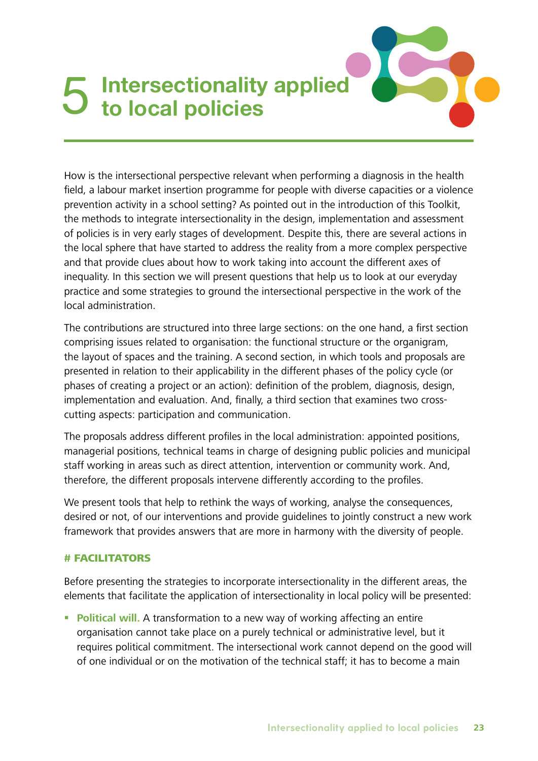# 5 Intersectionality applied to local policies

How is the intersectional perspective relevant when performing a diagnosis in the health field, a labour market insertion programme for people with diverse capacities or a violence prevention activity in a school setting? As pointed out in the introduction of this Toolkit, the methods to integrate intersectionality in the design, implementation and assessment of policies is in very early stages of development. Despite this, there are several actions in the local sphere that have started to address the reality from a more complex perspective and that provide clues about how to work taking into account the different axes of inequality. In this section we will present questions that help us to look at our everyday practice and some strategies to ground the intersectional perspective in the work of the local administration.

The contributions are structured into three large sections: on the one hand, a first section comprising issues related to organisation: the functional structure or the organigram, the layout of spaces and the training. A second section, in which tools and proposals are presented in relation to their applicability in the different phases of the policy cycle (or phases of creating a project or an action): definition of the problem, diagnosis, design, implementation and evaluation. And, finally, a third section that examines two cross-cutting aspects: participation and communication.

The proposals address different profiles in the local administration: appointed positions, managerial positions, technical teams in charge of designing public policies and municipal staff working in areas such as direct attention, intervention or community work. And, therefore, the different proposals intervene differently according to the profiles.

We present tools that help to rethink the ways of working, analyse the consequences, desired or not, of our interventions and provide guidelines to jointly construct a new work framework that provides answers that are more in harmony with the diversity of people.

**# FACILITATORS**

Before presenting the strategies to incorporate intersectionality in the different areas, the elements that facilitate the application of intersectionality in local policy will be presented:

- **Political will.** A transformation to a new way of working affecting an entire organisation cannot take place on a purely technical or administrative level, but it requires political commitment. The intersectional work cannot depend on the good will of one individual or on the motivation of the technical staff; it has to become a main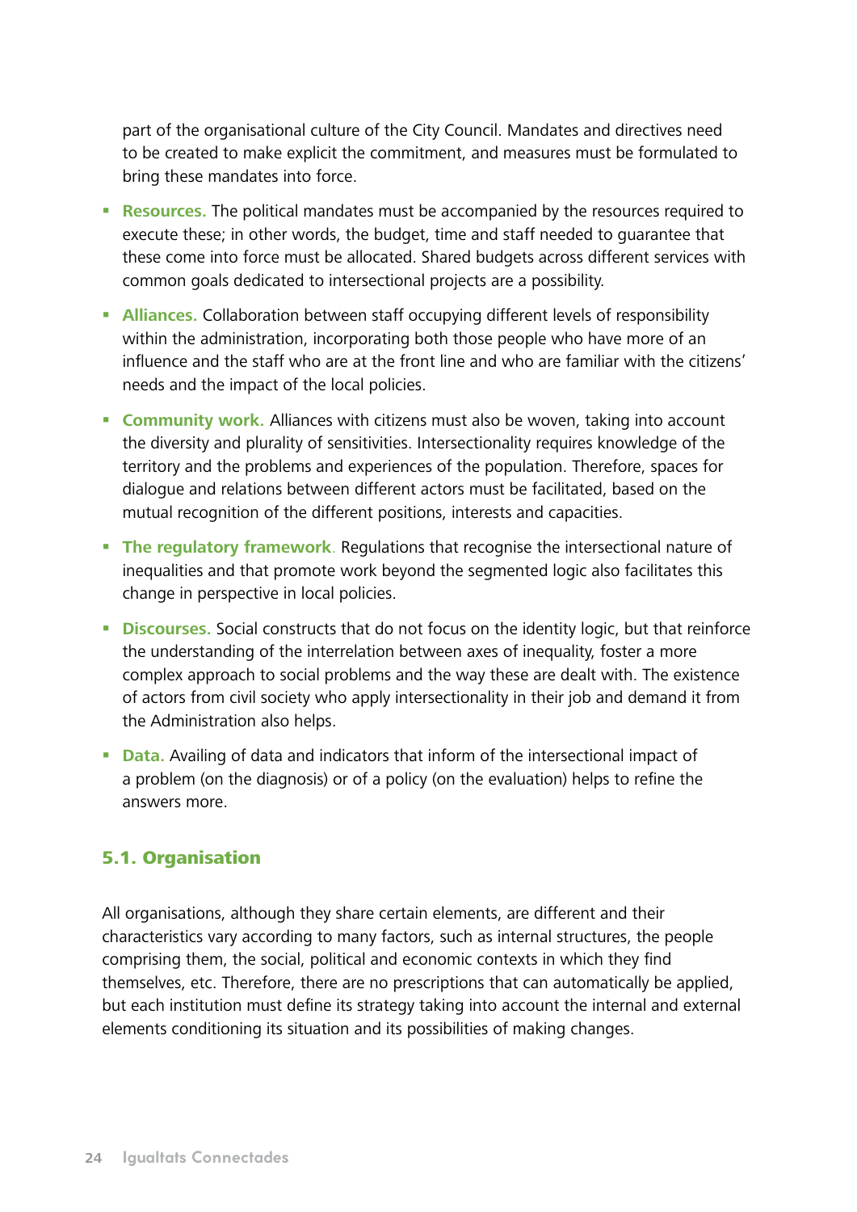part of the organisational culture of the City Council. Mandates and directives need to be created to make explicit the commitment, and measures must be formulated to bring these mandates into force.

- **Resources.** The political mandates must be accompanied by the resources required to execute these; in other words, the budget, time and staff needed to guarantee that these come into force must be allocated. Shared budgets across different services with common goals dedicated to intersectional projects are a possibility.
- **Alliances.** Collaboration between staff occupying different levels of responsibility within the administration, incorporating both those people who have more of an influence and the staff who are at the front line and who are familiar with the citizens' needs and the impact of the local policies.
- **Community work.** Alliances with citizens must also be woven, taking into account the diversity and plurality of sensitivities. Intersectionality requires knowledge of the territory and the problems and experiences of the population. Therefore, spaces for dialogue and relations between different actors must be facilitated, based on the mutual recognition of the different positions, interests and capacities.
- **The regulatory framework**. Regulations that recognise the intersectional nature of inequalities and that promote work beyond the segmented logic also facilitates this change in perspective in local policies.
- **Discourses.** Social constructs that do not focus on the identity logic, but that reinforce the understanding of the interrelation between axes of inequality, foster a more complex approach to social problems and the way these are dealt with. The existence of actors from civil society who apply intersectionality in their job and demand it from the Administration also helps.
- **Data.** Availing of data and indicators that inform of the intersectional impact of a problem (on the diagnosis) or of a policy (on the evaluation) helps to refine the answers more.

## 5.1. Organisation

All organisations, although they share certain elements, are different and their characteristics vary according to many factors, such as internal structures, the people comprising them, the social, political and economic contexts in which they find themselves, etc. Therefore, there are no prescriptions that can automatically be applied, but each institution must define its strategy taking into account the internal and external elements conditioning its situation and its possibilities of making changes.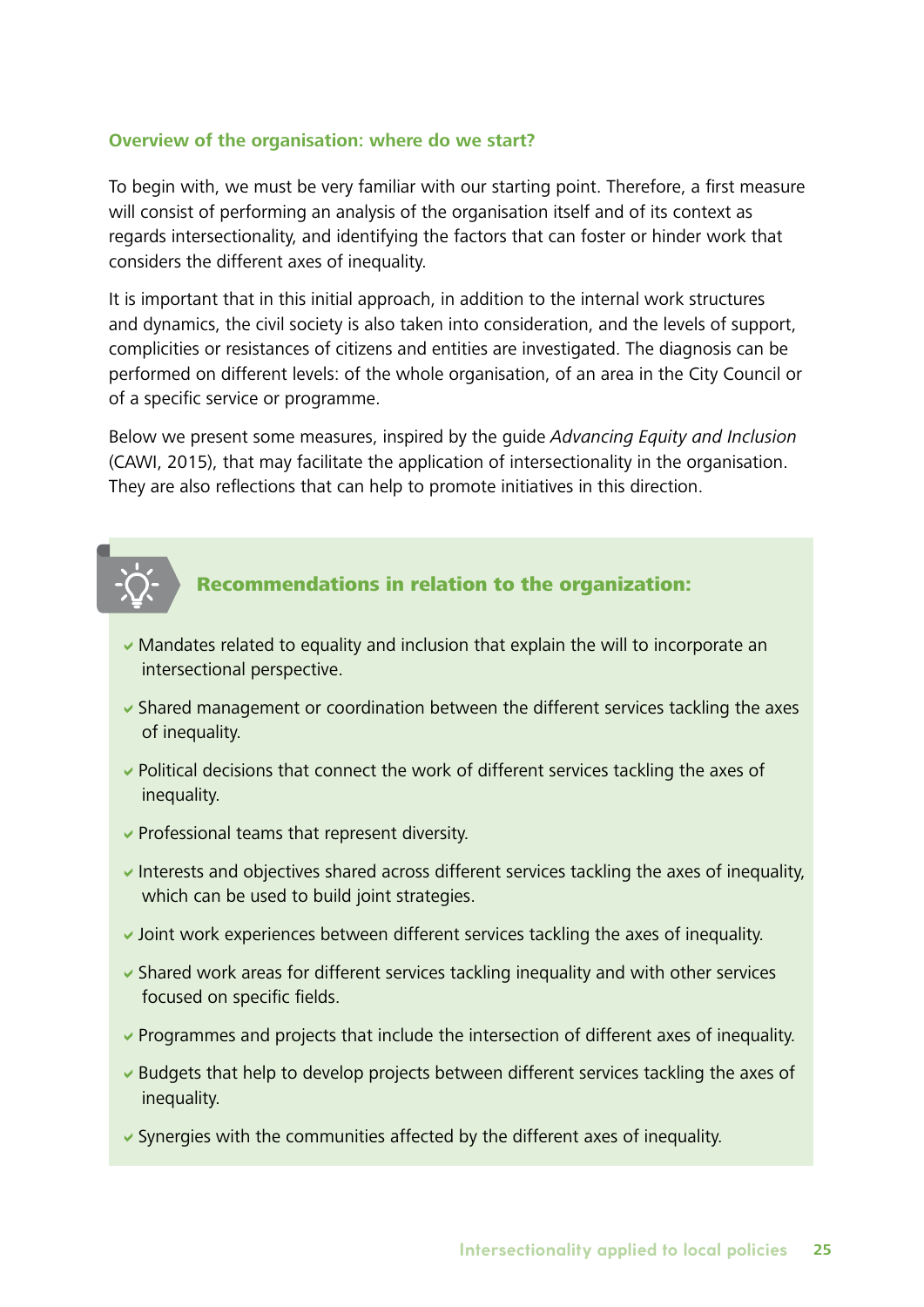### Overview of the organisation: where do we start?

To begin with, we must be very familiar with our starting point. Therefore, a first measure will consist of performing an analysis of the organisation itself and of its context as regards intersectionality, and identifying the factors that can foster or hinder work that considers the different axes of inequality.

It is important that in this initial approach, in addition to the internal work structures and dynamics, the civil society is also taken into consideration, and the levels of support, complicities or resistances of citizens and entities are investigated. The diagnosis can be performed on different levels: of the whole organisation, of an area in the City Council or of a specific service or programme.

Below we present some measures, inspired by the guide *Advancing Equity and Inclusion* (CAWI, 2015), that may facilitate the application of intersectionality in the organisation. They are also reflections that can help to promote initiatives in this direction.

#### Recommendations in relation to the organization:

- Mandates related to equality and inclusion that explain the will to incorporate an intersectional perspective.
- Shared management or coordination between the different services tackling the axes of inequality.
- Political decisions that connect the work of different services tackling the axes of inequality.
- Professional teams that represent diversity.
- Interests and objectives shared across different services tackling the axes of inequality, which can be used to build joint strategies.
- Joint work experiences between different services tackling the axes of inequality.
- Shared work areas for different services tackling inequality and with other services focused on specific fields.
- Programmes and projects that include the intersection of different axes of inequality.
- Budgets that help to develop projects between different services tackling the axes of inequality.
- Synergies with the communities affected by the different axes of inequality.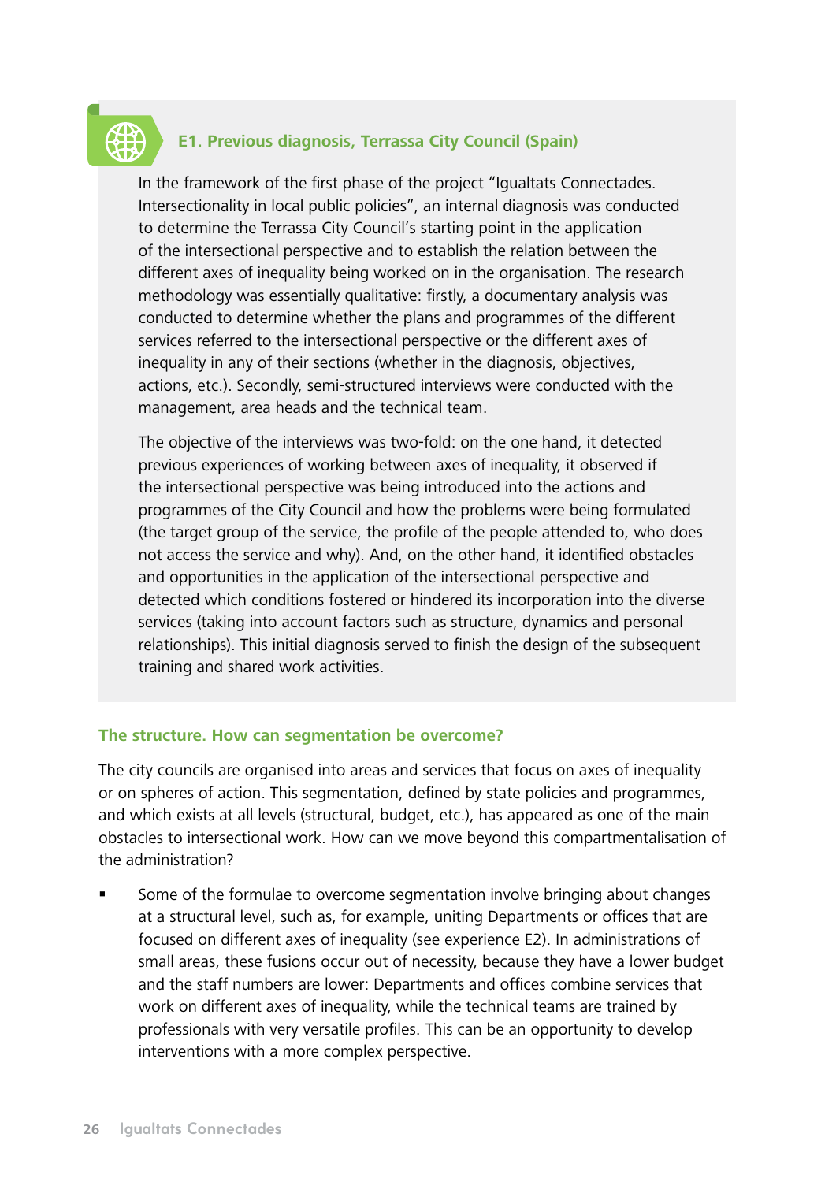### E1. Previous diagnosis, Terrassa City Council (Spain)

In the framework of the first phase of the project "Igualtats Connectades. Intersectionality in local public policies", an internal diagnosis was conducted to determine the Terrassa City Council's starting point in the application of the intersectional perspective and to establish the relation between the different axes of inequality being worked on in the organisation. The research methodology was essentially qualitative: firstly, a documentary analysis was conducted to determine whether the plans and programmes of the different services referred to the intersectional perspective or the different axes of inequality in any of their sections (whether in the diagnosis, objectives, actions, etc.). Secondly, semi-structured interviews were conducted with the management, area heads and the technical team.

The objective of the interviews was two-fold: on the one hand, it detected previous experiences of working between axes of inequality, it observed if the intersectional perspective was being introduced into the actions and programmes of the City Council and how the problems were being formulated (the target group of the service, the profile of the people attended to, who does not access the service and why). And, on the other hand, it identified obstacles and opportunities in the application of the intersectional perspective and detected which conditions fostered or hindered its incorporation into the diverse services (taking into account factors such as structure, dynamics and personal relationships). This initial diagnosis served to finish the design of the subsequent training and shared work activities.

### The structure. How can segmentation be overcome?

The city councils are organised into areas and services that focus on axes of inequality or on spheres of action. This segmentation, defined by state policies and programmes, and which exists at all levels (structural, budget, etc.), has appeared as one of the main obstacles to intersectional work. How can we move beyond this compartmentalisation of the administration?

- Some of the formulae to overcome segmentation involve bringing about changes at a structural level, such as, for example, uniting Departments or offices that are focused on different axes of inequality (see experience E2). In administrations of small areas, these fusions occur out of necessity, because they have a lower budget and the staff numbers are lower: Departments and offices combine services that work on different axes of inequality, while the technical teams are trained by professionals with very versatile profiles. This can be an opportunity to develop interventions with a more complex perspective.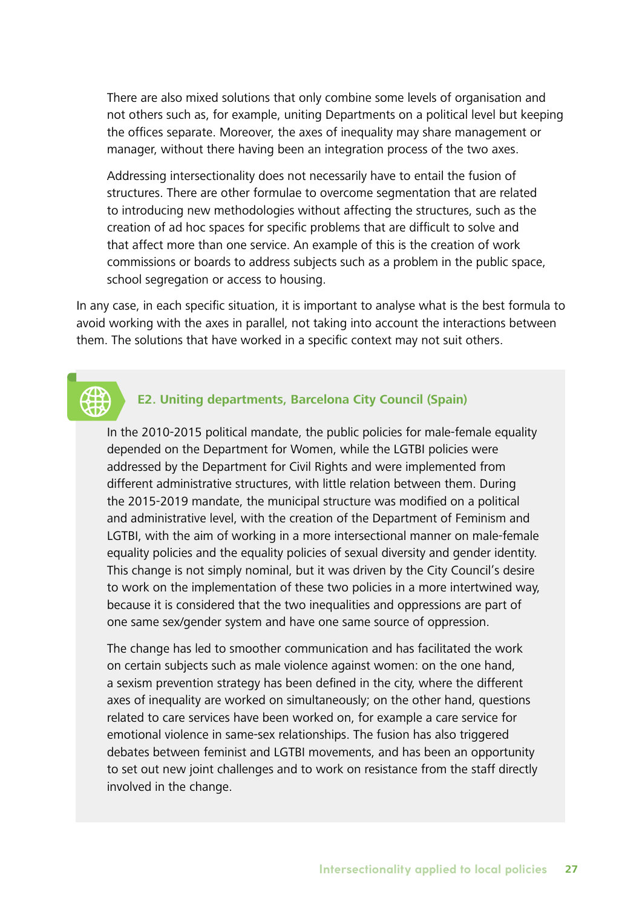There are also mixed solutions that only combine some levels of organisation and not others such as, for example, uniting Departments on a political level but keeping the offices separate. Moreover, the axes of inequality may share management or manager, without there having been an integration process of the two axes.

Addressing intersectionality does not necessarily have to entail the fusion of structures. There are other formulae to overcome segmentation that are related to introducing new methodologies without affecting the structures, such as the creation of ad hoc spaces for specific problems that are difficult to solve and that affect more than one service. An example of this is the creation of work commissions or boards to address subjects such as a problem in the public space, school segregation or access to housing.

In any case, in each specific situation, it is important to analyse what is the best formula to avoid working with the axes in parallel, not taking into account the interactions between them. The solutions that have worked in a specific context may not suit others.

### E2. Uniting departments, Barcelona City Council (Spain)

In the 2010-2015 political mandate, the public policies for male-female equality depended on the Department for Women, while the LGTBI policies were addressed by the Department for Civil Rights and were implemented from different administrative structures, with little relation between them. During the 2015-2019 mandate, the municipal structure was modified on a political and administrative level, with the creation of the Department of Feminism and LGTBI, with the aim of working in a more intersectional manner on male-female equality policies and the equality policies of sexual diversity and gender identity. This change is not simply nominal, but it was driven by the City Council's desire to work on the implementation of these two policies in a more intertwined way, because it is considered that the two inequalities and oppressions are part of one same sex/gender system and have one same source of oppression.

The change has led to smoother communication and has facilitated the work on certain subjects such as male violence against women: on the one hand, a sexism prevention strategy has been defined in the city, where the different axes of inequality are worked on simultaneously; on the other hand, questions related to care services have been worked on, for example a care service for emotional violence in same-sex relationships. The fusion has also triggered debates between feminist and LGTBI movements, and has been an opportunity to set out new joint challenges and to work on resistance from the staff directly involved in the change.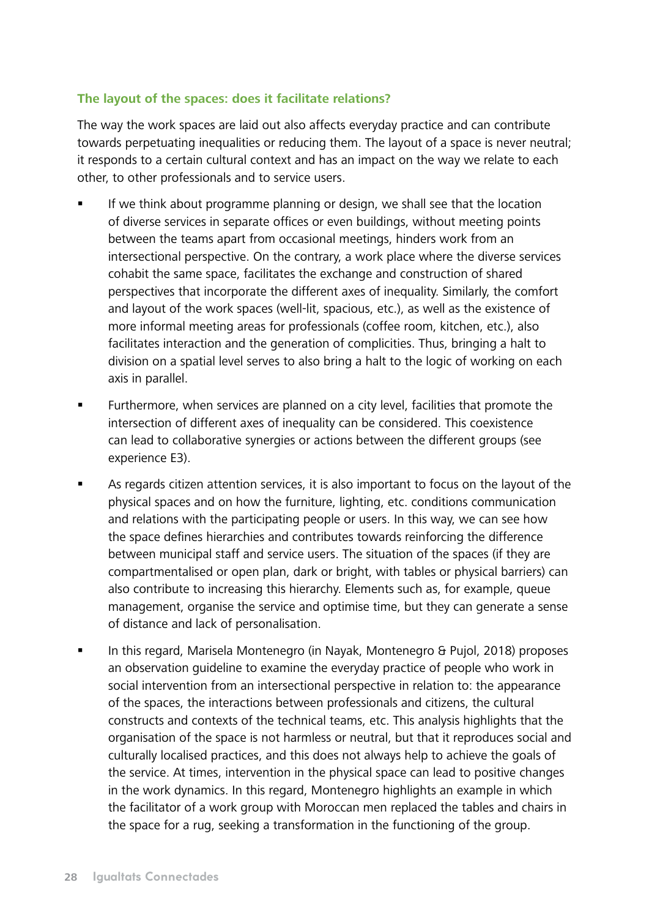### The layout of the spaces: does it facilitate relations?

The way the work spaces are laid out also affects everyday practice and can contribute towards perpetuating inequalities or reducing them. The layout of a space is never neutral; it responds to a certain cultural context and has an impact on the way we relate to each other, to other professionals and to service users.

- If we think about programme planning or design, we shall see that the location of diverse services in separate offices or even buildings, without meeting points between the teams apart from occasional meetings, hinders work from an intersectional perspective. On the contrary, a work place where the diverse services cohabit the same space, facilitates the exchange and construction of shared perspectives that incorporate the different axes of inequality. Similarly, the comfort and layout of the work spaces (well-lit, spacious, etc.), as well as the existence of more informal meeting areas for professionals (coffee room, kitchen, etc.), also facilitates interaction and the generation of complicities. Thus, bringing a halt to division on a spatial level serves to also bring a halt to the logic of working on each axis in parallel.
- Furthermore, when services are planned on a city level, facilities that promote the intersection of different axes of inequality can be considered. This coexistence can lead to collaborative synergies or actions between the different groups (see experience E3).
- As regards citizen attention services, it is also important to focus on the layout of the physical spaces and on how the furniture, lighting, etc. conditions communication and relations with the participating people or users. In this way, we can see how the space defines hierarchies and contributes towards reinforcing the difference between municipal staff and service users. The situation of the spaces (if they are compartmentalised or open plan, dark or bright, with tables or physical barriers) can also contribute to increasing this hierarchy. Elements such as, for example, queue management, organise the service and optimise time, but they can generate a sense of distance and lack of personalisation.
- In this regard, Marisela Montenegro (in Nayak, Montenegro & Pujol, 2018) proposes an observation guideline to examine the everyday practice of people who work in social intervention from an intersectional perspective in relation to: the appearance of the spaces, the interactions between professionals and citizens, the cultural constructs and contexts of the technical teams, etc. This analysis highlights that the organisation of the space is not harmless or neutral, but that it reproduces social and culturally localised practices, and this does not always help to achieve the goals of the service. At times, intervention in the physical space can lead to positive changes in the work dynamics. In this regard, Montenegro highlights an example in which the facilitator of a work group with Moroccan men replaced the tables and chairs in the space for a rug, seeking a transformation in the functioning of the group.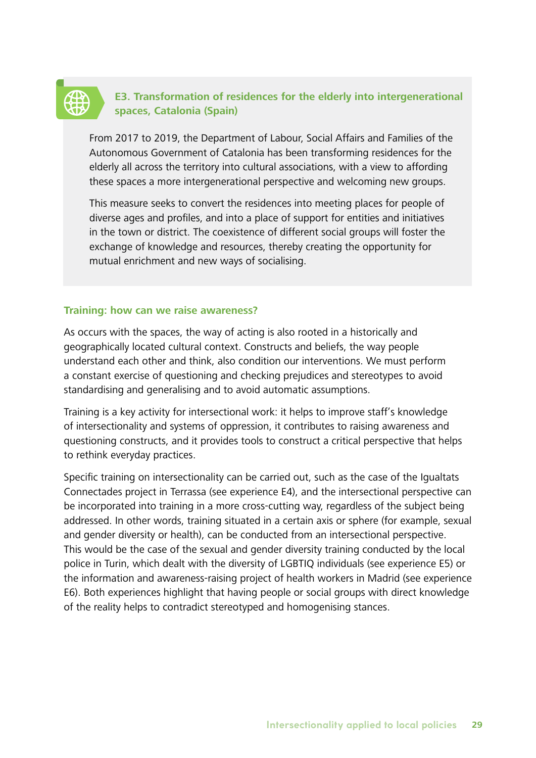### E3. Transformation of residences for the elderly into intergenerational spaces, Catalonia (Spain)

From 2017 to 2019, the Department of Labour, Social Affairs and Families of the Autonomous Government of Catalonia has been transforming residences for the elderly all across the territory into cultural associations, with a view to affording these spaces a more intergenerational perspective and welcoming new groups.

This measure seeks to convert the residences into meeting places for people of diverse ages and profiles, and into a place of support for entities and initiatives in the town or district. The coexistence of different social groups will foster the exchange of knowledge and resources, thereby creating the opportunity for mutual enrichment and new ways of socialising.

### Training: how can we raise awareness?

As occurs with the spaces, the way of acting is also rooted in a historically and geographically located cultural context. Constructs and beliefs, the way people understand each other and think, also condition our interventions. We must perform a constant exercise of questioning and checking prejudices and stereotypes to avoid standardising and generalising and to avoid automatic assumptions.

Training is a key activity for intersectional work: it helps to improve staff's knowledge of intersectionality and systems of oppression, it contributes to raising awareness and questioning constructs, and it provides tools to construct a critical perspective that helps to rethink everyday practices.

Specific training on intersectionality can be carried out, such as the case of the Igualtats Connectades project in Terrassa (see experience E4), and the intersectional perspective can be incorporated into training in a more cross-cutting way, regardless of the subject being addressed. In other words, training situated in a certain axis or sphere (for example, sexual and gender diversity or health), can be conducted from an intersectional perspective. This would be the case of the sexual and gender diversity training conducted by the local police in Turin, which dealt with the diversity of LGBTIQ individuals (see experience E5) or the information and awareness-raising project of health workers in Madrid (see experience E6). Both experiences highlight that having people or social groups with direct knowledge of the reality helps to contradict stereotyped and homogenising stances.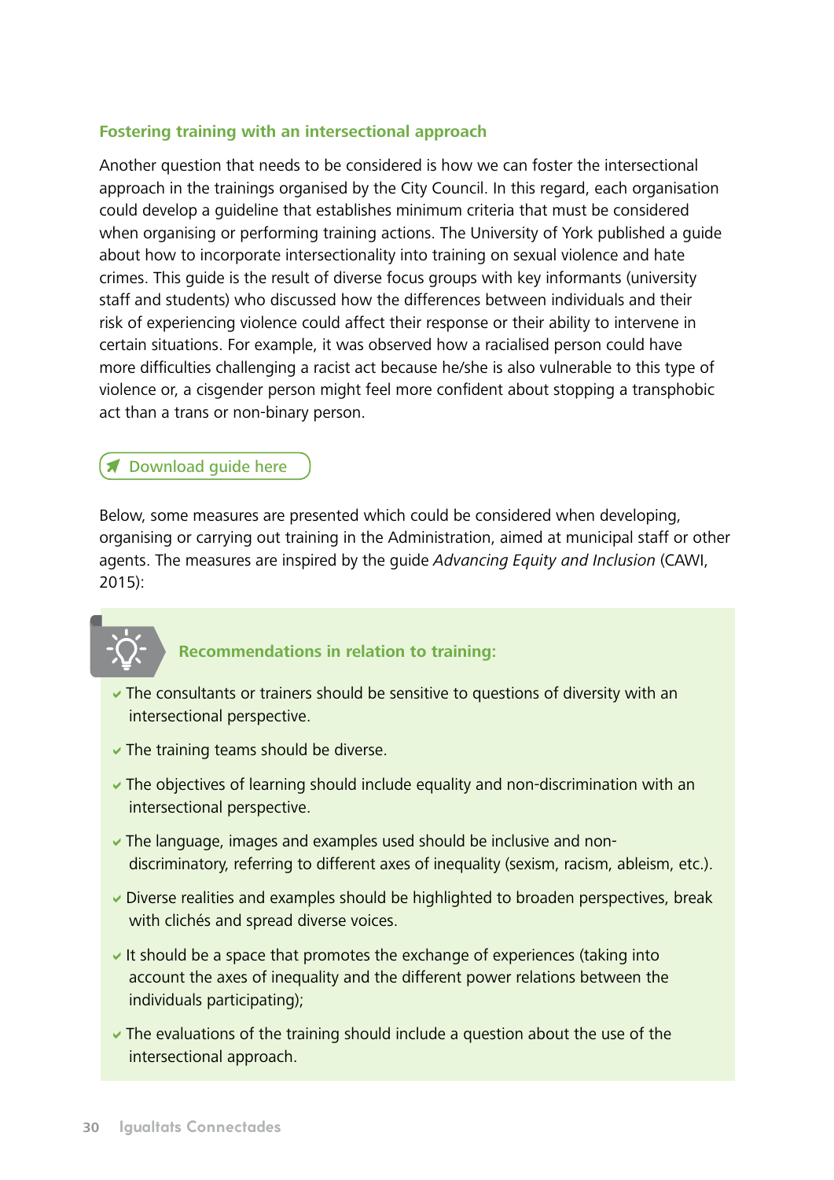### Fostering training with an intersectional approach

Another question that needs to be considered is how we can foster the intersectional approach in the trainings organised by the City Council. In this regard, each organisation could develop a guideline that establishes minimum criteria that must be considered when organising or performing training actions. The University of York published a guide about how to incorporate intersectionality into training on sexual violence and hate crimes. This guide is the result of diverse focus groups with key informants (university staff and students) who discussed how the differences between individuals and their risk of experiencing violence could affect their response or their ability to intervene in certain situations. For example, it was observed how a racialised person could have more difficulties challenging a racist act because he/she is also vulnerable to this type of violence or, a cisgender person might feel more confident about stopping a transphobic act than a trans or non-binary person.

Download guide here

Below, some measures are presented which could be considered when developing, organising or carrying out training in the Administration, aimed at municipal staff or other agents. The measures are inspired by the guide *Advancing Equity and Inclusion* (CAWI, 2015):

**Recommendations in relation to training:**

- The consultants or trainers should be sensitive to questions of diversity with an intersectional perspective.
- The training teams should be diverse.
- The objectives of learning should include equality and non-discrimination with an intersectional perspective.
- The language, images and examples used should be inclusive and non-discriminatory, referring to different axes of inequality (sexism, racism, ableism, etc.).
- Diverse realities and examples should be highlighted to broaden perspectives, break with clichés and spread diverse voices.
- It should be a space that promotes the exchange of experiences (taking into account the axes of inequality and the different power relations between the individuals participating);
- The evaluations of the training should include a question about the use of the intersectional approach.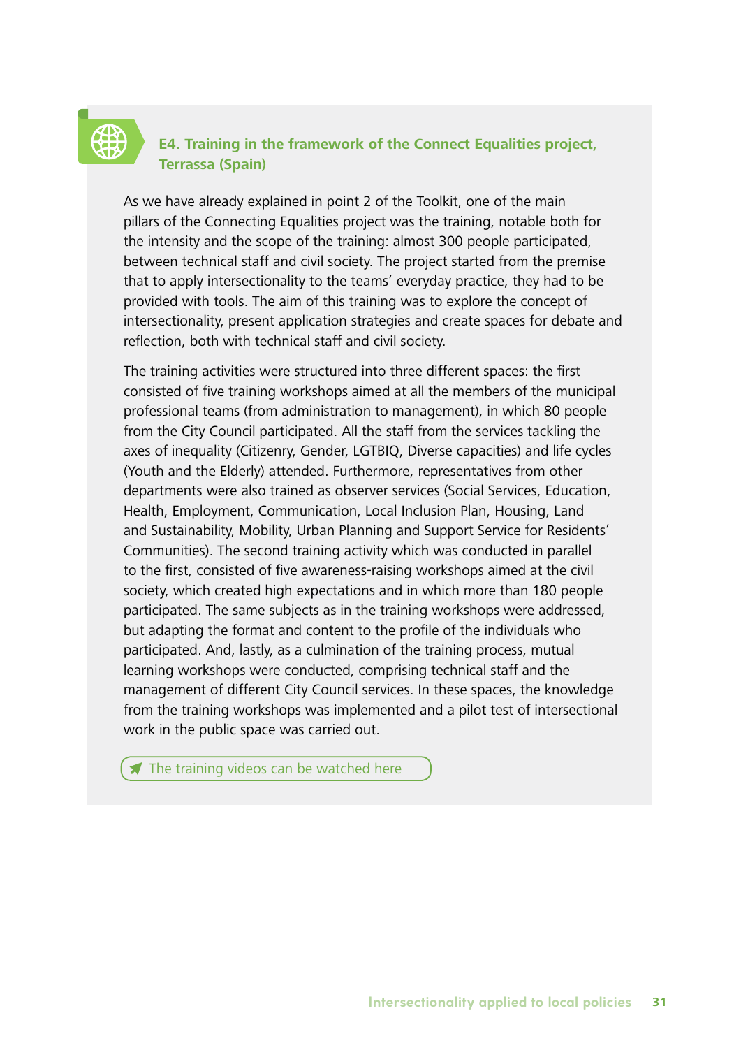### E4. Training in the framework of the Connect Equalities project, Terrassa (Spain)

As we have already explained in point 2 of the Toolkit, one of the main pillars of the Connecting Equalities project was the training, notable both for the intensity and the scope of the training: almost 300 people participated, between technical staff and civil society. The project started from the premise that to apply intersectionality to the teams' everyday practice, they had to be provided with tools. The aim of this training was to explore the concept of intersectionality, present application strategies and create spaces for debate and reflection, both with technical staff and civil society.

The training activities were structured into three different spaces: the first consisted of five training workshops aimed at all the members of the municipal professional teams (from administration to management), in which 80 people from the City Council participated. All the staff from the services tackling the axes of inequality (Citizenry, Gender, LGTBIQ, Diverse capacities) and life cycles (Youth and the Elderly) attended. Furthermore, representatives from other departments were also trained as observer services (Social Services, Education, Health, Employment, Communication, Local Inclusion Plan, Housing, Land and Sustainability, Mobility, Urban Planning and Support Service for Residents' Communities). The second training activity which was conducted in parallel to the first, consisted of five awareness-raising workshops aimed at the civil society, which created high expectations and in which more than 180 people participated. The same subjects as in the training workshops were addressed, but adapting the format and content to the profile of the individuals who participated. And, lastly, as a culmination of the training process, mutual learning workshops were conducted, comprising technical staff and the management of different City Council services. In these spaces, the knowledge from the training workshops was implemented and a pilot test of intersectional work in the public space was carried out.

The training videos can be watched here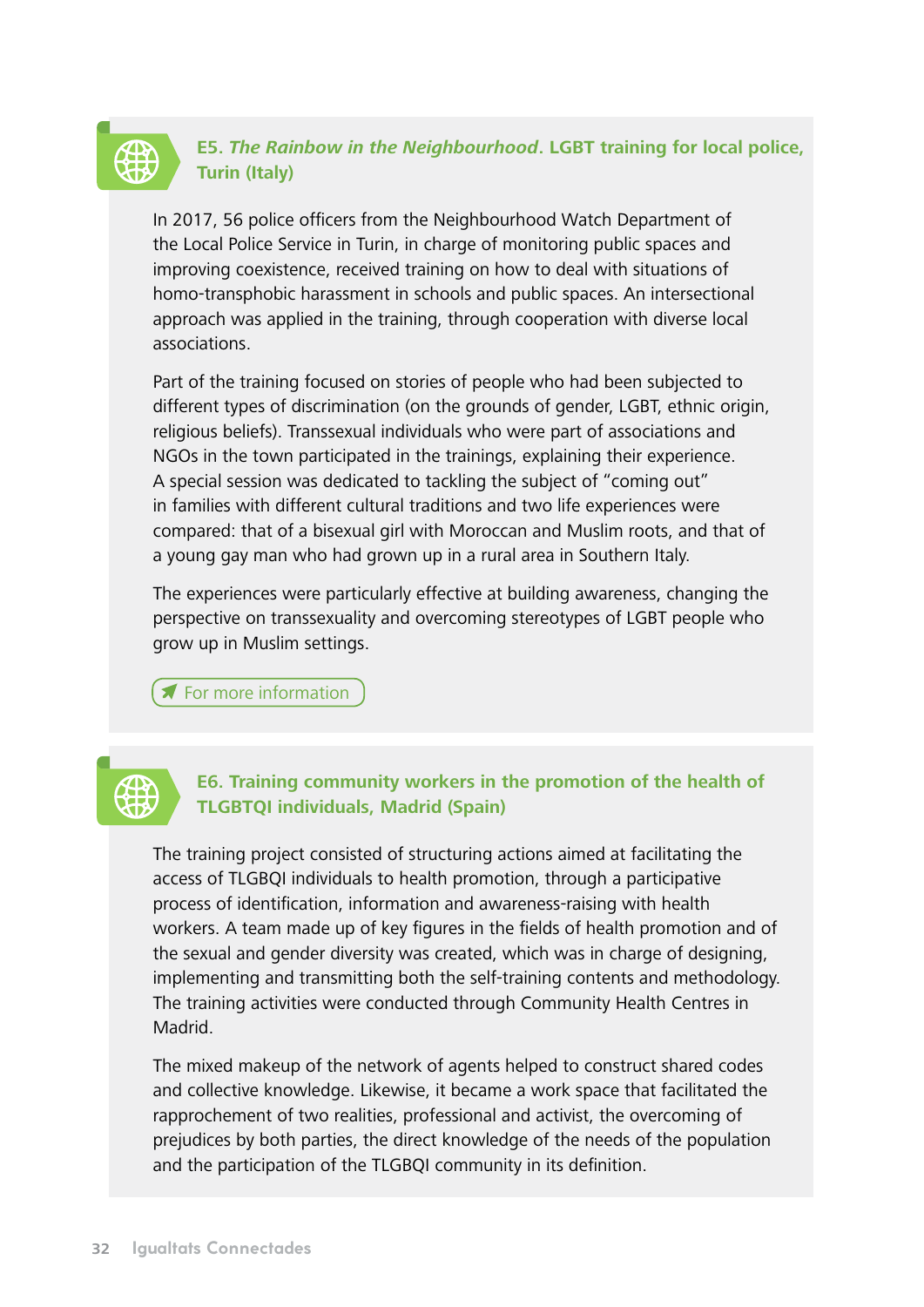### E5. *The Rainbow in the Neighbourhood*. LGBT training for local police, Turin (Italy)

In 2017, 56 police officers from the Neighbourhood Watch Department of the Local Police Service in Turin, in charge of monitoring public spaces and improving coexistence, received training on how to deal with situations of homo-transphobic harassment in schools and public spaces. An intersectional approach was applied in the training, through cooperation with diverse local associations.

Part of the training focused on stories of people who had been subjected to different types of discrimination (on the grounds of gender, LGBT, ethnic origin, religious beliefs). Transsexual individuals who were part of associations and NGOs in the town participated in the trainings, explaining their experience. A special session was dedicated to tackling the subject of "coming out" in families with different cultural traditions and two life experiences were compared: that of a bisexual girl with Moroccan and Muslim roots, and that of a young gay man who had grown up in a rural area in Southern Italy.

The experiences were particularly effective at building awareness, changing the perspective on transsexuality and overcoming stereotypes of LGBT people who grow up in Muslim settings.

For more information

### E6. Training community workers in the promotion of the health of TLGBTQI individuals, Madrid (Spain)

The training project consisted of structuring actions aimed at facilitating the access of TLGBQI individuals to health promotion, through a participative process of identification, information and awareness-raising with health workers. A team made up of key figures in the fields of health promotion and of the sexual and gender diversity was created, which was in charge of designing, implementing and transmitting both the self-training contents and methodology. The training activities were conducted through Community Health Centres in Madrid.

The mixed makeup of the network of agents helped to construct shared codes and collective knowledge. Likewise, it became a work space that facilitated the rapprochement of two realities, professional and activist, the overcoming of prejudices by both parties, the direct knowledge of the needs of the population and the participation of the TLGBQI community in its definition.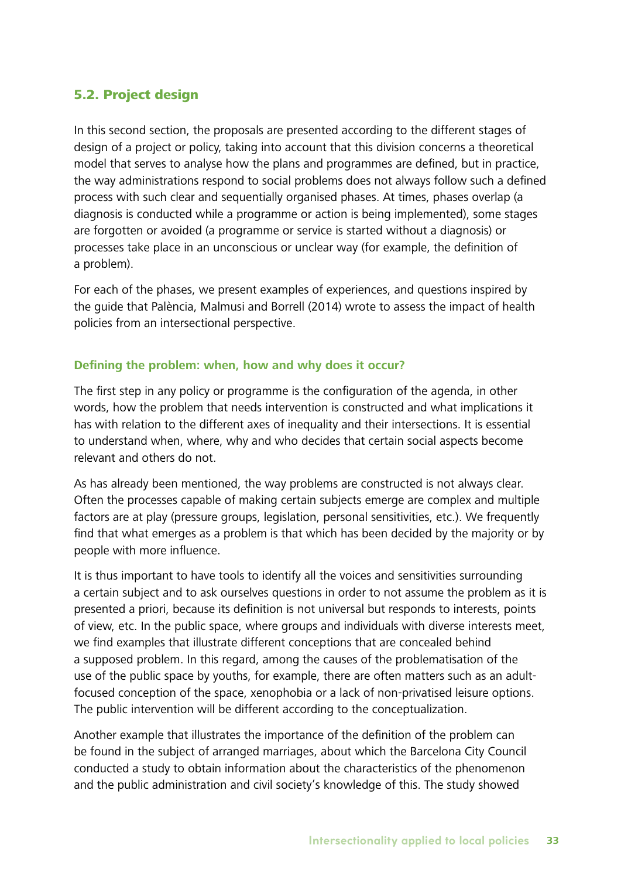## 5.2. Project design

In this second section, the proposals are presented according to the different stages of design of a project or policy, taking into account that this division concerns a theoretical model that serves to analyse how the plans and programmes are defined, but in practice, the way administrations respond to social problems does not always follow such a defined process with such clear and sequentially organised phases. At times, phases overlap (a diagnosis is conducted while a programme or action is being implemented), some stages are forgotten or avoided (a programme or service is started without a diagnosis) or processes take place in an unconscious or unclear way (for example, the definition of a problem).

For each of the phases, we present examples of experiences, and questions inspired by the guide that Palència, Malmusi and Borrell (2014) wrote to assess the impact of health policies from an intersectional perspective.

### Defining the problem: when, how and why does it occur?

The first step in any policy or programme is the configuration of the agenda, in other words, how the problem that needs intervention is constructed and what implications it has with relation to the different axes of inequality and their intersections. It is essential to understand when, where, why and who decides that certain social aspects become relevant and others do not.

As has already been mentioned, the way problems are constructed is not always clear. Often the processes capable of making certain subjects emerge are complex and multiple factors are at play (pressure groups, legislation, personal sensitivities, etc.). We frequently find that what emerges as a problem is that which has been decided by the majority or by people with more influence.

It is thus important to have tools to identify all the voices and sensitivities surrounding a certain subject and to ask ourselves questions in order to not assume the problem as it is presented a priori, because its definition is not universal but responds to interests, points of view, etc. In the public space, where groups and individuals with diverse interests meet, we find examples that illustrate different conceptions that are concealed behind a supposed problem. In this regard, among the causes of the problematisation of the use of the public space by youths, for example, there are often matters such as an adult-focused conception of the space, xenophobia or a lack of non-privatised leisure options. The public intervention will be different according to the conceptualization.

Another example that illustrates the importance of the definition of the problem can be found in the subject of arranged marriages, about which the Barcelona City Council conducted a study to obtain information about the characteristics of the phenomenon and the public administration and civil society's knowledge of this. The study showed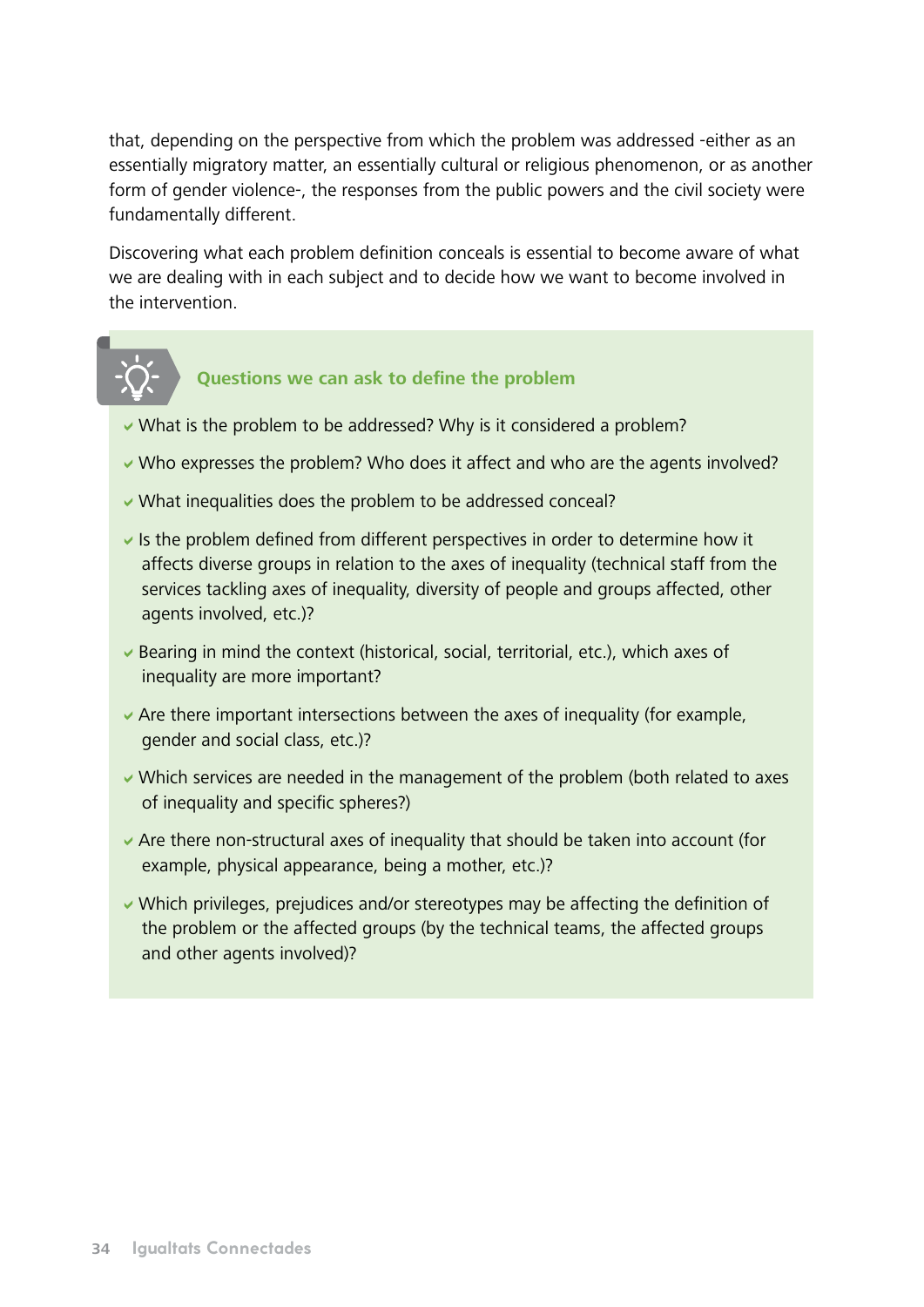that, depending on the perspective from which the problem was addressed -either as an essentially migratory matter, an essentially cultural or religious phenomenon, or as another form of gender violence-, the responses from the public powers and the civil society were fundamentally different.

Discovering what each problem definition conceals is essential to become aware of what we are dealing with in each subject and to decide how we want to become involved in the intervention.

### Questions we can ask to define the problem

- What is the problem to be addressed? Why is it considered a problem?
- Who expresses the problem? Who does it affect and who are the agents involved?
- What inequalities does the problem to be addressed conceal?
- Is the problem defined from different perspectives in order to determine how it affects diverse groups in relation to the axes of inequality (technical staff from the services tackling axes of inequality, diversity of people and groups affected, other agents involved, etc.)?
- Bearing in mind the context (historical, social, territorial, etc.), which axes of inequality are more important?
- Are there important intersections between the axes of inequality (for example, gender and social class, etc.)?
- Which services are needed in the management of the problem (both related to axes of inequality and specific spheres?)
- Are there non-structural axes of inequality that should be taken into account (for example, physical appearance, being a mother, etc.)?
- Which privileges, prejudices and/or stereotypes may be affecting the definition of the problem or the affected groups (by the technical teams, the affected groups and other agents involved)?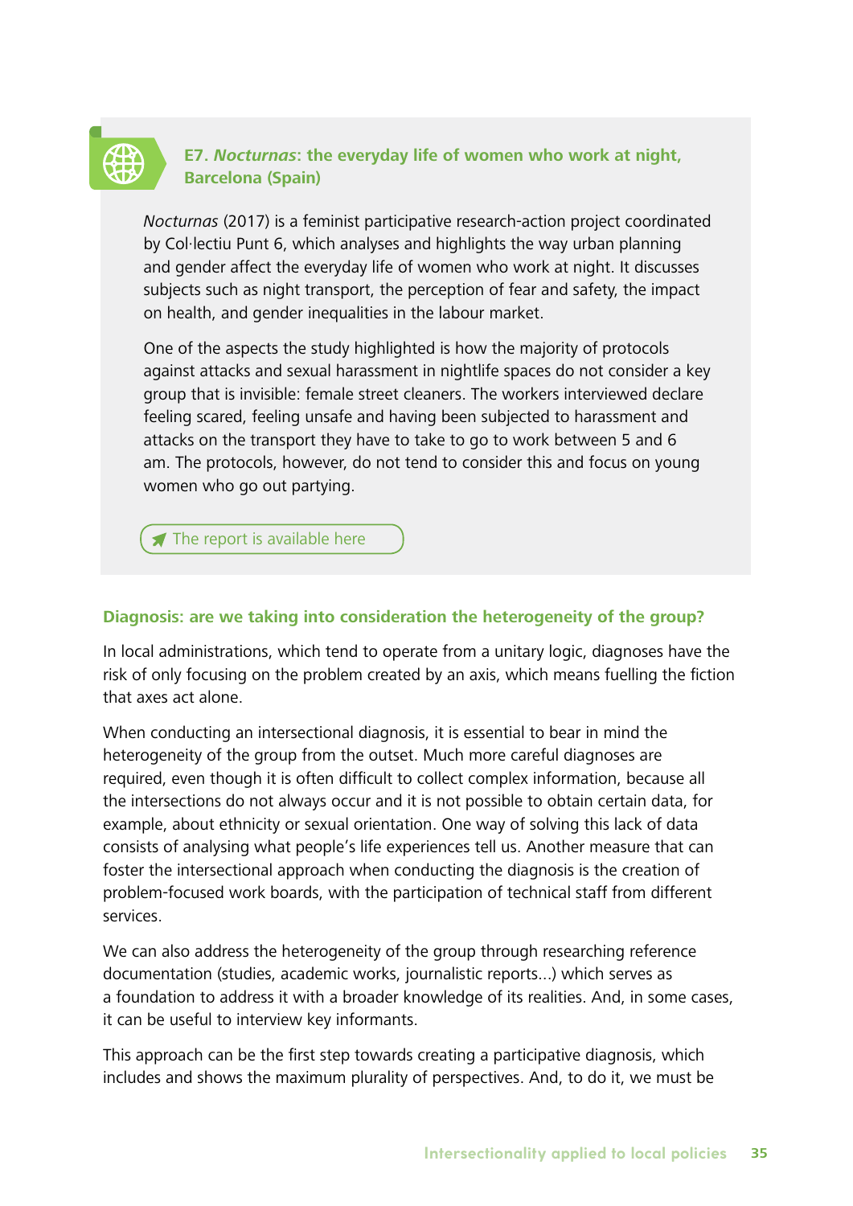### E7. *Nocturnas*: the everyday life of women who work at night, Barcelona (Spain)

*Nocturnas* (2017) is a feminist participative research-action project coordinated by Col·lectiu Punt 6, which analyses and highlights the way urban planning and gender affect the everyday life of women who work at night. It discusses subjects such as night transport, the perception of fear and safety, the impact on health, and gender inequalities in the labour market.

One of the aspects the study highlighted is how the majority of protocols against attacks and sexual harassment in nightlife spaces do not consider a key group that is invisible: female street cleaners. The workers interviewed declare feeling scared, feeling unsafe and having been subjected to harassment and attacks on the transport they have to take to go to work between 5 and 6 am. The protocols, however, do not tend to consider this and focus on young women who go out partying.

The report is available here

### Diagnosis: are we taking into consideration the heterogeneity of the group?

In local administrations, which tend to operate from a unitary logic, diagnoses have the risk of only focusing on the problem created by an axis, which means fuelling the fiction that axes act alone.

When conducting an intersectional diagnosis, it is essential to bear in mind the heterogeneity of the group from the outset. Much more careful diagnoses are required, even though it is often difficult to collect complex information, because all the intersections do not always occur and it is not possible to obtain certain data, for example, about ethnicity or sexual orientation. One way of solving this lack of data consists of analysing what people's life experiences tell us. Another measure that can foster the intersectional approach when conducting the diagnosis is the creation of problem-focused work boards, with the participation of technical staff from different services.

We can also address the heterogeneity of the group through researching reference documentation (studies, academic works, journalistic reports...) which serves as a foundation to address it with a broader knowledge of its realities. And, in some cases, it can be useful to interview key informants.

This approach can be the first step towards creating a participative diagnosis, which includes and shows the maximum plurality of perspectives. And, to do it, we must be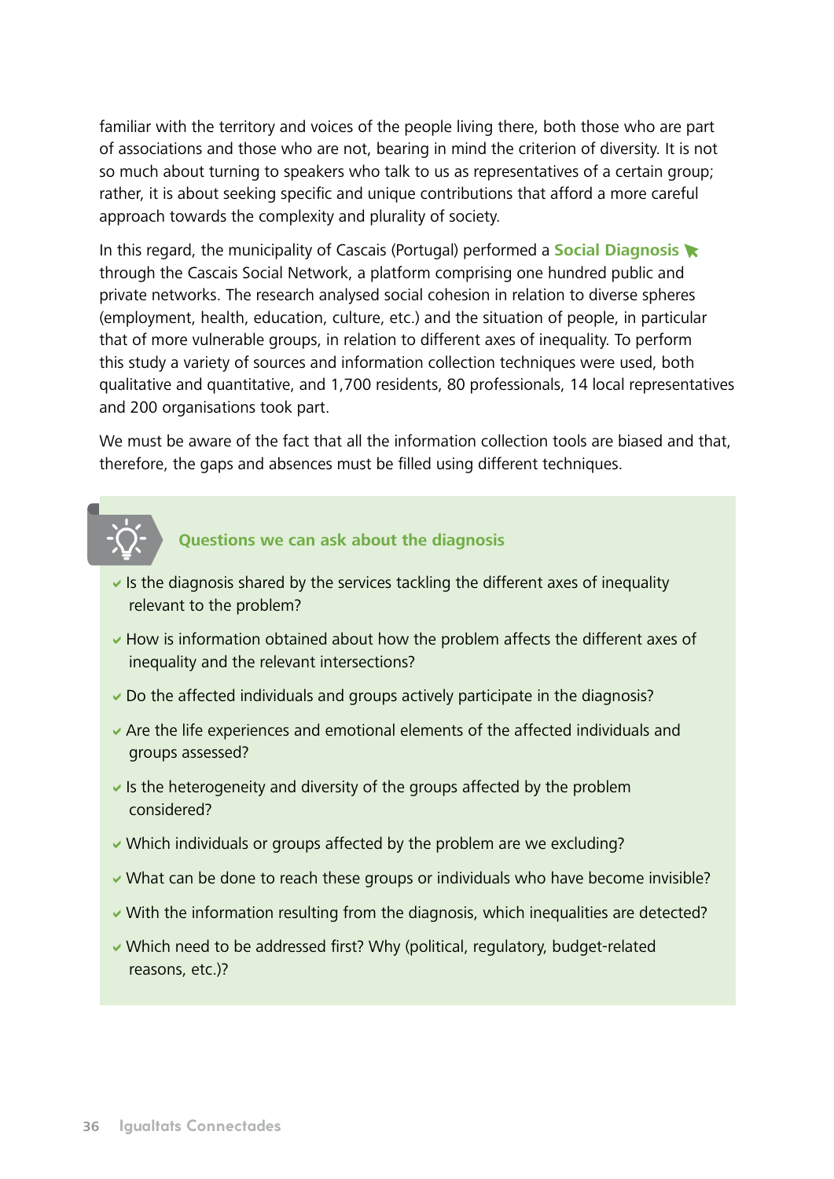familiar with the territory and voices of the people living there, both those who are part of associations and those who are not, bearing in mind the criterion of diversity. It is not so much about turning to speakers who talk to us as representatives of a certain group; rather, it is about seeking specific and unique contributions that afford a more careful approach towards the complexity and plurality of society.

In this regard, the municipality of Cascais (Portugal) performed a **Social Diagnosis** through the Cascais Social Network, a platform comprising one hundred public and private networks. The research analysed social cohesion in relation to diverse spheres (employment, health, education, culture, etc.) and the situation of people, in particular that of more vulnerable groups, in relation to different axes of inequality. To perform this study a variety of sources and information collection techniques were used, both qualitative and quantitative, and 1,700 residents, 80 professionals, 14 local representatives and 200 organisations took part.

We must be aware of the fact that all the information collection tools are biased and that, therefore, the gaps and absences must be filled using different techniques.

### Questions we can ask about the diagnosis

- Is the diagnosis shared by the services tackling the different axes of inequality relevant to the problem?
- How is information obtained about how the problem affects the different axes of inequality and the relevant intersections?
- Do the affected individuals and groups actively participate in the diagnosis?
- Are the life experiences and emotional elements of the affected individuals and groups assessed?
- Is the heterogeneity and diversity of the groups affected by the problem considered?
- Which individuals or groups affected by the problem are we excluding?
- What can be done to reach these groups or individuals who have become invisible?
- With the information resulting from the diagnosis, which inequalities are detected?
- Which need to be addressed first? Why (political, regulatory, budget-related reasons, etc.)?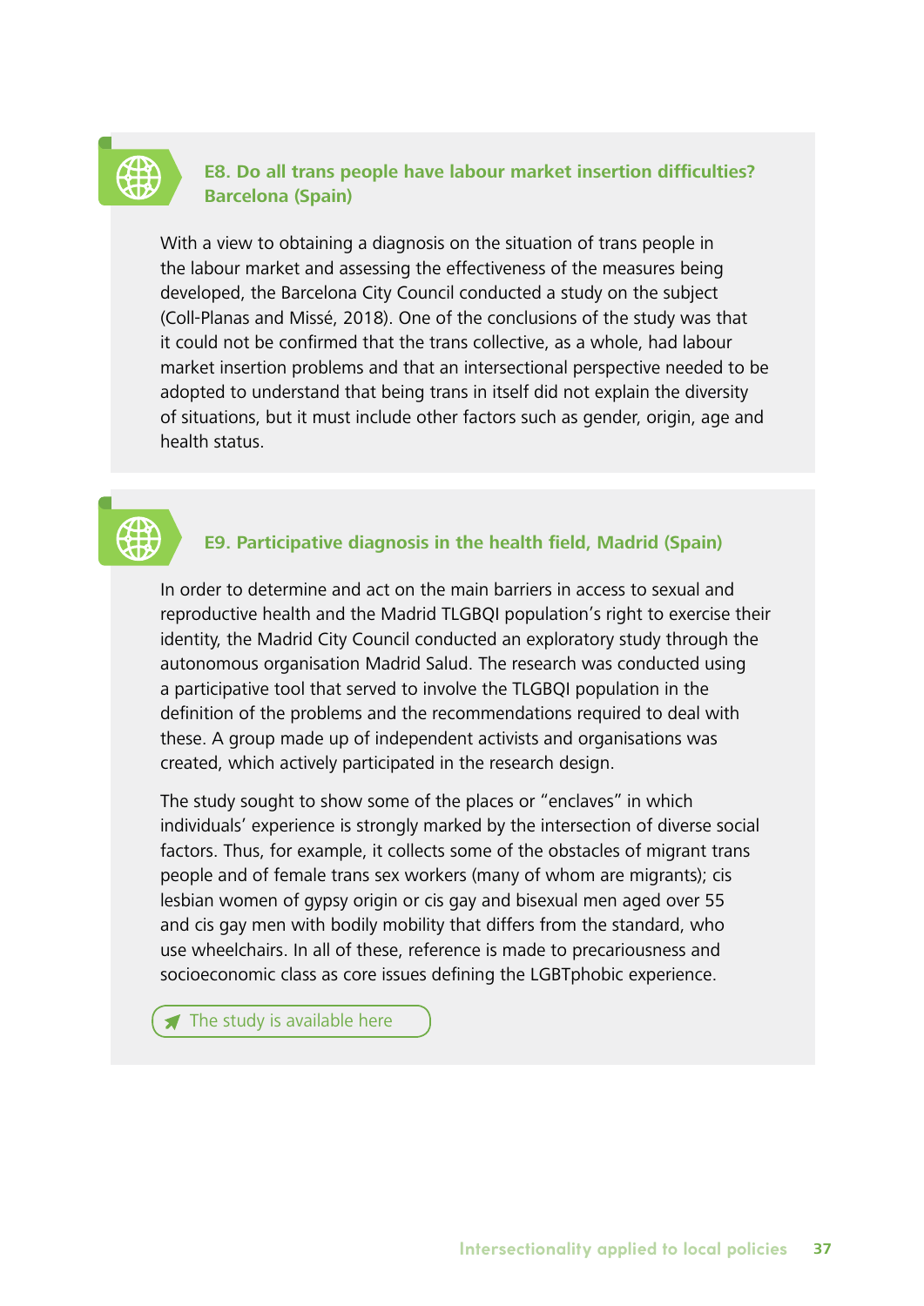### E8. Do all trans people have labour market insertion difficulties? Barcelona (Spain)

With a view to obtaining a diagnosis on the situation of trans people in the labour market and assessing the effectiveness of the measures being developed, the Barcelona City Council conducted a study on the subject (Coll-Planas and Missé, 2018). One of the conclusions of the study was that it could not be confirmed that the trans collective, as a whole, had labour market insertion problems and that an intersectional perspective needed to be adopted to understand that being trans in itself did not explain the diversity of situations, but it must include other factors such as gender, origin, age and health status.

### E9. Participative diagnosis in the health field, Madrid (Spain)

In order to determine and act on the main barriers in access to sexual and reproductive health and the Madrid TLGBQI population's right to exercise their identity, the Madrid City Council conducted an exploratory study through the autonomous organisation Madrid Salud. The research was conducted using a participative tool that served to involve the TLGBQI population in the definition of the problems and the recommendations required to deal with these. A group made up of independent activists and organisations was created, which actively participated in the research design.

The study sought to show some of the places or "enclaves" in which individuals' experience is strongly marked by the intersection of diverse social factors. Thus, for example, it collects some of the obstacles of migrant trans people and of female trans sex workers (many of whom are migrants); cis lesbian women of gypsy origin or cis gay and bisexual men aged over 55 and cis gay men with bodily mobility that differs from the standard, who use wheelchairs. In all of these, reference is made to precariousness and socioeconomic class as core issues defining the LGBTphobic experience.

The study is available here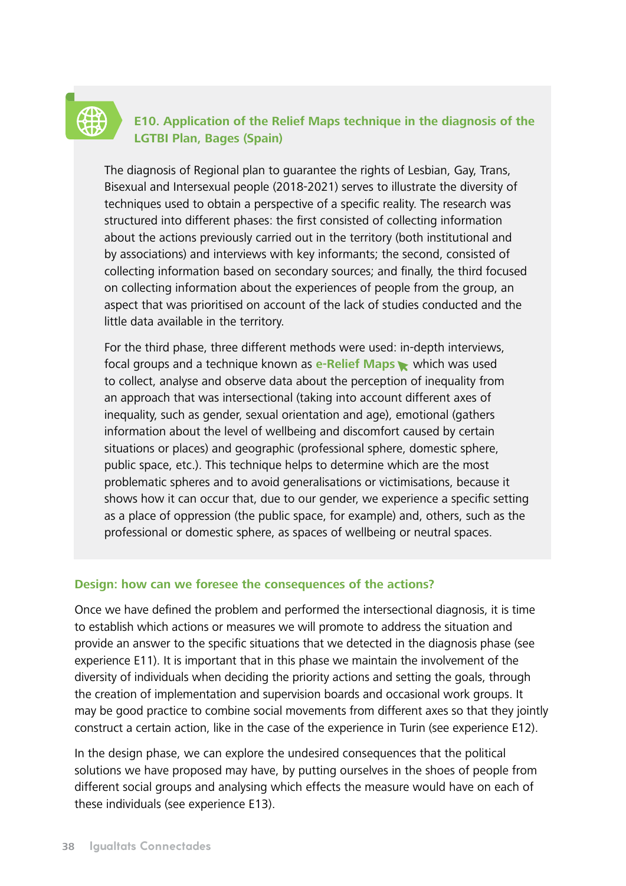### E10. Application of the Relief Maps technique in the diagnosis of the LGTBI Plan, Bages (Spain)

The diagnosis of Regional plan to guarantee the rights of Lesbian, Gay, Trans, Bisexual and Intersexual people (2018-2021) serves to illustrate the diversity of techniques used to obtain a perspective of a specific reality. The research was structured into different phases: the first consisted of collecting information about the actions previously carried out in the territory (both institutional and by associations) and interviews with key informants; the second, consisted of collecting information based on secondary sources; and finally, the third focused on collecting information about the experiences of people from the group, an aspect that was prioritised on account of the lack of studies conducted and the little data available in the territory.

For the third phase, three different methods were used: in-depth interviews, focal groups and a technique known as **e-Relief Maps** which was used to collect, analyse and observe data about the perception of inequality from an approach that was intersectional (taking into account different axes of inequality, such as gender, sexual orientation and age), emotional (gathers information about the level of wellbeing and discomfort caused by certain situations or places) and geographic (professional sphere, domestic sphere, public space, etc.). This technique helps to determine which are the most problematic spheres and to avoid generalisations or victimisations, because it shows how it can occur that, due to our gender, we experience a specific setting as a place of oppression (the public space, for example) and, others, such as the professional or domestic sphere, as spaces of wellbeing or neutral spaces.

### Design: how can we foresee the consequences of the actions?

Once we have defined the problem and performed the intersectional diagnosis, it is time to establish which actions or measures we will promote to address the situation and provide an answer to the specific situations that we detected in the diagnosis phase (see experience E11). It is important that in this phase we maintain the involvement of the diversity of individuals when deciding the priority actions and setting the goals, through the creation of implementation and supervision boards and occasional work groups. It may be good practice to combine social movements from different axes so that they jointly construct a certain action, like in the case of the experience in Turin (see experience E12).

In the design phase, we can explore the undesired consequences that the political solutions we have proposed may have, by putting ourselves in the shoes of people from different social groups and analysing which effects the measure would have on each of these individuals (see experience E13).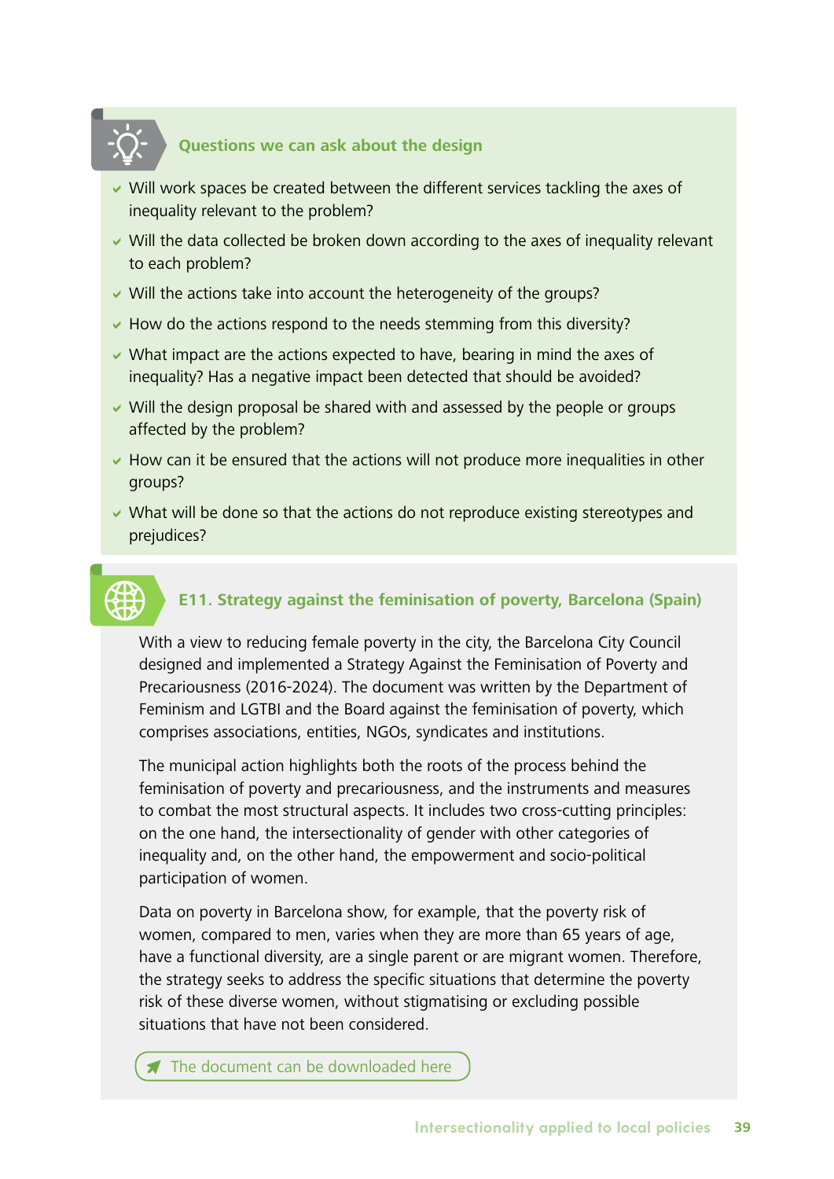### Questions we can ask about the design

- Will work spaces be created between the different services tackling the axes of inequality relevant to the problem?
- Will the data collected be broken down according to the axes of inequality relevant to each problem?
- Will the actions take into account the heterogeneity of the groups?
- How do the actions respond to the needs stemming from this diversity?
- What impact are the actions expected to have, bearing in mind the axes of inequality? Has a negative impact been detected that should be avoided?
- Will the design proposal be shared with and assessed by the people or groups affected by the problem?
- How can it be ensured that the actions will not produce more inequalities in other groups?
- What will be done so that the actions do not reproduce existing stereotypes and prejudices?

### E11. Strategy against the feminisation of poverty, Barcelona (Spain)

With a view to reducing female poverty in the city, the Barcelona City Council designed and implemented a Strategy Against the Feminisation of Poverty and Precariousness (2016-2024). The document was written by the Department of Feminism and LGTBI and the Board against the feminisation of poverty, which comprises associations, entities, NGOs, syndicates and institutions.

The municipal action highlights both the roots of the process behind the feminisation of poverty and precariousness, and the instruments and measures to combat the most structural aspects. It includes two cross-cutting principles: on the one hand, the intersectionality of gender with other categories of inequality and, on the other hand, the empowerment and socio-political participation of women.

Data on poverty in Barcelona show, for example, that the poverty risk of women, compared to men, varies when they are more than 65 years of age, have a functional diversity, are a single parent or are migrant women. Therefore, the strategy seeks to address the specific situations that determine the poverty risk of these diverse women, without stigmatising or excluding possible situations that have not been considered.

The document can be downloaded here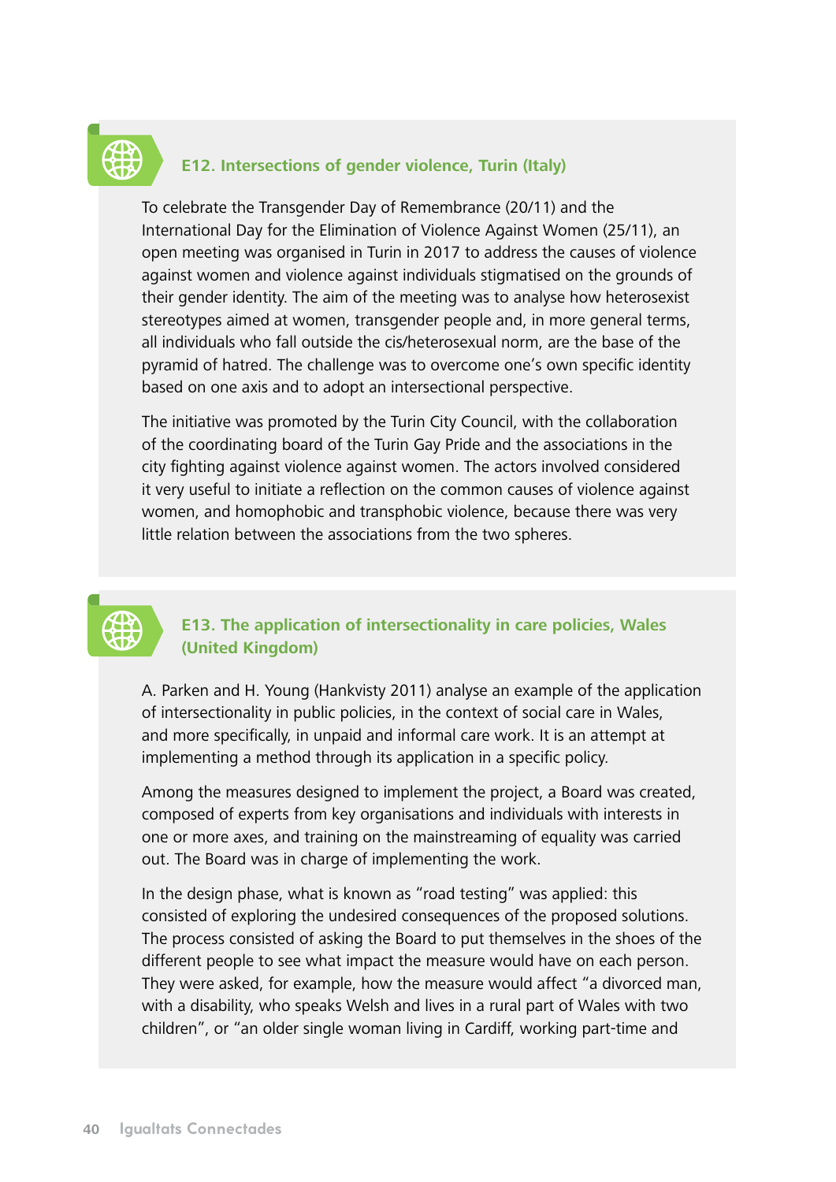### E12. Intersections of gender violence, Turin (Italy)

To celebrate the Transgender Day of Remembrance (20/11) and the International Day for the Elimination of Violence Against Women (25/11), an open meeting was organised in Turin in 2017 to address the causes of violence against women and violence against individuals stigmatised on the grounds of their gender identity. The aim of the meeting was to analyse how heterosexist stereotypes aimed at women, transgender people and, in more general terms, all individuals who fall outside the cis/heterosexual norm, are the base of the pyramid of hatred. The challenge was to overcome one's own specific identity based on one axis and to adopt an intersectional perspective.

The initiative was promoted by the Turin City Council, with the collaboration of the coordinating board of the Turin Gay Pride and the associations in the city fighting against violence against women. The actors involved considered it very useful to initiate a reflection on the common causes of violence against women, and homophobic and transphobic violence, because there was very little relation between the associations from the two spheres.

### E13. The application of intersectionality in care policies, Wales (United Kingdom)

A. Parken and H. Young (Hankvisty 2011) analyse an example of the application of intersectionality in public policies, in the context of social care in Wales, and more specifically, in unpaid and informal care work. It is an attempt at implementing a method through its application in a specific policy.

Among the measures designed to implement the project, a Board was created, composed of experts from key organisations and individuals with interests in one or more axes, and training on the mainstreaming of equality was carried out. The Board was in charge of implementing the work.

In the design phase, what is known as "road testing" was applied: this consisted of exploring the undesired consequences of the proposed solutions. The process consisted of asking the Board to put themselves in the shoes of the different people to see what impact the measure would have on each person. They were asked, for example, how the measure would affect "a divorced man, with a disability, who speaks Welsh and lives in a rural part of Wales with two children", or "an older single woman living in Cardiff, working part-time and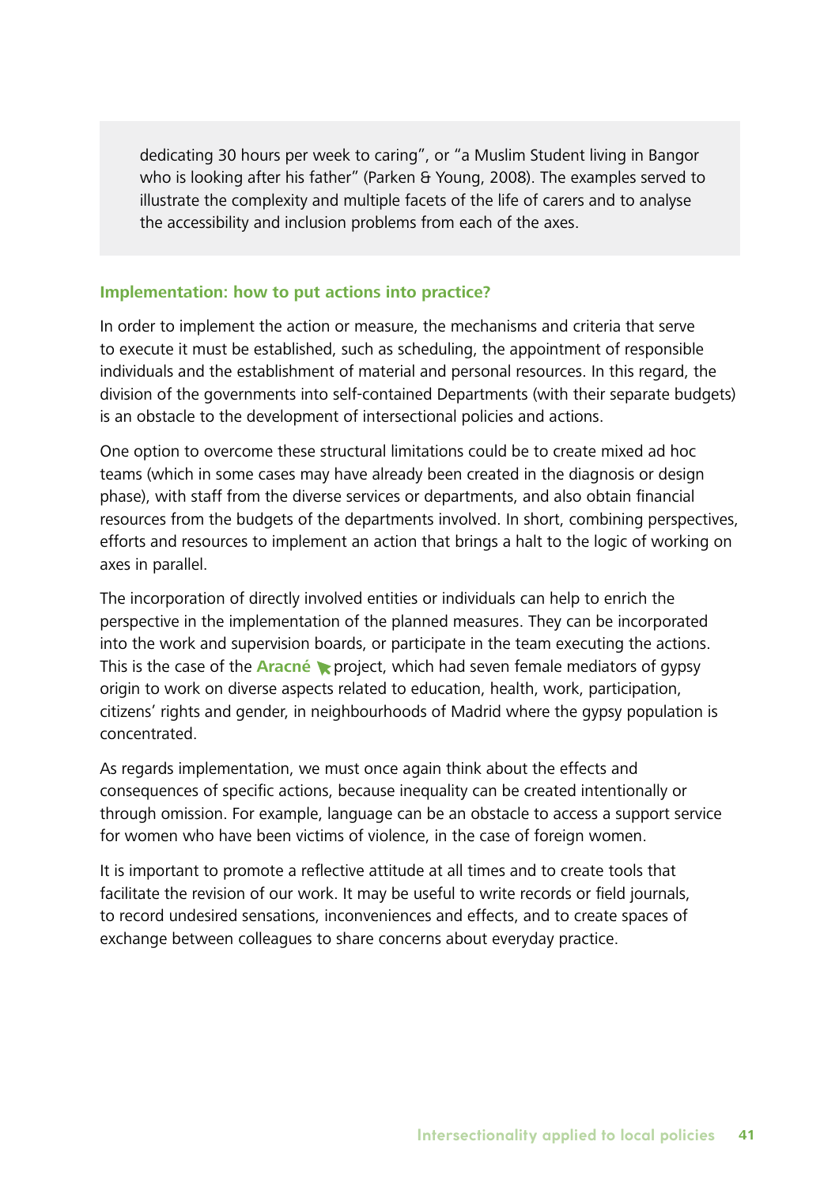dedicating 30 hours per week to caring", or "a Muslim Student living in Bangor who is looking after his father" (Parken & Young, 2008). The examples served to illustrate the complexity and multiple facets of the life of carers and to analyse the accessibility and inclusion problems from each of the axes.

**Implementation: how to put actions into practice?**

In order to implement the action or measure, the mechanisms and criteria that serve to execute it must be established, such as scheduling, the appointment of responsible individuals and the establishment of material and personal resources. In this regard, the division of the governments into self-contained Departments (with their separate budgets) is an obstacle to the development of intersectional policies and actions.

One option to overcome these structural limitations could be to create mixed ad hoc teams (which in some cases may have already been created in the diagnosis or design phase), with staff from the diverse services or departments, and also obtain financial resources from the budgets of the departments involved. In short, combining perspectives, efforts and resources to implement an action that brings a halt to the logic of working on axes in parallel.

The incorporation of directly involved entities or individuals can help to enrich the perspective in the implementation of the planned measures. They can be incorporated into the work and supervision boards, or participate in the team executing the actions. This is the case of the **Aracné** project, which had seven female mediators of gypsy origin to work on diverse aspects related to education, health, work, participation, citizens' rights and gender, in neighbourhoods of Madrid where the gypsy population is concentrated.

As regards implementation, we must once again think about the effects and consequences of specific actions, because inequality can be created intentionally or through omission. For example, language can be an obstacle to access a support service for women who have been victims of violence, in the case of foreign women.

It is important to promote a reflective attitude at all times and to create tools that facilitate the revision of our work. It may be useful to write records or field journals, to record undesired sensations, inconveniences and effects, and to create spaces of exchange between colleagues to share concerns about everyday practice.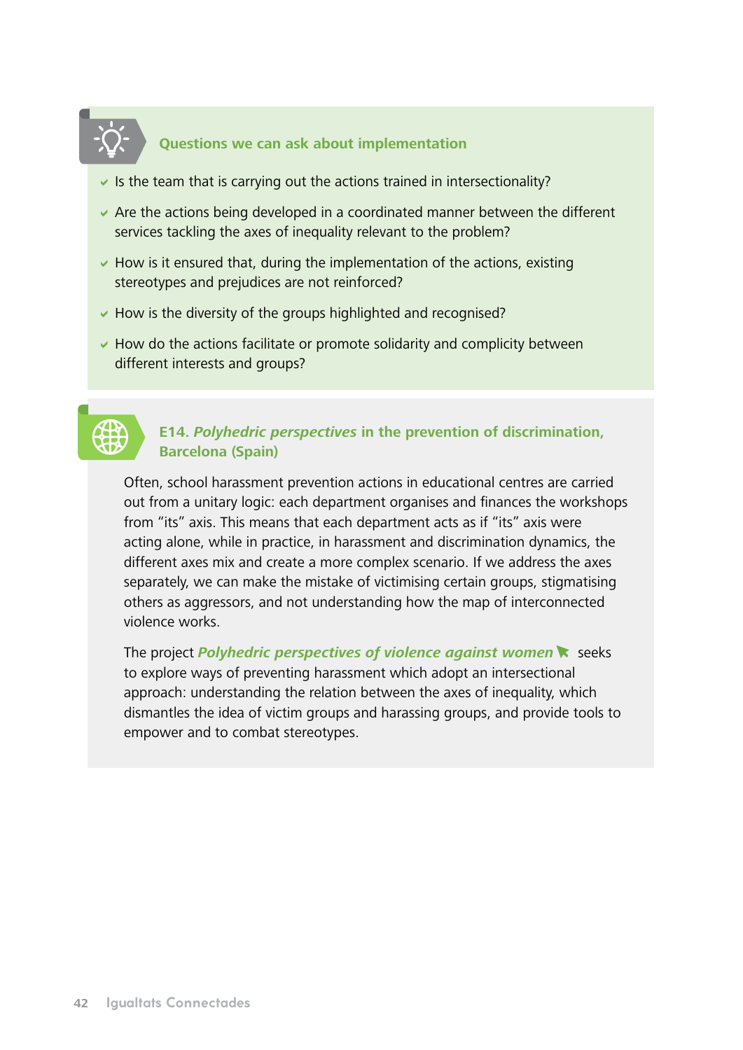### Questions we can ask about implementation

- Is the team that is carrying out the actions trained in intersectionality?
- Are the actions being developed in a coordinated manner between the different services tackling the axes of inequality relevant to the problem?
- How is it ensured that, during the implementation of the actions, existing stereotypes and prejudices are not reinforced?
- How is the diversity of the groups highlighted and recognised?
- How do the actions facilitate or promote solidarity and complicity between different interests and groups?

### E14. *Polyhedric perspectives* in the prevention of discrimination, Barcelona (Spain)

Often, school harassment prevention actions in educational centres are carried out from a unitary logic: each department organises and finances the workshops from "its" axis. This means that each department acts as if "its" axis were acting alone, while in practice, in harassment and discrimination dynamics, the different axes mix and create a more complex scenario. If we address the axes separately, we can make the mistake of victimising certain groups, stigmatising others as aggressors, and not understanding how the map of interconnected violence works.

The project ***Polyhedric perspectives of violence against women*** seeks to explore ways of preventing harassment which adopt an intersectional approach: understanding the relation between the axes of inequality, which dismantles the idea of victim groups and harassing groups, and provide tools to empower and to combat stereotypes.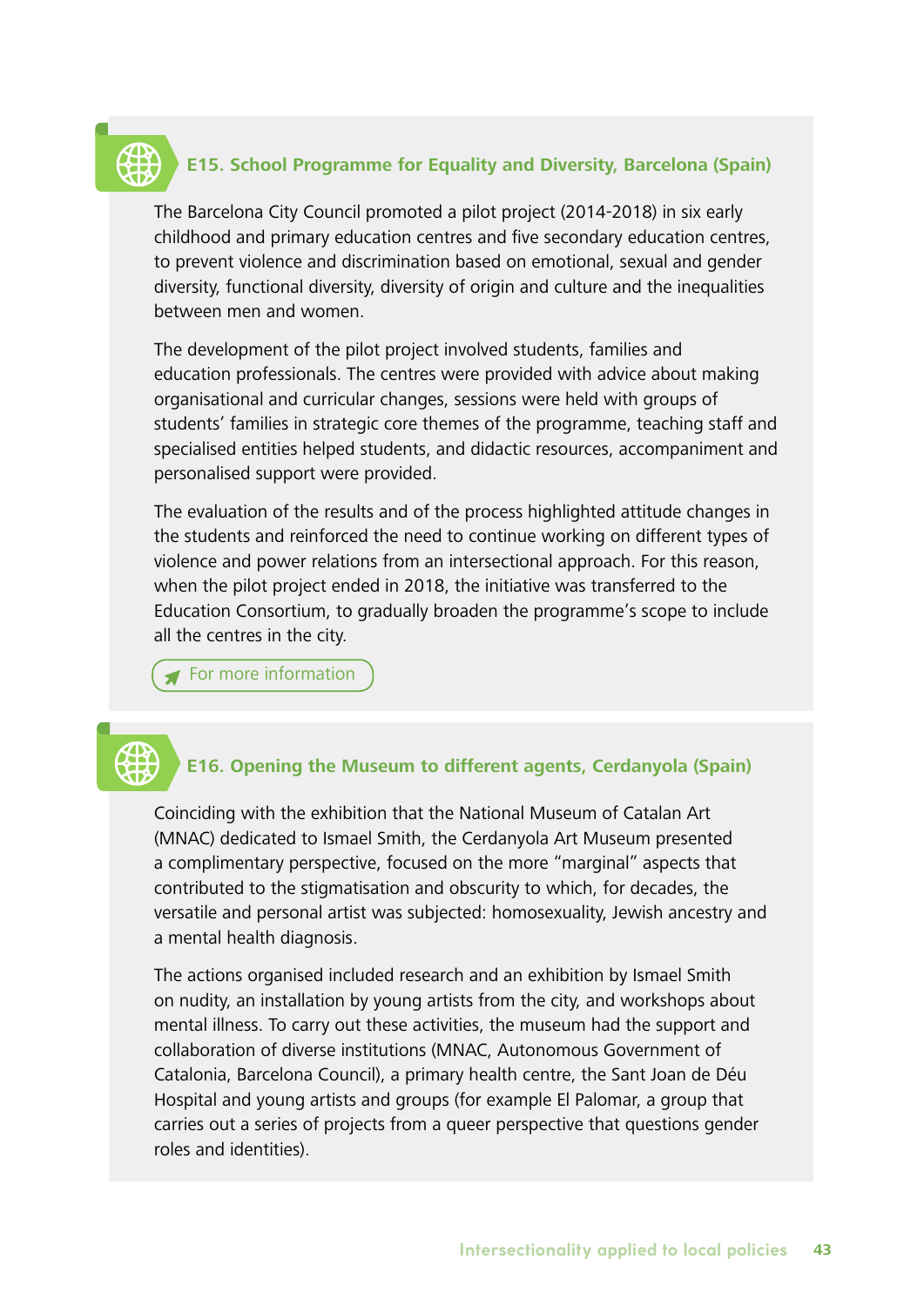### E15. School Programme for Equality and Diversity, Barcelona (Spain)

The Barcelona City Council promoted a pilot project (2014-2018) in six early childhood and primary education centres and five secondary education centres, to prevent violence and discrimination based on emotional, sexual and gender diversity, functional diversity, diversity of origin and culture and the inequalities between men and women.

The development of the pilot project involved students, families and education professionals. The centres were provided with advice about making organisational and curricular changes, sessions were held with groups of students' families in strategic core themes of the programme, teaching staff and specialised entities helped students, and didactic resources, accompaniment and personalised support were provided.

The evaluation of the results and of the process highlighted attitude changes in the students and reinforced the need to continue working on different types of violence and power relations from an intersectional approach. For this reason, when the pilot project ended in 2018, the initiative was transferred to the Education Consortium, to gradually broaden the programme's scope to include all the centres in the city.

For more information

### E16. Opening the Museum to different agents, Cerdanyola (Spain)

Coinciding with the exhibition that the National Museum of Catalan Art (MNAC) dedicated to Ismael Smith, the Cerdanyola Art Museum presented a complimentary perspective, focused on the more "marginal" aspects that contributed to the stigmatisation and obscurity to which, for decades, the versatile and personal artist was subjected: homosexuality, Jewish ancestry and a mental health diagnosis.

The actions organised included research and an exhibition by Ismael Smith on nudity, an installation by young artists from the city, and workshops about mental illness. To carry out these activities, the museum had the support and collaboration of diverse institutions (MNAC, Autonomous Government of Catalonia, Barcelona Council), a primary health centre, the Sant Joan de Déu Hospital and young artists and groups (for example El Palomar, a group that carries out a series of projects from a queer perspective that questions gender roles and identities).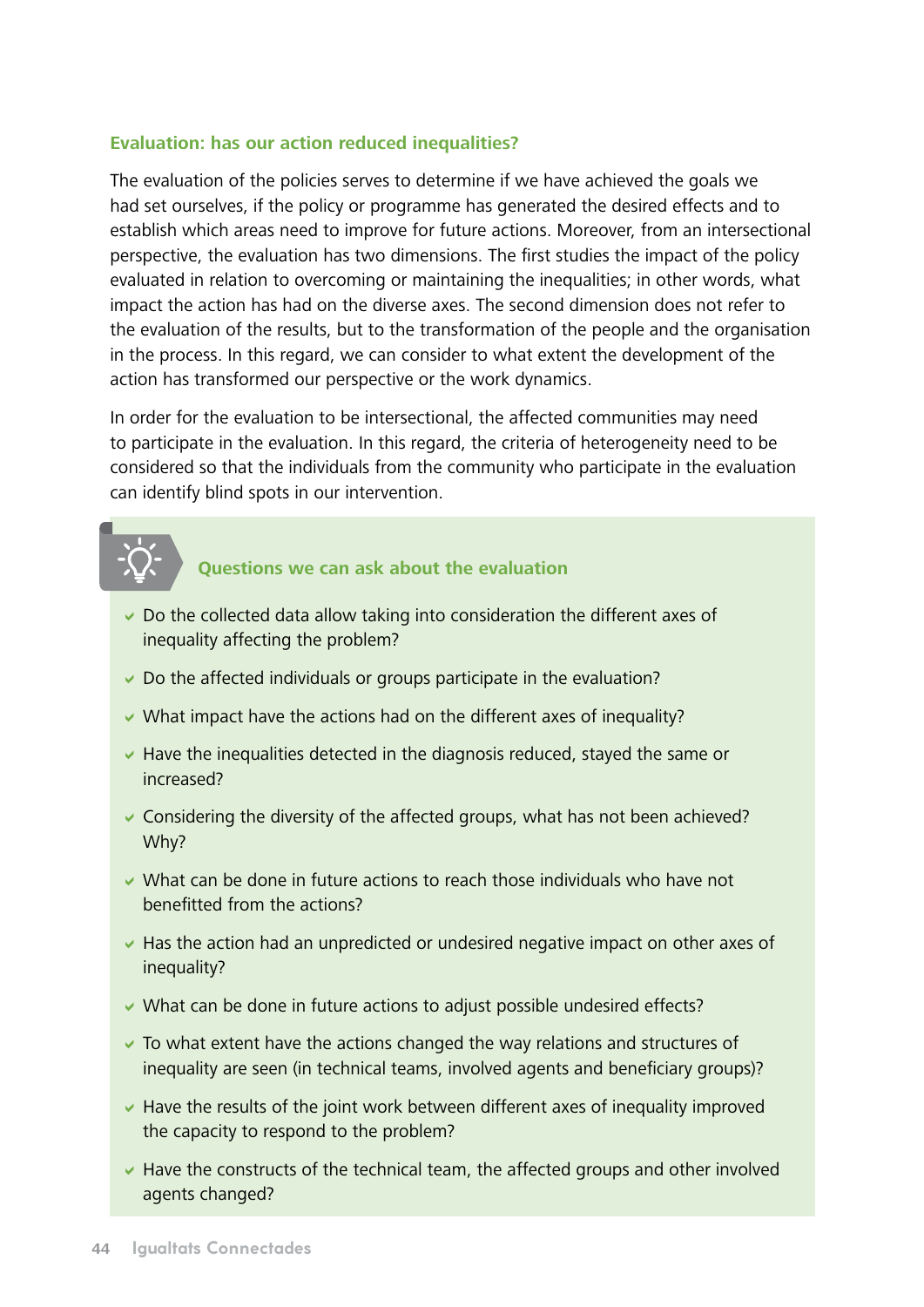### Evaluation: has our action reduced inequalities?

The evaluation of the policies serves to determine if we have achieved the goals we had set ourselves, if the policy or programme has generated the desired effects and to establish which areas need to improve for future actions. Moreover, from an intersectional perspective, the evaluation has two dimensions. The first studies the impact of the policy evaluated in relation to overcoming or maintaining the inequalities; in other words, what impact the action has had on the diverse axes. The second dimension does not refer to the evaluation of the results, but to the transformation of the people and the organisation in the process. In this regard, we can consider to what extent the development of the action has transformed our perspective or the work dynamics.

In order for the evaluation to be intersectional, the affected communities may need to participate in the evaluation. In this regard, the criteria of heterogeneity need to be considered so that the individuals from the community who participate in the evaluation can identify blind spots in our intervention.

#### Questions we can ask about the evaluation

- Do the collected data allow taking into consideration the different axes of inequality affecting the problem?
- Do the affected individuals or groups participate in the evaluation?
- What impact have the actions had on the different axes of inequality?
- Have the inequalities detected in the diagnosis reduced, stayed the same or increased?
- Considering the diversity of the affected groups, what has not been achieved? Why?
- What can be done in future actions to reach those individuals who have not benefitted from the actions?
- Has the action had an unpredicted or undesired negative impact on other axes of inequality?
- What can be done in future actions to adjust possible undesired effects?
- To what extent have the actions changed the way relations and structures of inequality are seen (in technical teams, involved agents and beneficiary groups)?
- Have the results of the joint work between different axes of inequality improved the capacity to respond to the problem?
- Have the constructs of the technical team, the affected groups and other involved agents changed?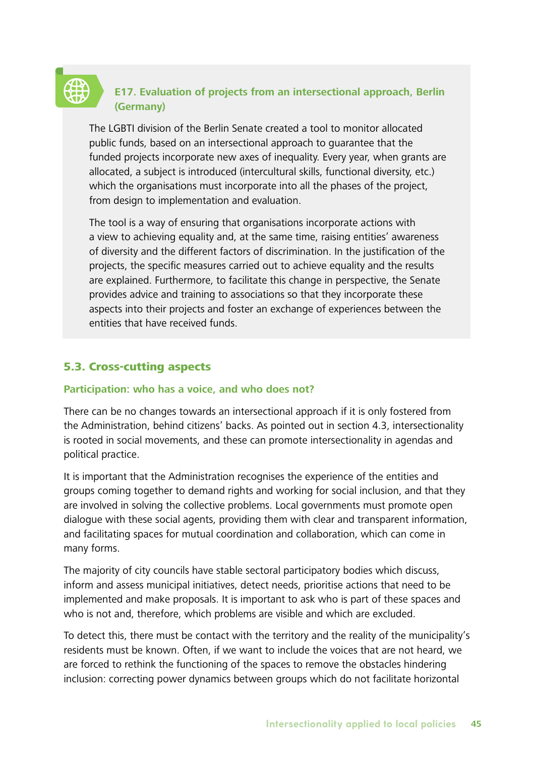### E17. Evaluation of projects from an intersectional approach, Berlin (Germany)

The LGBTI division of the Berlin Senate created a tool to monitor allocated public funds, based on an intersectional approach to guarantee that the funded projects incorporate new axes of inequality. Every year, when grants are allocated, a subject is introduced (intercultural skills, functional diversity, etc.) which the organisations must incorporate into all the phases of the project, from design to implementation and evaluation.

The tool is a way of ensuring that organisations incorporate actions with a view to achieving equality and, at the same time, raising entities' awareness of diversity and the different factors of discrimination. In the justification of the projects, the specific measures carried out to achieve equality and the results are explained. Furthermore, to facilitate this change in perspective, the Senate provides advice and training to associations so that they incorporate these aspects into their projects and foster an exchange of experiences between the entities that have received funds.

## 5.3. Cross-cutting aspects

### Participation: who has a voice, and who does not?

There can be no changes towards an intersectional approach if it is only fostered from the Administration, behind citizens' backs. As pointed out in section 4.3, intersectionality is rooted in social movements, and these can promote intersectionality in agendas and political practice.

It is important that the Administration recognises the experience of the entities and groups coming together to demand rights and working for social inclusion, and that they are involved in solving the collective problems. Local governments must promote open dialogue with these social agents, providing them with clear and transparent information, and facilitating spaces for mutual coordination and collaboration, which can come in many forms.

The majority of city councils have stable sectoral participatory bodies which discuss, inform and assess municipal initiatives, detect needs, prioritise actions that need to be implemented and make proposals. It is important to ask who is part of these spaces and who is not and, therefore, which problems are visible and which are excluded.

To detect this, there must be contact with the territory and the reality of the municipality's residents must be known. Often, if we want to include the voices that are not heard, we are forced to rethink the functioning of the spaces to remove the obstacles hindering inclusion: correcting power dynamics between groups which do not facilitate horizontal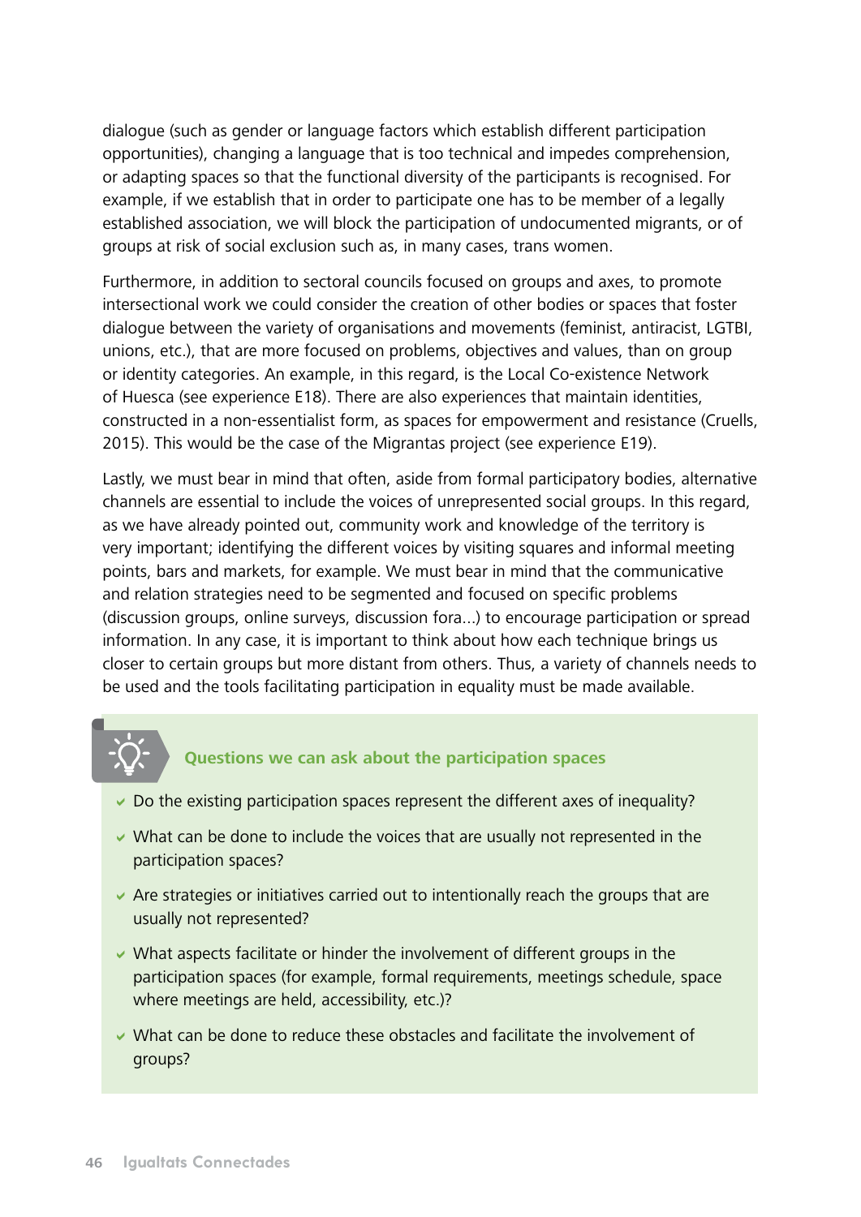dialogue (such as gender or language factors which establish different participation opportunities), changing a language that is too technical and impedes comprehension, or adapting spaces so that the functional diversity of the participants is recognised. For example, if we establish that in order to participate one has to be member of a legally established association, we will block the participation of undocumented migrants, or of groups at risk of social exclusion such as, in many cases, trans women.

Furthermore, in addition to sectoral councils focused on groups and axes, to promote intersectional work we could consider the creation of other bodies or spaces that foster dialogue between the variety of organisations and movements (feminist, antiracist, LGTBI, unions, etc.), that are more focused on problems, objectives and values, than on group or identity categories. An example, in this regard, is the Local Co-existence Network of Huesca (see experience E18). There are also experiences that maintain identities, constructed in a non-essentialist form, as spaces for empowerment and resistance (Cruells, 2015). This would be the case of the Migrantas project (see experience E19).

Lastly, we must bear in mind that often, aside from formal participatory bodies, alternative channels are essential to include the voices of unrepresented social groups. In this regard, as we have already pointed out, community work and knowledge of the territory is very important; identifying the different voices by visiting squares and informal meeting points, bars and markets, for example. We must bear in mind that the communicative and relation strategies need to be segmented and focused on specific problems (discussion groups, online surveys, discussion fora...) to encourage participation or spread information. In any case, it is important to think about how each technique brings us closer to certain groups but more distant from others. Thus, a variety of channels needs to be used and the tools facilitating participation in equality must be made available.

### Questions we can ask about the participation spaces

- Do the existing participation spaces represent the different axes of inequality?
- What can be done to include the voices that are usually not represented in the participation spaces?
- Are strategies or initiatives carried out to intentionally reach the groups that are usually not represented?
- What aspects facilitate or hinder the involvement of different groups in the participation spaces (for example, formal requirements, meetings schedule, space where meetings are held, accessibility, etc.)?
- What can be done to reduce these obstacles and facilitate the involvement of groups?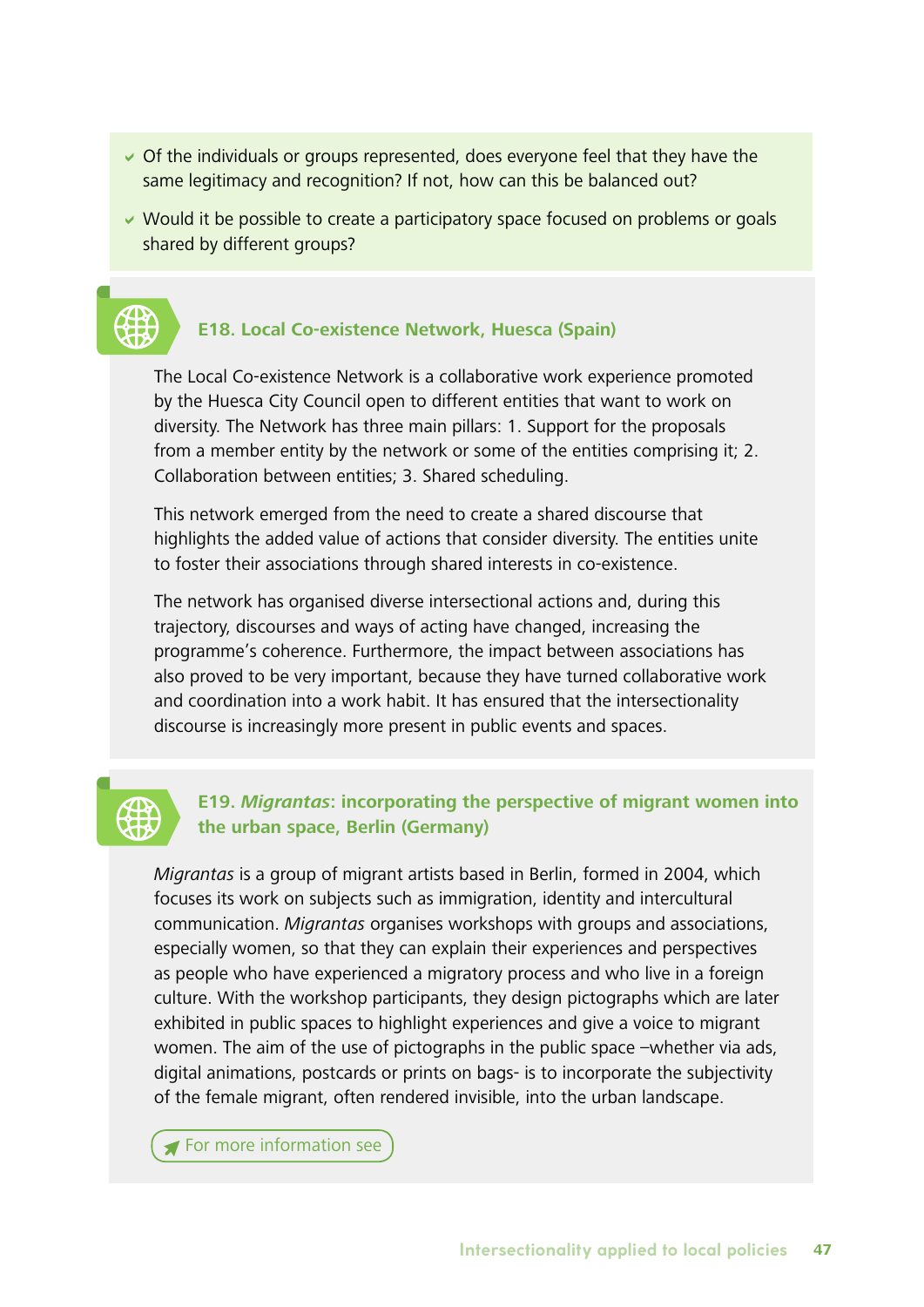- Of the individuals or groups represented, does everyone feel that they have the same legitimacy and recognition? If not, how can this be balanced out?
- Would it be possible to create a participatory space focused on problems or goals shared by different groups?

### E18. Local Co-existence Network, Huesca (Spain)

The Local Co-existence Network is a collaborative work experience promoted by the Huesca City Council open to different entities that want to work on diversity. The Network has three main pillars: 1. Support for the proposals from a member entity by the network or some of the entities comprising it; 2. Collaboration between entities; 3. Shared scheduling.

This network emerged from the need to create a shared discourse that highlights the added value of actions that consider diversity. The entities unite to foster their associations through shared interests in co-existence.

The network has organised diverse intersectional actions and, during this trajectory, discourses and ways of acting have changed, increasing the programme's coherence. Furthermore, the impact between associations has also proved to be very important, because they have turned collaborative work and coordination into a work habit. It has ensured that the intersectionality discourse is increasingly more present in public events and spaces.

### E19. *Migrantas*: incorporating the perspective of migrant women into the urban space, Berlin (Germany)

*Migrantas* is a group of migrant artists based in Berlin, formed in 2004, which focuses its work on subjects such as immigration, identity and intercultural communication. *Migrantas* organises workshops with groups and associations, especially women, so that they can explain their experiences and perspectives as people who have experienced a migratory process and who live in a foreign culture. With the workshop participants, they design pictographs which are later exhibited in public spaces to highlight experiences and give a voice to migrant women. The aim of the use of pictographs in the public space –whether via ads, digital animations, postcards or prints on bags- is to incorporate the subjectivity of the female migrant, often rendered invisible, into the urban landscape.

For more information see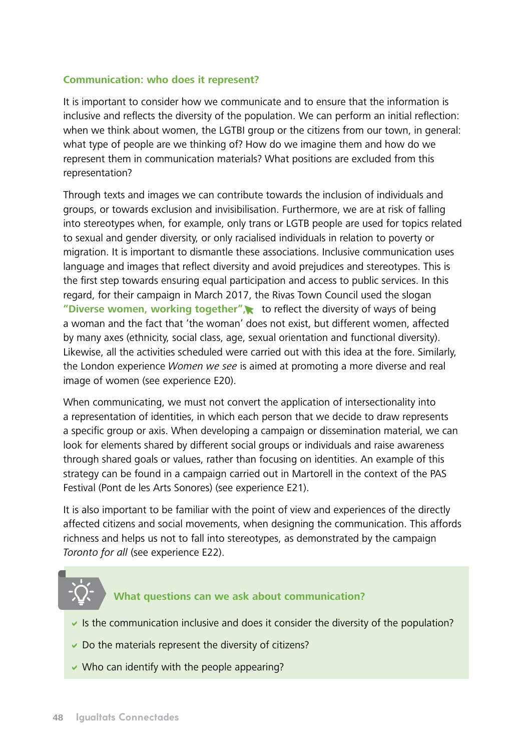### Communication: who does it represent?

It is important to consider how we communicate and to ensure that the information is inclusive and reflects the diversity of the population. We can perform an initial reflection: when we think about women, the LGTBI group or the citizens from our town, in general: what type of people are we thinking of? How do we imagine them and how do we represent them in communication materials? What positions are excluded from this representation?

Through texts and images we can contribute towards the inclusion of individuals and groups, or towards exclusion and invisibilisation. Furthermore, we are at risk of falling into stereotypes when, for example, only trans or LGTB people are used for topics related to sexual and gender diversity, or only racialised individuals in relation to poverty or migration. It is important to dismantle these associations. Inclusive communication uses language and images that reflect diversity and avoid prejudices and stereotypes. This is the first step towards ensuring equal participation and access to public services. In this regard, for their campaign in March 2017, the Rivas Town Council used the slogan **"Diverse women, working together",** to reflect the diversity of ways of being a woman and the fact that 'the woman' does not exist, but different women, affected by many axes (ethnicity, social class, age, sexual orientation and functional diversity). Likewise, all the activities scheduled were carried out with this idea at the fore. Similarly, the London experience *Women we see* is aimed at promoting a more diverse and real image of women (see experience E20).

When communicating, we must not convert the application of intersectionality into a representation of identities, in which each person that we decide to draw represents a specific group or axis. When developing a campaign or dissemination material, we can look for elements shared by different social groups or individuals and raise awareness through shared goals or values, rather than focusing on identities. An example of this strategy can be found in a campaign carried out in Martorell in the context of the PAS Festival (Pont de les Arts Sonores) (see experience E21).

It is also important to be familiar with the point of view and experiences of the directly affected citizens and social movements, when designing the communication. This affords richness and helps us not to fall into stereotypes, as demonstrated by the campaign *Toronto for all* (see experience E22).

#### What questions can we ask about communication?

- Is the communication inclusive and does it consider the diversity of the population?
- Do the materials represent the diversity of citizens?
- Who can identify with the people appearing?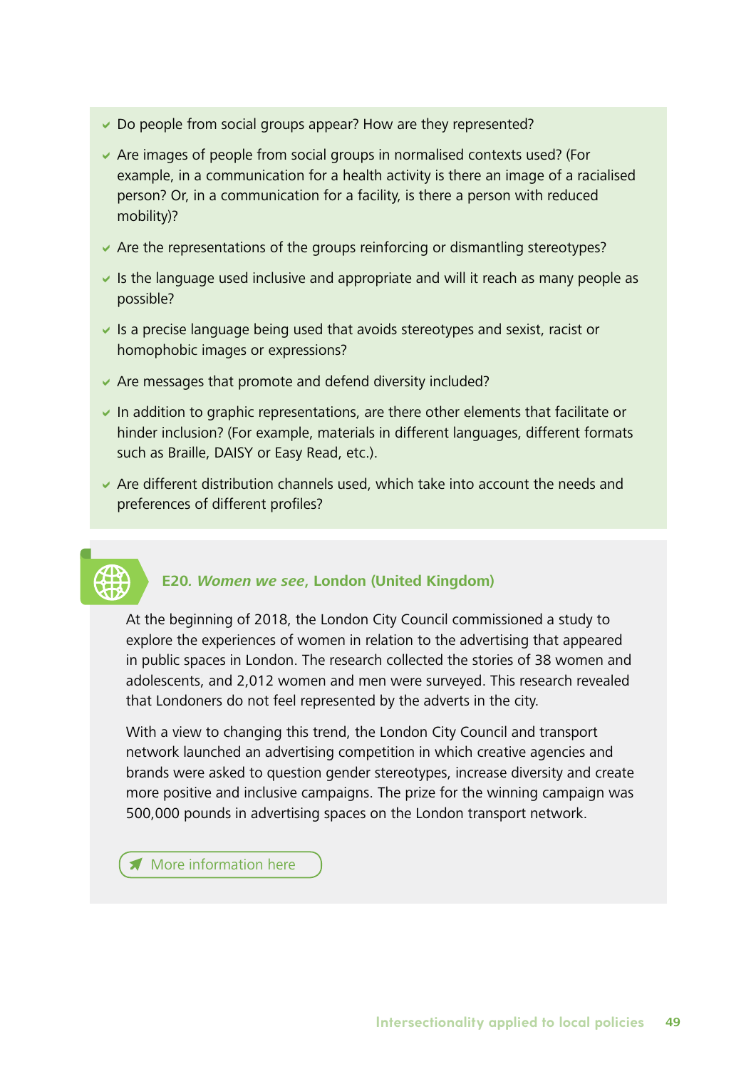- Do people from social groups appear? How are they represented?
- Are images of people from social groups in normalised contexts used? (For example, in a communication for a health activity is there an image of a racialised person? Or, in a communication for a facility, is there a person with reduced mobility)?
- Are the representations of the groups reinforcing or dismantling stereotypes?
- Is the language used inclusive and appropriate and will it reach as many people as possible?
- Is a precise language being used that avoids stereotypes and sexist, racist or homophobic images or expressions?
- Are messages that promote and defend diversity included?
- In addition to graphic representations, are there other elements that facilitate or hinder inclusion? (For example, materials in different languages, different formats such as Braille, DAISY or Easy Read, etc.).
- Are different distribution channels used, which take into account the needs and preferences of different profiles?

### E20. *Women we see*, London (United Kingdom)

At the beginning of 2018, the London City Council commissioned a study to explore the experiences of women in relation to the advertising that appeared in public spaces in London. The research collected the stories of 38 women and adolescents, and 2,012 women and men were surveyed. This research revealed that Londoners do not feel represented by the adverts in the city.

With a view to changing this trend, the London City Council and transport network launched an advertising competition in which creative agencies and brands were asked to question gender stereotypes, increase diversity and create more positive and inclusive campaigns. The prize for the winning campaign was 500,000 pounds in advertising spaces on the London transport network.

More information here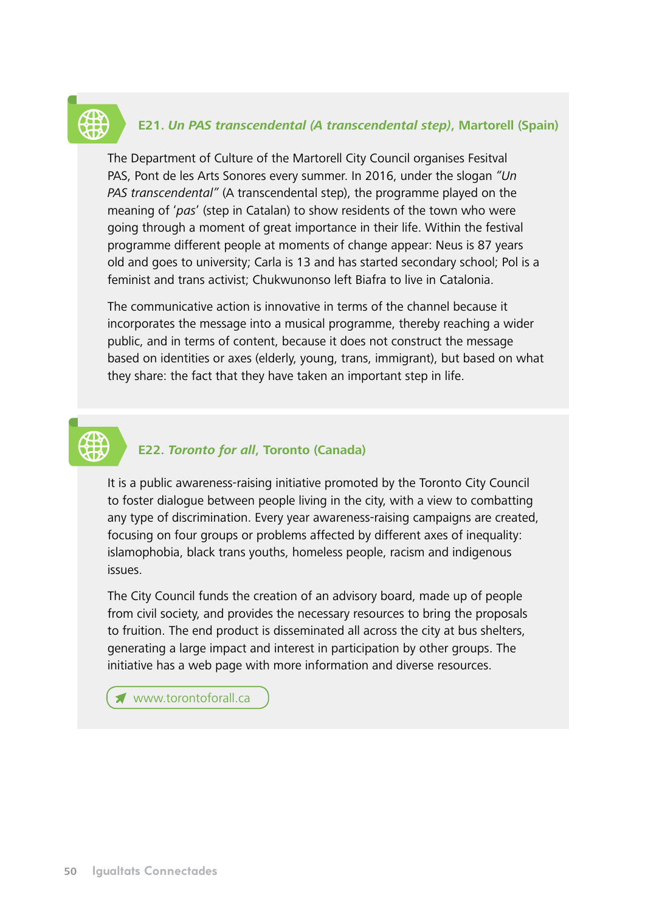### E21. *Un PAS transcendental (A transcendental step)*, Martorell (Spain)

The Department of Culture of the Martorell City Council organises Fesitval PAS, Pont de les Arts Sonores every summer. In 2016, under the slogan *"Un PAS transcendental"* (A transcendental step), the programme played on the meaning of '*pas*' (step in Catalan) to show residents of the town who were going through a moment of great importance in their life. Within the festival programme different people at moments of change appear: Neus is 87 years old and goes to university; Carla is 13 and has started secondary school; Pol is a feminist and trans activist; Chukwunonso left Biafra to live in Catalonia.

The communicative action is innovative in terms of the channel because it incorporates the message into a musical programme, thereby reaching a wider public, and in terms of content, because it does not construct the message based on identities or axes (elderly, young, trans, immigrant), but based on what they share: the fact that they have taken an important step in life.

### E22. *Toronto for all*, Toronto (Canada)

It is a public awareness-raising initiative promoted by the Toronto City Council to foster dialogue between people living in the city, with a view to combatting any type of discrimination. Every year awareness-raising campaigns are created, focusing on four groups or problems affected by different axes of inequality: islamophobia, black trans youths, homeless people, racism and indigenous issues.

The City Council funds the creation of an advisory board, made up of people from civil society, and provides the necessary resources to bring the proposals to fruition. The end product is disseminated all across the city at bus shelters, generating a large impact and interest in participation by other groups. The initiative has a web page with more information and diverse resources.

www.torontoforall.ca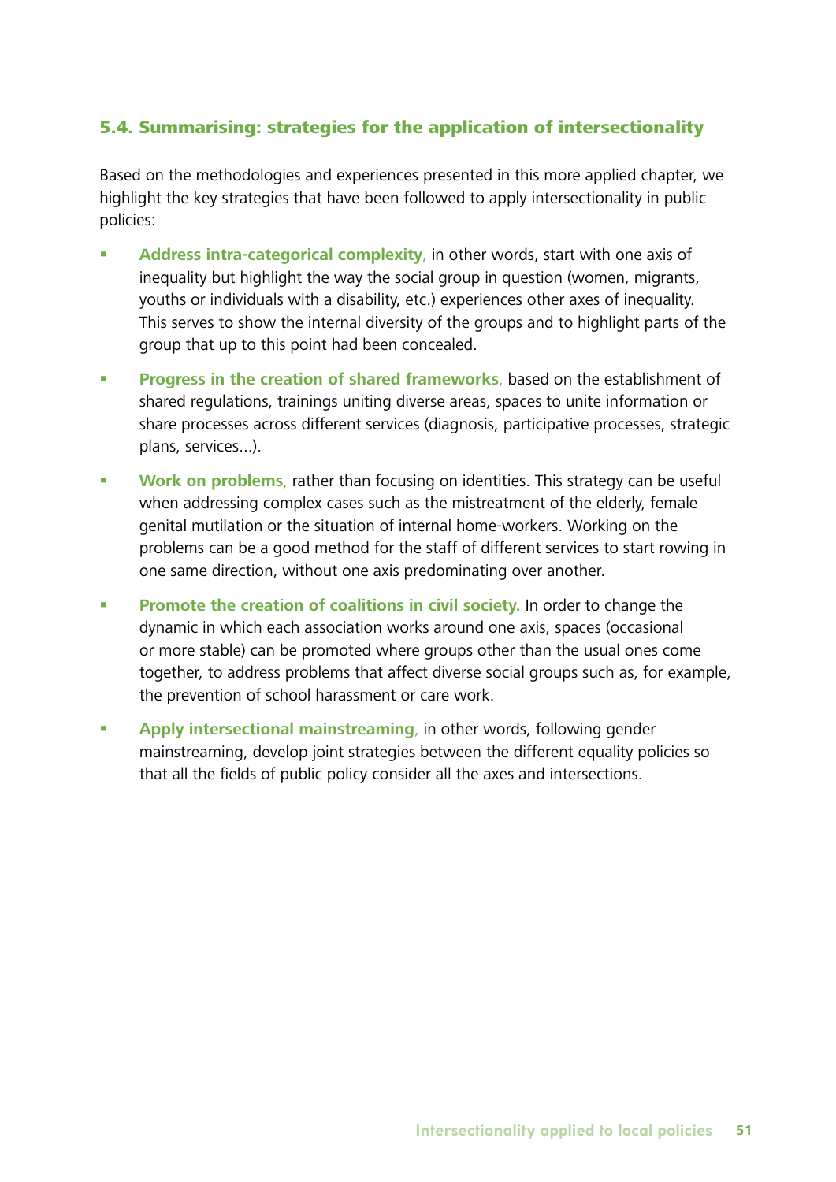### 5.4. Summarising: strategies for the application of intersectionality

Based on the methodologies and experiences presented in this more applied chapter, we highlight the key strategies that have been followed to apply intersectionality in public policies:

- **Address intra-categorical complexity,** in other words, start with one axis of inequality but highlight the way the social group in question (women, migrants, youths or individuals with a disability, etc.) experiences other axes of inequality. This serves to show the internal diversity of the groups and to highlight parts of the group that up to this point had been concealed.
- **Progress in the creation of shared frameworks,** based on the establishment of shared regulations, trainings uniting diverse areas, spaces to unite information or share processes across different services (diagnosis, participative processes, strategic plans, services...).
- **Work on problems,** rather than focusing on identities. This strategy can be useful when addressing complex cases such as the mistreatment of the elderly, female genital mutilation or the situation of internal home-workers. Working on the problems can be a good method for the staff of different services to start rowing in one same direction, without one axis predominating over another.
- **Promote the creation of coalitions in civil society.** In order to change the dynamic in which each association works around one axis, spaces (occasional or more stable) can be promoted where groups other than the usual ones come together, to address problems that affect diverse social groups such as, for example, the prevention of school harassment or care work.
- **Apply intersectional mainstreaming,** in other words, following gender mainstreaming, develop joint strategies between the different equality policies so that all the fields of public policy consider all the axes and intersections.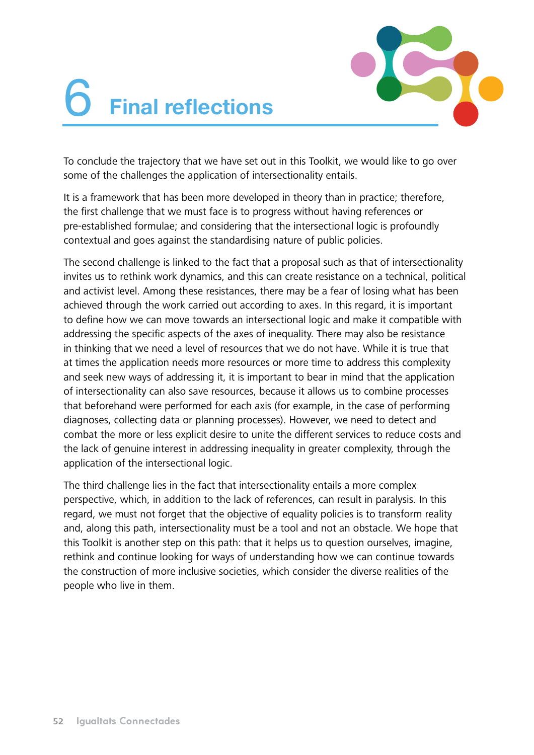# 6 Final reflections

To conclude the trajectory that we have set out in this Toolkit, we would like to go over some of the challenges the application of intersectionality entails.

It is a framework that has been more developed in theory than in practice; therefore, the first challenge that we must face is to progress without having references or pre-established formulae; and considering that the intersectional logic is profoundly contextual and goes against the standardising nature of public policies.

The second challenge is linked to the fact that a proposal such as that of intersectionality invites us to rethink work dynamics, and this can create resistance on a technical, political and activist level. Among these resistances, there may be a fear of losing what has been achieved through the work carried out according to axes. In this regard, it is important to define how we can move towards an intersectional logic and make it compatible with addressing the specific aspects of the axes of inequality. There may also be resistance in thinking that we need a level of resources that we do not have. While it is true that at times the application needs more resources or more time to address this complexity and seek new ways of addressing it, it is important to bear in mind that the application of intersectionality can also save resources, because it allows us to combine processes that beforehand were performed for each axis (for example, in the case of performing diagnoses, collecting data or planning processes). However, we need to detect and combat the more or less explicit desire to unite the different services to reduce costs and the lack of genuine interest in addressing inequality in greater complexity, through the application of the intersectional logic.

The third challenge lies in the fact that intersectionality entails a more complex perspective, which, in addition to the lack of references, can result in paralysis. In this regard, we must not forget that the objective of equality policies is to transform reality and, along this path, intersectionality must be a tool and not an obstacle. We hope that this Toolkit is another step on this path: that it helps us to question ourselves, imagine, rethink and continue looking for ways of understanding how we can continue towards the construction of more inclusive societies, which consider the diverse realities of the people who live in them.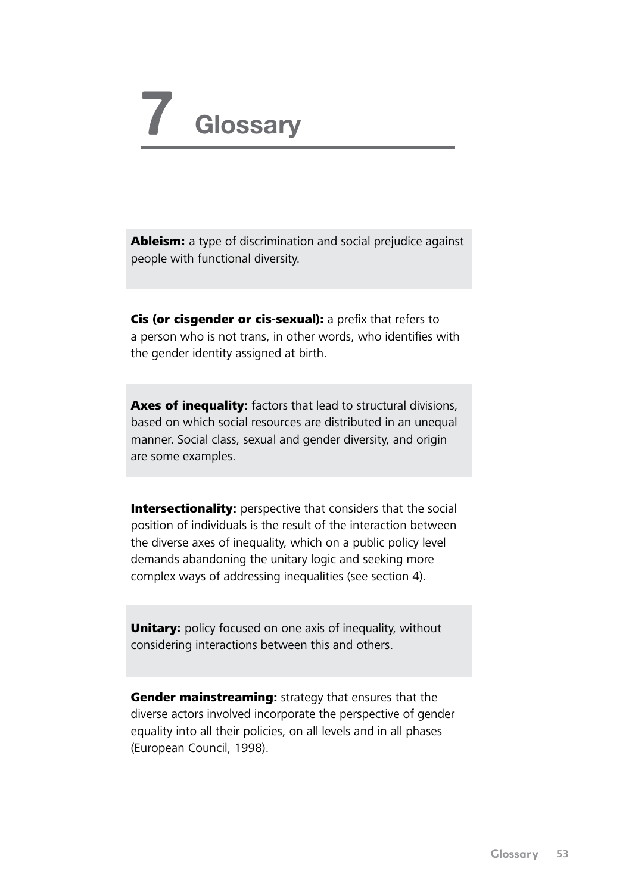# 7 Glossary

**Ableism:** a type of discrimination and social prejudice against people with functional diversity.

**Cis (or cisgender or cis-sexual):** a prefix that refers to a person who is not trans, in other words, who identifies with the gender identity assigned at birth.

**Axes of inequality:** factors that lead to structural divisions, based on which social resources are distributed in an unequal manner. Social class, sexual and gender diversity, and origin are some examples.

**Intersectionality:** perspective that considers that the social position of individuals is the result of the interaction between the diverse axes of inequality, which on a public policy level demands abandoning the unitary logic and seeking more complex ways of addressing inequalities (see section 4).

**Unitary:** policy focused on one axis of inequality, without considering interactions between this and others.

**Gender mainstreaming:** strategy that ensures that the diverse actors involved incorporate the perspective of gender equality into all their policies, on all levels and in all phases (European Council, 1998).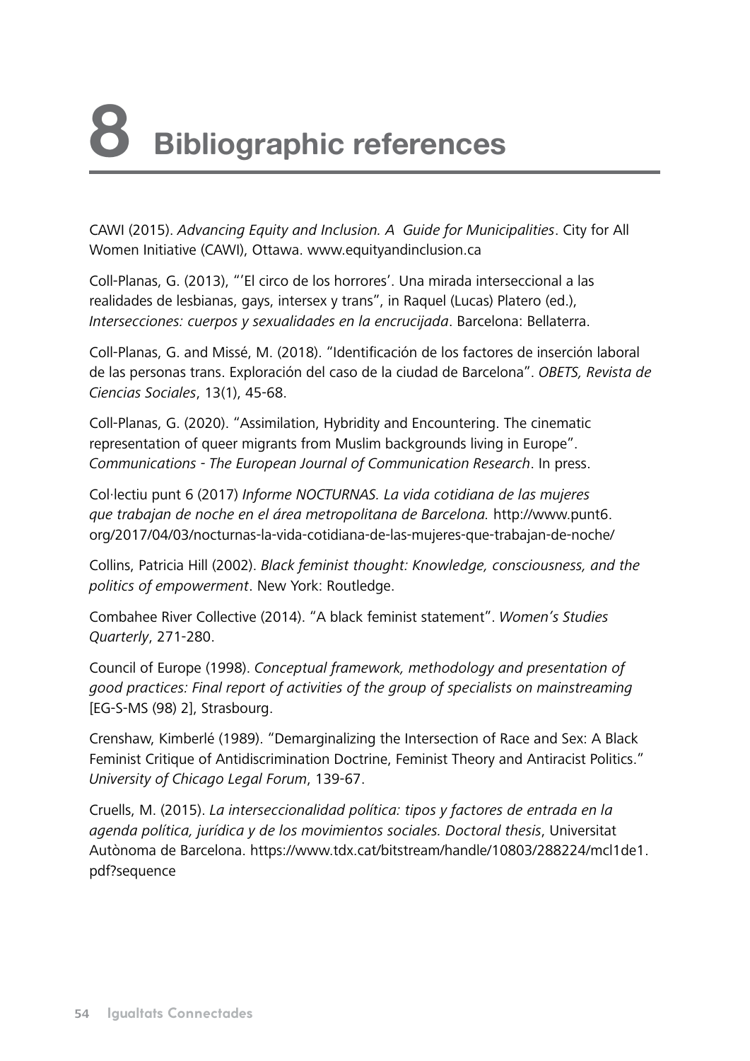# 8 Bibliographic references

CAWI (2015). *Advancing Equity and Inclusion. A Guide for Municipalities*. City for All Women Initiative (CAWI), Ottawa. www.equityandinclusion.ca

Coll-Planas, G. (2013), "'El circo de los horrores'. Una mirada interseccional a las realidades de lesbianas, gays, intersex y trans", in Raquel (Lucas) Platero (ed.), *Intersecciones: cuerpos y sexualidades en la encrucijada*. Barcelona: Bellaterra.

Coll-Planas, G. and Missé, M. (2018). "Identificación de los factores de inserción laboral de las personas trans. Exploración del caso de la ciudad de Barcelona". *OBETS, Revista de Ciencias Sociales*, 13(1), 45-68.

Coll-Planas, G. (2020). "Assimilation, Hybridity and Encountering. The cinematic representation of queer migrants from Muslim backgrounds living in Europe". *Communications - The European Journal of Communication Research*. In press.

Col·lectiu punt 6 (2017) *Informe NOCTURNAS. La vida cotidiana de las mujeres que trabajan de noche en el área metropolitana de Barcelona.* http://www.punt6.org/2017/04/03/nocturnas-la-vida-cotidiana-de-las-mujeres-que-trabajan-de-noche/

Collins, Patricia Hill (2002). *Black feminist thought: Knowledge, consciousness, and the politics of empowerment*. New York: Routledge.

Combahee River Collective (2014). "A black feminist statement". *Women's Studies Quarterly*, 271-280.

Council of Europe (1998). *Conceptual framework, methodology and presentation of good practices: Final report of activities of the group of specialists on mainstreaming* [EG-S-MS (98) 2], Strasbourg.

Crenshaw, Kimberlé (1989). "Demarginalizing the Intersection of Race and Sex: A Black Feminist Critique of Antidiscrimination Doctrine, Feminist Theory and Antiracist Politics." *University of Chicago Legal Forum*, 139-67.

Cruells, M. (2015). *La interseccionalidad política: tipos y factores de entrada en la agenda política, jurídica y de los movimientos sociales. Doctoral thesis*, Universitat Autònoma de Barcelona. https://www.tdx.cat/bitstream/handle/10803/288224/mcl1de1.pdf?sequence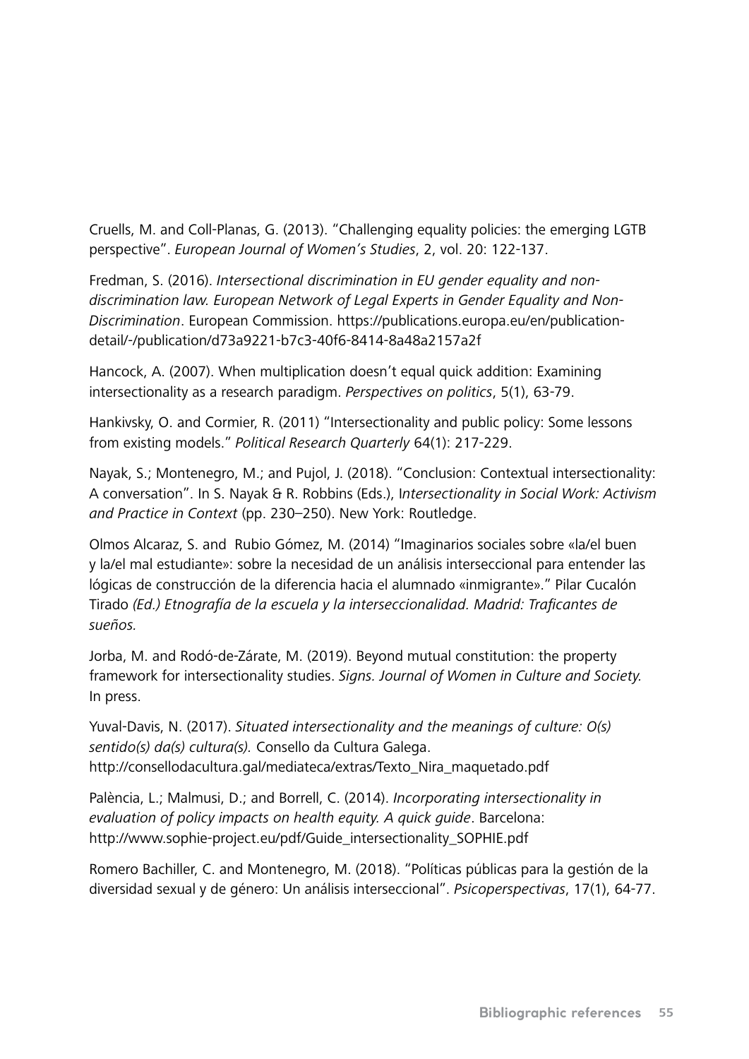Cruells, M. and Coll-Planas, G. (2013). "Challenging equality policies: the emerging LGTB perspective". *European Journal of Women's Studies*, 2, vol. 20: 122-137.

Fredman, S. (2016). *Intersectional discrimination in EU gender equality and non-discrimination law. European Network of Legal Experts in Gender Equality and Non-Discrimination*. European Commission. https://publications.europa.eu/en/publication-detail/-/publication/d73a9221-b7c3-40f6-8414-8a48a2157a2f

Hancock, A. (2007). When multiplication doesn't equal quick addition: Examining intersectionality as a research paradigm. *Perspectives on politics*, 5(1), 63-79.

Hankivsky, O. and Cormier, R. (2011) "Intersectionality and public policy: Some lessons from existing models." *Political Research Quarterly* 64(1): 217-229.

Nayak, S.; Montenegro, M.; and Pujol, J. (2018). "Conclusion: Contextual intersectionality: A conversation". In S. Nayak & R. Robbins (Eds.), I*ntersectionality in Social Work: Activism and Practice in Context* (pp. 230–250). New York: Routledge.

Olmos Alcaraz, S. and Rubio Gómez, M. (2014) "Imaginarios sociales sobre «la/el buen y la/el mal estudiante»: sobre la necesidad de un análisis interseccional para entender las lógicas de construcción de la diferencia hacia el alumnado «inmigrante»." Pilar Cucalón Tirado *(Ed.) Etnografía de la escuela y la interseccionalidad. Madrid: Traficantes de sueños.*

Jorba, M. and Rodó-de-Zárate, M. (2019). Beyond mutual constitution: the property framework for intersectionality studies. *Signs. Journal of Women in Culture and Society.* In press.

Yuval-Davis, N. (2017). *Situated intersectionality and the meanings of culture: O(s) sentido(s) da(s) cultura(s).* Consello da Cultura Galega. http://consellodacultura.gal/mediateca/extras/Texto_Nira_maquetado.pdf

Palència, L.; Malmusi, D.; and Borrell, C. (2014). *Incorporating intersectionality in evaluation of policy impacts on health equity. A quick guide*. Barcelona: http://www.sophie-project.eu/pdf/Guide_intersectionality_SOPHIE.pdf

Romero Bachiller, C. and Montenegro, M. (2018). "Políticas públicas para la gestión de la diversidad sexual y de género: Un análisis interseccional". *Psicoperspectivas*, 17(1), 64-77.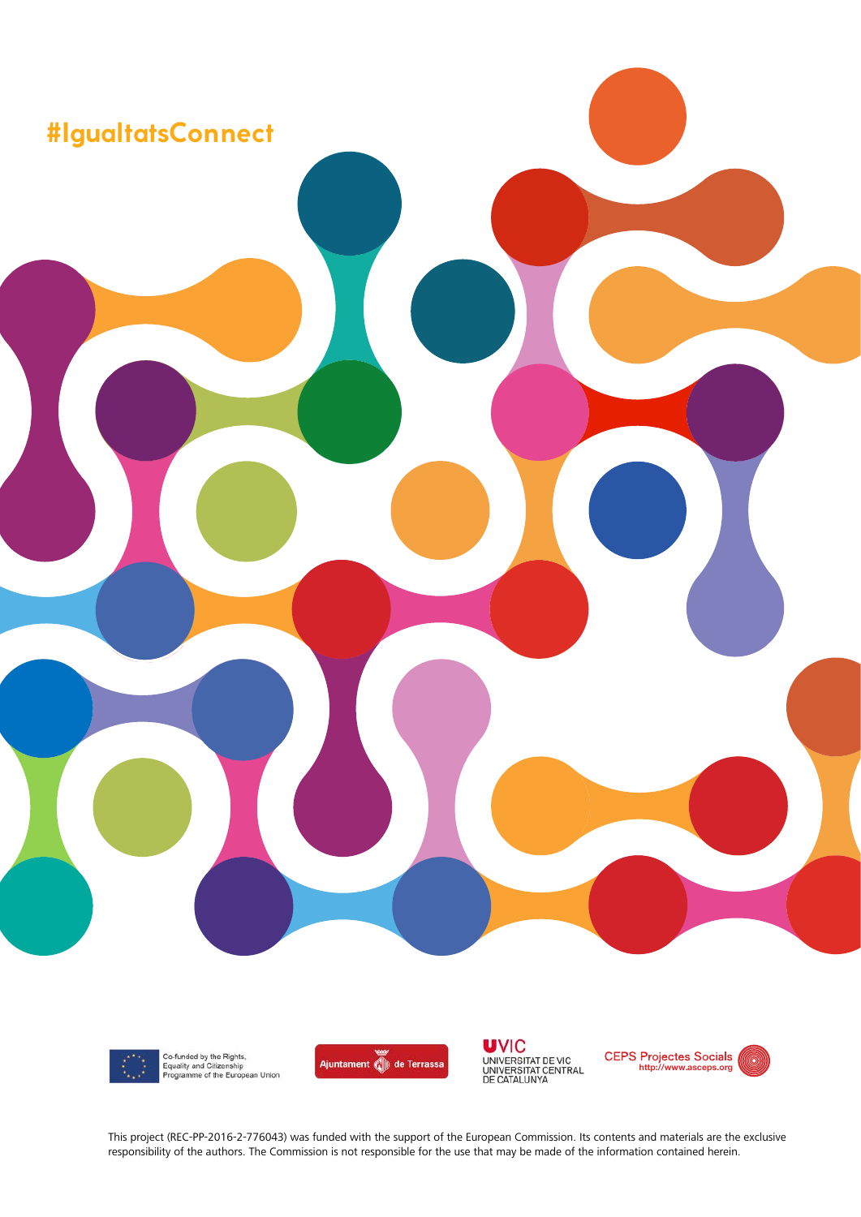#IgualtatsConnect

Co-funded by the Rights, Equality and Citizenship Programme of the European Union

Ajuntament de Terrassa

UVIC
UNIVERSITAT DE VIC
UNIVERSITAT CENTRAL DE CATALUNYA

CEPS Projectes Socials
http://www.asceps.org

This project (REC-PP-2016-2-776043) was funded with the support of the European Commission. Its contents and materials are the exclusive responsibility of the authors. The Commission is not responsible for the use that may be made of the information contained herein.